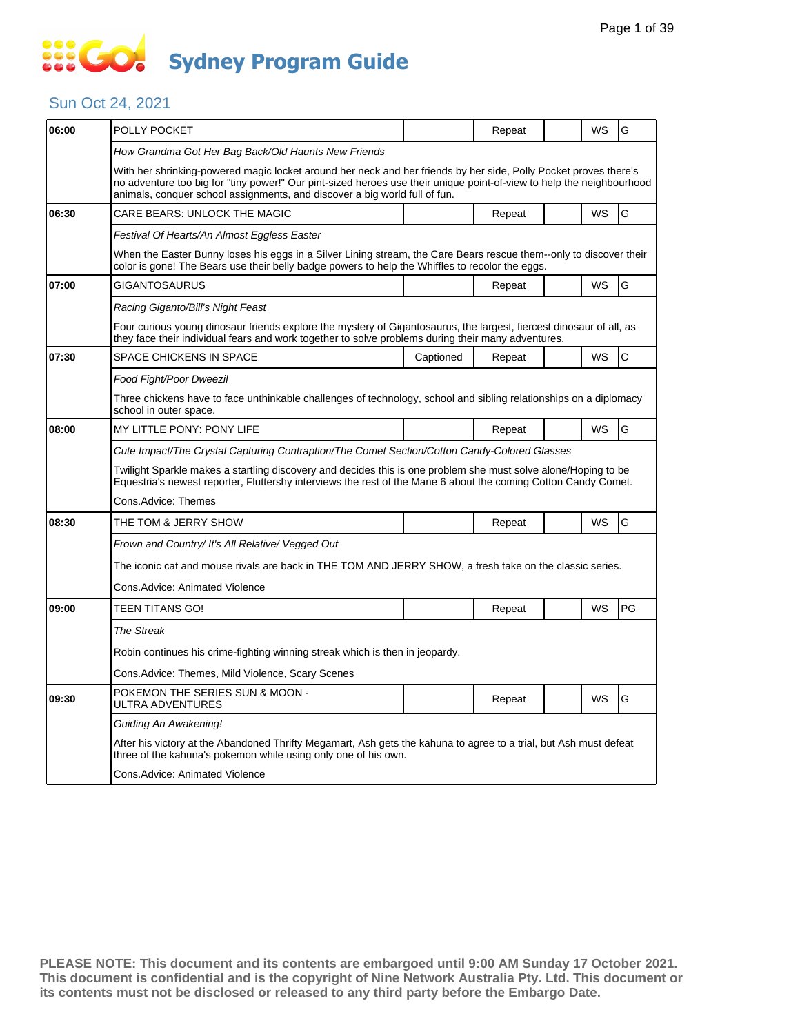# Sydney Program Guide

## Sun Oct 24, 2021

| Time | Program | Captioned | Repeat | | WS | Rating |
|---|---|---|---|---|---|---|
| 06:00 | POLLY POCKET | | Repeat | | WS | G |
| | *How Grandma Got Her Bag Back/Old Haunts New Friends* | | | | | |
| | With her shrinking-powered magic locket around her neck and her friends by her side, Polly Pocket proves there's no adventure too big for "tiny power!" Our pint-sized heroes use their unique point-of-view to help the neighbourhood animals, conquer school assignments, and discover a big world full of fun. | | | | | |
| 06:30 | CARE BEARS: UNLOCK THE MAGIC | | Repeat | | WS | G |
| | *Festival Of Hearts/An Almost Eggless Easter* | | | | | |
| | When the Easter Bunny loses his eggs in a Silver Lining stream, the Care Bears rescue them--only to discover their color is gone! The Bears use their belly badge powers to help the Whiffles to recolor the eggs. | | | | | |
| 07:00 | GIGANTOSAURUS | | Repeat | | WS | G |
| | *Racing Giganto/Bill's Night Feast* | | | | | |
| | Four curious young dinosaur friends explore the mystery of Gigantosaurus, the largest, fiercest dinosaur of all, as they face their individual fears and work together to solve problems during their many adventures. | | | | | |
| 07:30 | SPACE CHICKENS IN SPACE | Captioned | Repeat | | WS | C |
| | *Food Fight/Poor Dweezil* | | | | | |
| | Three chickens have to face unthinkable challenges of technology, school and sibling relationships on a diplomacy school in outer space. | | | | | |
| 08:00 | MY LITTLE PONY: PONY LIFE | | Repeat | | WS | G |
| | *Cute Impact/The Crystal Capturing Contraption/The Comet Section/Cotton Candy-Colored Glasses* | | | | | |
| | Twilight Sparkle makes a startling discovery and decides this is one problem she must solve alone/Hoping to be Equestria's newest reporter, Fluttershy interviews the rest of the Mane 6 about the coming Cotton Candy Comet. | | | | | |
| | Cons.Advice: Themes | | | | | |
| 08:30 | THE TOM & JERRY SHOW | | Repeat | | WS | G |
| | *Frown and Country/ It's All Relative/ Vegged Out* | | | | | |
| | The iconic cat and mouse rivals are back in THE TOM AND JERRY SHOW, a fresh take on the classic series. | | | | | |
| | Cons.Advice: Animated Violence | | | | | |
| 09:00 | TEEN TITANS GO! | | Repeat | | WS | PG |
| | *The Streak* | | | | | |
| | Robin continues his crime-fighting winning streak which is then in jeopardy. | | | | | |
| | Cons.Advice: Themes, Mild Violence, Scary Scenes | | | | | |
| 09:30 | POKEMON THE SERIES SUN & MOON - ULTRA ADVENTURES | | Repeat | | WS | G |
| | *Guiding An Awakening!* | | | | | |
| | After his victory at the Abandoned Thrifty Megamart, Ash gets the kahuna to agree to a trial, but Ash must defeat three of the kahuna's pokemon while using only one of his own. | | | | | |
| | Cons.Advice: Animated Violence | | | | | |

**PLEASE NOTE: This document and its contents are embargoed until 9:00 AM Sunday 17 October 2021. This document is confidential and is the copyright of Nine Network Australia Pty. Ltd. This document or its contents must not be disclosed or released to any third party before the Embargo Date.**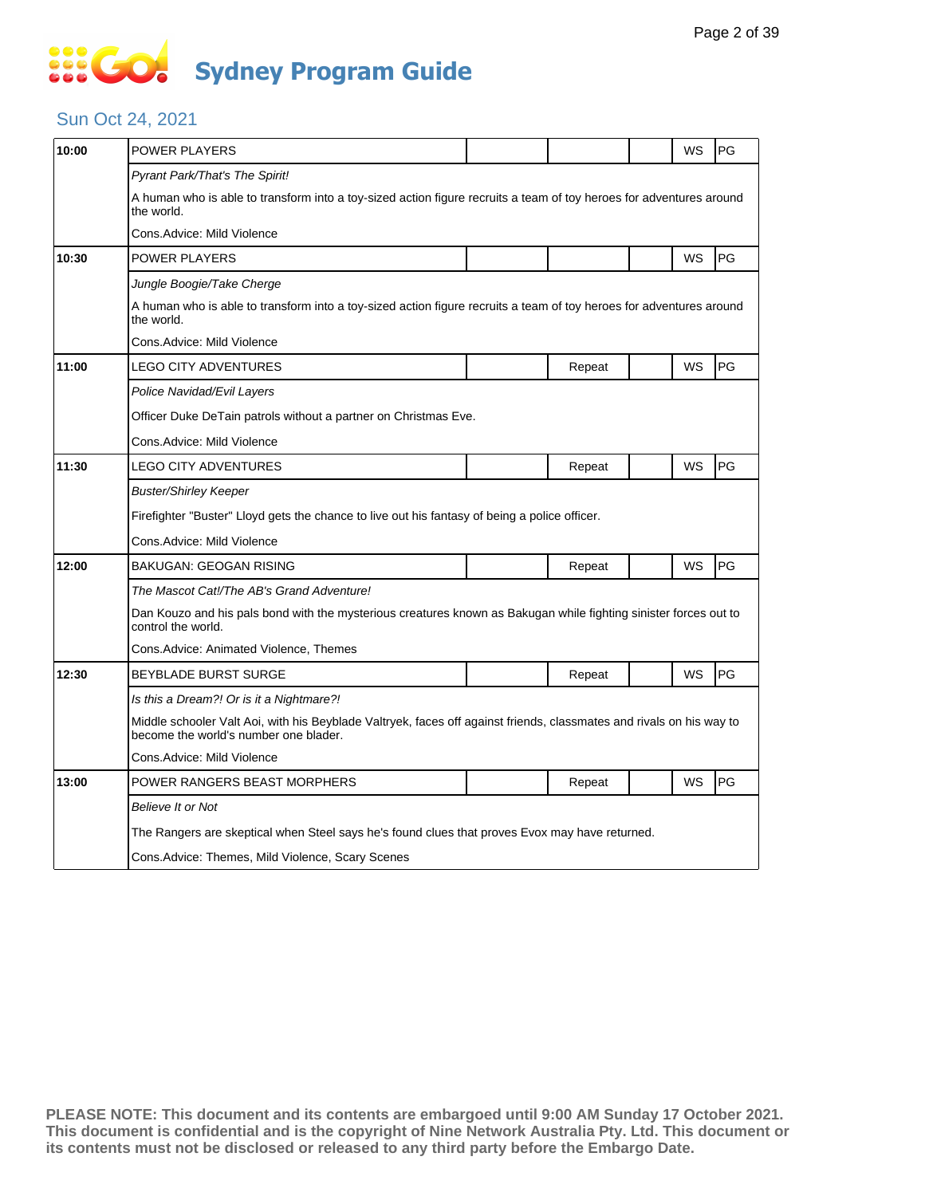# Sydney Program Guide

## Sun Oct 24, 2021

| Time | Program | | | | | |
|---|---|---|---|---|---|---|
| 10:00 | POWER PLAYERS | | | | WS | PG |
| | *Pyrant Park/That's The Spirit!* | | | | | |
| | A human who is able to transform into a toy-sized action figure recruits a team of toy heroes for adventures around the world. | | | | | |
| | Cons.Advice: Mild Violence | | | | | |
| 10:30 | POWER PLAYERS | | | | WS | PG |
| | *Jungle Boogie/Take Cherge* | | | | | |
| | A human who is able to transform into a toy-sized action figure recruits a team of toy heroes for adventures around the world. | | | | | |
| | Cons.Advice: Mild Violence | | | | | |
| 11:00 | LEGO CITY ADVENTURES | | Repeat | | WS | PG |
| | *Police Navidad/Evil Layers* | | | | | |
| | Officer Duke DeTain patrols without a partner on Christmas Eve. | | | | | |
| | Cons.Advice: Mild Violence | | | | | |
| 11:30 | LEGO CITY ADVENTURES | | Repeat | | WS | PG |
| | *Buster/Shirley Keeper* | | | | | |
| | Firefighter "Buster" Lloyd gets the chance to live out his fantasy of being a police officer. | | | | | |
| | Cons.Advice: Mild Violence | | | | | |
| 12:00 | BAKUGAN: GEOGAN RISING | | Repeat | | WS | PG |
| | *The Mascot Cat!/The AB's Grand Adventure!* | | | | | |
| | Dan Kouzo and his pals bond with the mysterious creatures known as Bakugan while fighting sinister forces out to control the world. | | | | | |
| | Cons.Advice: Animated Violence, Themes | | | | | |
| 12:30 | BEYBLADE BURST SURGE | | Repeat | | WS | PG |
| | *Is this a Dream?! Or is it a Nightmare?!* | | | | | |
| | Middle schooler Valt Aoi, with his Beyblade Valtryek, faces off against friends, classmates and rivals on his way to become the world's number one blader. | | | | | |
| | Cons.Advice: Mild Violence | | | | | |
| 13:00 | POWER RANGERS BEAST MORPHERS | | Repeat | | WS | PG |
| | *Believe It or Not* | | | | | |
| | The Rangers are skeptical when Steel says he's found clues that proves Evox may have returned. | | | | | |
| | Cons.Advice: Themes, Mild Violence, Scary Scenes | | | | | |

**PLEASE NOTE: This document and its contents are embargoed until 9:00 AM Sunday 17 October 2021. This document is confidential and is the copyright of Nine Network Australia Pty. Ltd. This document or its contents must not be disclosed or released to any third party before the Embargo Date.**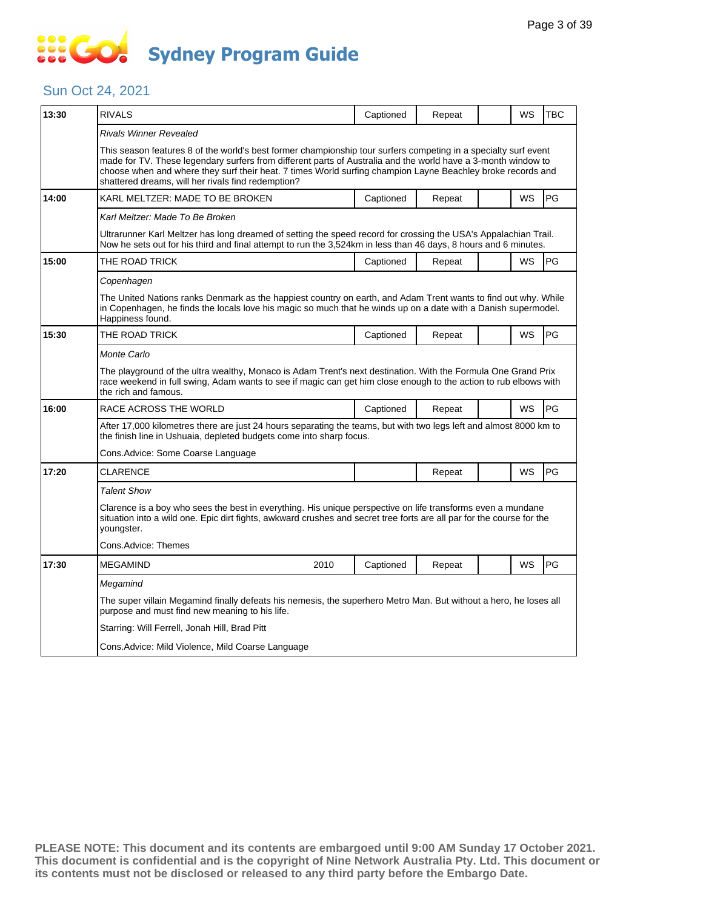# Sydney Program Guide

## Sun Oct 24, 2021

| Time | Program | Year | Captioned | Repeat | | WS | Rating |
|---|---|---|---|---|---|---|---|
| 13:30 | RIVALS | | Captioned | Repeat | | WS | TBC |
| | *Rivals Winner Revealed*<br><br>This season features 8 of the world's best former championship tour surfers competing in a specialty surf event made for TV. These legendary surfers from different parts of Australia and the world have a 3-month window to choose when and where they surf their heat. 7 times World surfing champion Layne Beachley broke records and shattered dreams, will her rivals find redemption? | | | | | | |
| 14:00 | KARL MELTZER: MADE TO BE BROKEN | | Captioned | Repeat | | WS | PG |
| | *Karl Meltzer: Made To Be Broken*<br><br>Ultrarunner Karl Meltzer has long dreamed of setting the speed record for crossing the USA's Appalachian Trail. Now he sets out for his third and final attempt to run the 3,524km in less than 46 days, 8 hours and 6 minutes. | | | | | | |
| 15:00 | THE ROAD TRICK | | Captioned | Repeat | | WS | PG |
| | *Copenhagen*<br><br>The United Nations ranks Denmark as the happiest country on earth, and Adam Trent wants to find out why. While in Copenhagen, he finds the locals love his magic so much that he winds up on a date with a Danish supermodel. Happiness found. | | | | | | |
| 15:30 | THE ROAD TRICK | | Captioned | Repeat | | WS | PG |
| | *Monte Carlo*<br><br>The playground of the ultra wealthy, Monaco is Adam Trent's next destination. With the Formula One Grand Prix race weekend in full swing, Adam wants to see if magic can get him close enough to the action to rub elbows with the rich and famous. | | | | | | |
| 16:00 | RACE ACROSS THE WORLD | | Captioned | Repeat | | WS | PG |
| | After 17,000 kilometres there are just 24 hours separating the teams, but with two legs left and almost 8000 km to the finish line in Ushuaia, depleted budgets come into sharp focus.<br><br>Cons.Advice: Some Coarse Language | | | | | | |
| 17:20 | CLARENCE | | | Repeat | | WS | PG |
| | *Talent Show*<br><br>Clarence is a boy who sees the best in everything. His unique perspective on life transforms even a mundane situation into a wild one. Epic dirt fights, awkward crushes and secret tree forts are all par for the course for the youngster.<br><br>Cons.Advice: Themes | | | | | | |
| 17:30 | MEGAMIND | 2010 | Captioned | Repeat | | WS | PG |
| | *Megamind*<br><br>The super villain Megamind finally defeats his nemesis, the superhero Metro Man. But without a hero, he loses all purpose and must find new meaning to his life.<br><br>Starring: Will Ferrell, Jonah Hill, Brad Pitt<br><br>Cons.Advice: Mild Violence, Mild Coarse Language | | | | | | |

**PLEASE NOTE: This document and its contents are embargoed until 9:00 AM Sunday 17 October 2021. This document is confidential and is the copyright of Nine Network Australia Pty. Ltd. This document or its contents must not be disclosed or released to any third party before the Embargo Date.**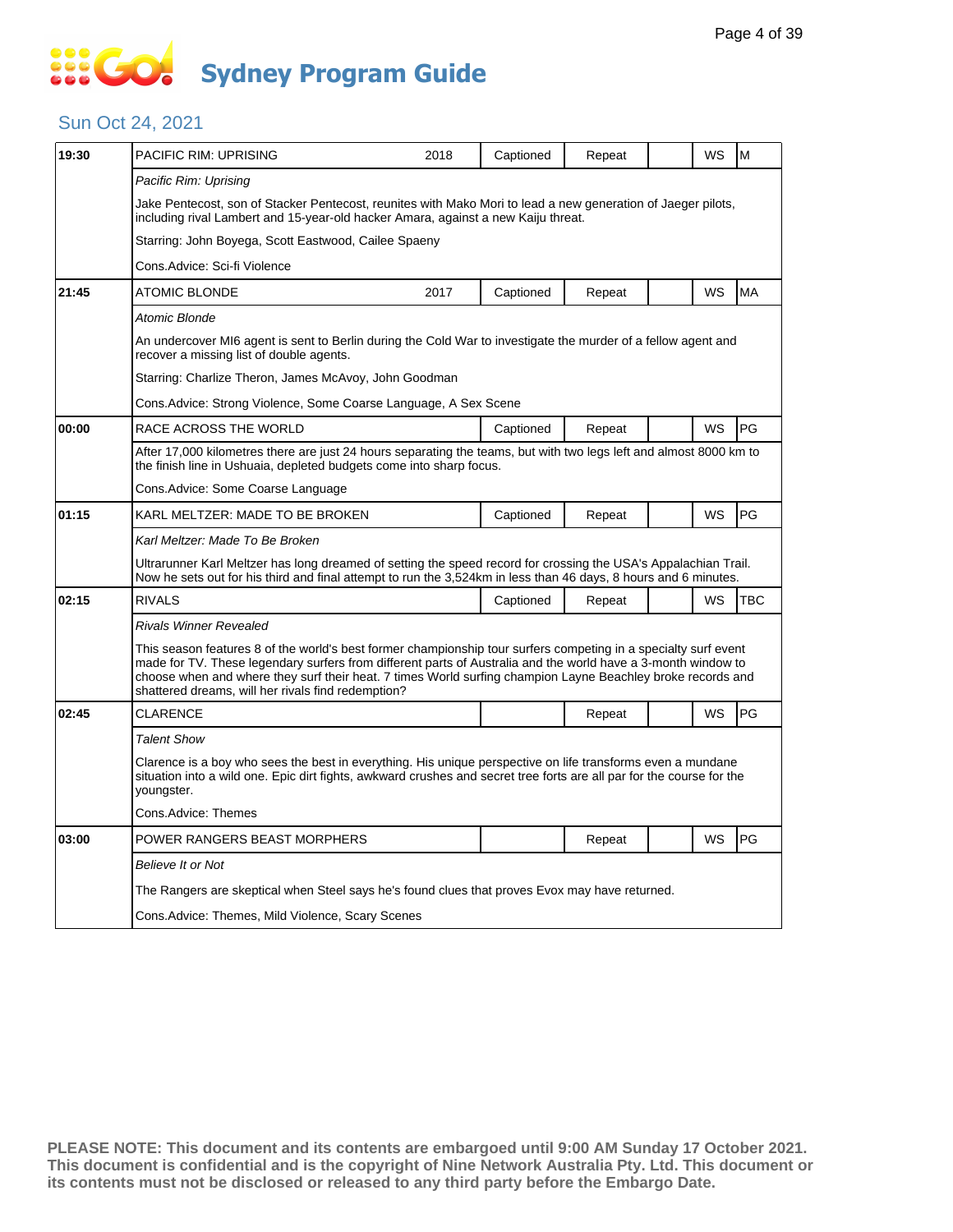# Sydney Program Guide

## Sun Oct 24, 2021

| Time | Program | Year | Captioned | Repeat | | WS | Rating |
|---|---|---|---|---|---|---|---|
| 19:30 | PACIFIC RIM: UPRISING | 2018 | Captioned | Repeat | | WS | M |
| | *Pacific Rim: Uprising*<br>Jake Pentecost, son of Stacker Pentecost, reunites with Mako Mori to lead a new generation of Jaeger pilots, including rival Lambert and 15-year-old hacker Amara, against a new Kaiju threat.<br>Starring: John Boyega, Scott Eastwood, Cailee Spaeny<br>Cons.Advice: Sci-fi Violence | | | | | | |
| 21:45 | ATOMIC BLONDE | 2017 | Captioned | Repeat | | WS | MA |
| | *Atomic Blonde*<br>An undercover MI6 agent is sent to Berlin during the Cold War to investigate the murder of a fellow agent and recover a missing list of double agents.<br>Starring: Charlize Theron, James McAvoy, John Goodman<br>Cons.Advice: Strong Violence, Some Coarse Language, A Sex Scene | | | | | | |
| 00:00 | RACE ACROSS THE WORLD | | Captioned | Repeat | | WS | PG |
| | After 17,000 kilometres there are just 24 hours separating the teams, but with two legs left and almost 8000 km to the finish line in Ushuaia, depleted budgets come into sharp focus.<br>Cons.Advice: Some Coarse Language | | | | | | |
| 01:15 | KARL MELTZER: MADE TO BE BROKEN | | Captioned | Repeat | | WS | PG |
| | *Karl Meltzer: Made To Be Broken*<br>Ultrarunner Karl Meltzer has long dreamed of setting the speed record for crossing the USA's Appalachian Trail. Now he sets out for his third and final attempt to run the 3,524km in less than 46 days, 8 hours and 6 minutes. | | | | | | |
| 02:15 | RIVALS | | Captioned | Repeat | | WS | TBC |
| | *Rivals Winner Revealed*<br>This season features 8 of the world's best former championship tour surfers competing in a specialty surf event made for TV. These legendary surfers from different parts of Australia and the world have a 3-month window to choose when and where they surf their heat. 7 times World surfing champion Layne Beachley broke records and shattered dreams, will her rivals find redemption? | | | | | | |
| 02:45 | CLARENCE | | | Repeat | | WS | PG |
| | *Talent Show*<br>Clarence is a boy who sees the best in everything. His unique perspective on life transforms even a mundane situation into a wild one. Epic dirt fights, awkward crushes and secret tree forts are all par for the course for the youngster.<br>Cons.Advice: Themes | | | | | | |
| 03:00 | POWER RANGERS BEAST MORPHERS | | | Repeat | | WS | PG |
| | *Believe It or Not*<br>The Rangers are skeptical when Steel says he's found clues that proves Evox may have returned.<br>Cons.Advice: Themes, Mild Violence, Scary Scenes | | | | | | |

**PLEASE NOTE: This document and its contents are embargoed until 9:00 AM Sunday 17 October 2021. This document is confidential and is the copyright of Nine Network Australia Pty. Ltd. This document or its contents must not be disclosed or released to any third party before the Embargo Date.**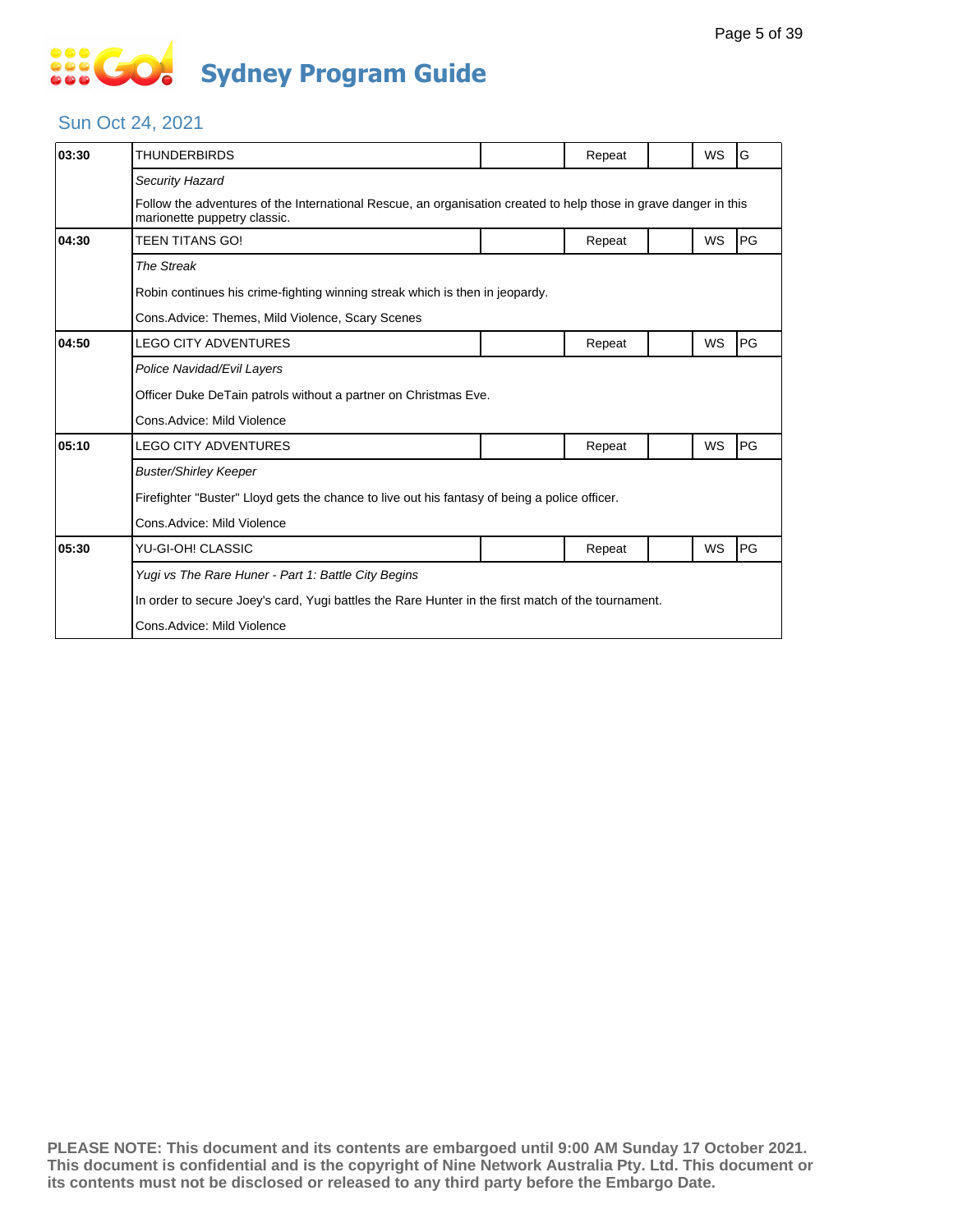# Sydney Program Guide

## Sun Oct 24, 2021

| Time | Program | | Status | | WS | Rating |
|---|---|---|---|---|---|---|
| 03:30 | THUNDERBIRDS | | Repeat | | WS | G |
| | *Security Hazard* | | | | | |
| | Follow the adventures of the International Rescue, an organisation created to help those in grave danger in this marionette puppetry classic. | | | | | |
| 04:30 | TEEN TITANS GO! | | Repeat | | WS | PG |
| | *The Streak* | | | | | |
| | Robin continues his crime-fighting winning streak which is then in jeopardy. | | | | | |
| | Cons.Advice: Themes, Mild Violence, Scary Scenes | | | | | |
| 04:50 | LEGO CITY ADVENTURES | | Repeat | | WS | PG |
| | *Police Navidad/Evil Layers* | | | | | |
| | Officer Duke DeTain patrols without a partner on Christmas Eve. | | | | | |
| | Cons.Advice: Mild Violence | | | | | |
| 05:10 | LEGO CITY ADVENTURES | | Repeat | | WS | PG |
| | *Buster/Shirley Keeper* | | | | | |
| | Firefighter "Buster" Lloyd gets the chance to live out his fantasy of being a police officer. | | | | | |
| | Cons.Advice: Mild Violence | | | | | |
| 05:30 | YU-GI-OH! CLASSIC | | Repeat | | WS | PG |
| | *Yugi vs The Rare Huner - Part 1: Battle City Begins* | | | | | |
| | In order to secure Joey's card, Yugi battles the Rare Hunter in the first match of the tournament. | | | | | |
| | Cons.Advice: Mild Violence | | | | | |

**PLEASE NOTE: This document and its contents are embargoed until 9:00 AM Sunday 17 October 2021. This document is confidential and is the copyright of Nine Network Australia Pty. Ltd. This document or its contents must not be disclosed or released to any third party before the Embargo Date.**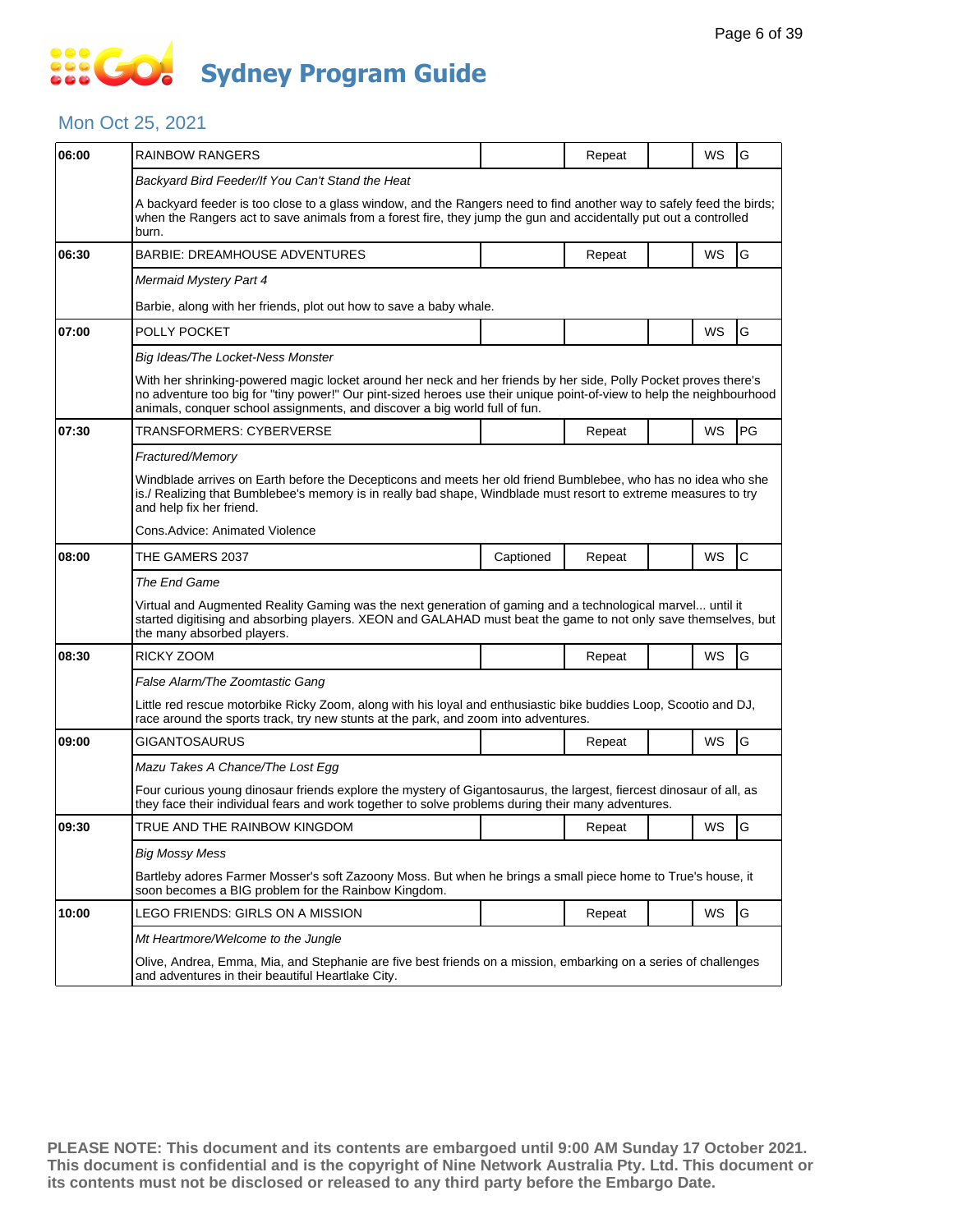# Sydney Program Guide

## Mon Oct 25, 2021

| Time | Program | Captioned | Repeat | | WS | Rating |
|---|---|---|---|---|---|---|
| 06:00 | RAINBOW RANGERS | | Repeat | | WS | G |
| | *Backyard Bird Feeder/If You Can't Stand the Heat* | | | | | |
| | A backyard feeder is too close to a glass window, and the Rangers need to find another way to safely feed the birds; when the Rangers act to save animals from a forest fire, they jump the gun and accidentally put out a controlled burn. | | | | | |
| 06:30 | BARBIE: DREAMHOUSE ADVENTURES | | Repeat | | WS | G |
| | *Mermaid Mystery Part 4* | | | | | |
| | Barbie, along with her friends, plot out how to save a baby whale. | | | | | |
| 07:00 | POLLY POCKET | | | | WS | G |
| | *Big Ideas/The Locket-Ness Monster* | | | | | |
| | With her shrinking-powered magic locket around her neck and her friends by her side, Polly Pocket proves there's no adventure too big for "tiny power!" Our pint-sized heroes use their unique point-of-view to help the neighbourhood animals, conquer school assignments, and discover a big world full of fun. | | | | | |
| 07:30 | TRANSFORMERS: CYBERVERSE | | Repeat | | WS | PG |
| | *Fractured/Memory* | | | | | |
| | Windblade arrives on Earth before the Decepticons and meets her old friend Bumblebee, who has no idea who she is./ Realizing that Bumblebee's memory is in really bad shape, Windblade must resort to extreme measures to try and help fix her friend. | | | | | |
| | Cons.Advice: Animated Violence | | | | | |
| 08:00 | THE GAMERS 2037 | Captioned | Repeat | | WS | C |
| | *The End Game* | | | | | |
| | Virtual and Augmented Reality Gaming was the next generation of gaming and a technological marvel... until it started digitising and absorbing players. XEON and GALAHAD must beat the game to not only save themselves, but the many absorbed players. | | | | | |
| 08:30 | RICKY ZOOM | | Repeat | | WS | G |
| | *False Alarm/The Zoomtastic Gang* | | | | | |
| | Little red rescue motorbike Ricky Zoom, along with his loyal and enthusiastic bike buddies Loop, Scootio and DJ, race around the sports track, try new stunts at the park, and zoom into adventures. | | | | | |
| 09:00 | GIGANTOSAURUS | | Repeat | | WS | G |
| | *Mazu Takes A Chance/The Lost Egg* | | | | | |
| | Four curious young dinosaur friends explore the mystery of Gigantosaurus, the largest, fiercest dinosaur of all, as they face their individual fears and work together to solve problems during their many adventures. | | | | | |
| 09:30 | TRUE AND THE RAINBOW KINGDOM | | Repeat | | WS | G |
| | *Big Mossy Mess* | | | | | |
| | Bartleby adores Farmer Mosser's soft Zazoony Moss. But when he brings a small piece home to True's house, it soon becomes a BIG problem for the Rainbow Kingdom. | | | | | |
| 10:00 | LEGO FRIENDS: GIRLS ON A MISSION | | Repeat | | WS | G |
| | *Mt Heartmore/Welcome to the Jungle* | | | | | |
| | Olive, Andrea, Emma, Mia, and Stephanie are five best friends on a mission, embarking on a series of challenges and adventures in their beautiful Heartlake City. | | | | | |

**PLEASE NOTE: This document and its contents are embargoed until 9:00 AM Sunday 17 October 2021. This document is confidential and is the copyright of Nine Network Australia Pty. Ltd. This document or its contents must not be disclosed or released to any third party before the Embargo Date.**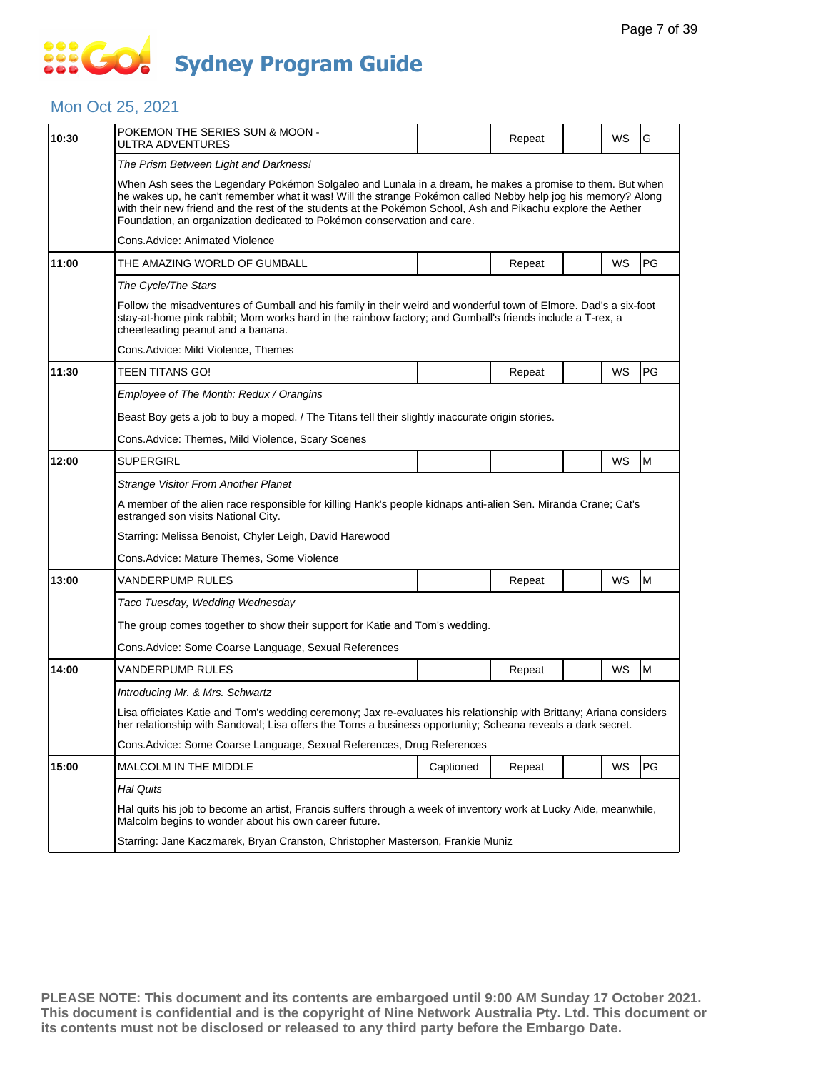# Sydney Program Guide

## Mon Oct 25, 2021

| Time | Program | | | | | |
|---|---|---|---|---|---|---|
| 10:30 | POKEMON THE SERIES SUN & MOON - ULTRA ADVENTURES | | Repeat | | WS | G |
| | *The Prism Between Light and Darkness!* | | | | | |
| | When Ash sees the Legendary Pokémon Solgaleo and Lunala in a dream, he makes a promise to them. But when he wakes up, he can't remember what it was! Will the strange Pokémon called Nebby help jog his memory? Along with their new friend and the rest of the students at the Pokémon School, Ash and Pikachu explore the Aether Foundation, an organization dedicated to Pokémon conservation and care. | | | | | |
| | Cons.Advice: Animated Violence | | | | | |
| 11:00 | THE AMAZING WORLD OF GUMBALL | | Repeat | | WS | PG |
| | *The Cycle/The Stars* | | | | | |
| | Follow the misadventures of Gumball and his family in their weird and wonderful town of Elmore. Dad's a six-foot stay-at-home pink rabbit; Mom works hard in the rainbow factory; and Gumball's friends include a T-rex, a cheerleading peanut and a banana. | | | | | |
| | Cons.Advice: Mild Violence, Themes | | | | | |
| 11:30 | TEEN TITANS GO! | | Repeat | | WS | PG |
| | *Employee of The Month: Redux / Orangins* | | | | | |
| | Beast Boy gets a job to buy a moped. / The Titans tell their slightly inaccurate origin stories. | | | | | |
| | Cons.Advice: Themes, Mild Violence, Scary Scenes | | | | | |
| 12:00 | SUPERGIRL | | | | WS | M |
| | *Strange Visitor From Another Planet* | | | | | |
| | A member of the alien race responsible for killing Hank's people kidnaps anti-alien Sen. Miranda Crane; Cat's estranged son visits National City. | | | | | |
| | Starring: Melissa Benoist, Chyler Leigh, David Harewood | | | | | |
| | Cons.Advice: Mature Themes, Some Violence | | | | | |
| 13:00 | VANDERPUMP RULES | | Repeat | | WS | M |
| | *Taco Tuesday, Wedding Wednesday* | | | | | |
| | The group comes together to show their support for Katie and Tom's wedding. | | | | | |
| | Cons.Advice: Some Coarse Language, Sexual References | | | | | |
| 14:00 | VANDERPUMP RULES | | Repeat | | WS | M |
| | *Introducing Mr. & Mrs. Schwartz* | | | | | |
| | Lisa officiates Katie and Tom's wedding ceremony; Jax re-evaluates his relationship with Brittany; Ariana considers her relationship with Sandoval; Lisa offers the Toms a business opportunity; Scheana reveals a dark secret. | | | | | |
| | Cons.Advice: Some Coarse Language, Sexual References, Drug References | | | | | |
| 15:00 | MALCOLM IN THE MIDDLE | Captioned | Repeat | | WS | PG |
| | *Hal Quits* | | | | | |
| | Hal quits his job to become an artist, Francis suffers through a week of inventory work at Lucky Aide, meanwhile, Malcolm begins to wonder about his own career future. | | | | | |
| | Starring: Jane Kaczmarek, Bryan Cranston, Christopher Masterson, Frankie Muniz | | | | | |

**PLEASE NOTE: This document and its contents are embargoed until 9:00 AM Sunday 17 October 2021. This document is confidential and is the copyright of Nine Network Australia Pty. Ltd. This document or its contents must not be disclosed or released to any third party before the Embargo Date.**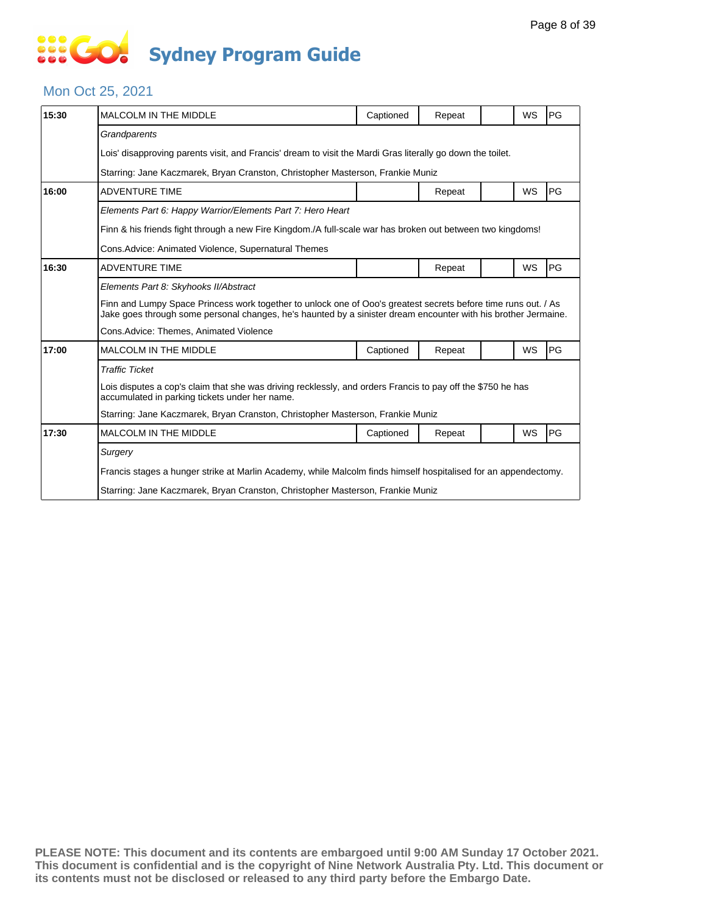# Sydney Program Guide

## Mon Oct 25, 2021

| Time | Program | Captioned | Repeat | | WS | Rating |
|---|---|---|---|---|---|---|
| 15:30 | MALCOLM IN THE MIDDLE | Captioned | Repeat | | WS | PG |
| | *Grandparents* | | | | | |
| | Lois' disapproving parents visit, and Francis' dream to visit the Mardi Gras literally go down the toilet. | | | | | |
| | Starring: Jane Kaczmarek, Bryan Cranston, Christopher Masterson, Frankie Muniz | | | | | |
| 16:00 | ADVENTURE TIME | | Repeat | | WS | PG |
| | *Elements Part 6: Happy Warrior/Elements Part 7: Hero Heart* | | | | | |
| | Finn & his friends fight through a new Fire Kingdom./A full-scale war has broken out between two kingdoms! | | | | | |
| | Cons.Advice: Animated Violence, Supernatural Themes | | | | | |
| 16:30 | ADVENTURE TIME | | Repeat | | WS | PG |
| | *Elements Part 8: Skyhooks II/Abstract* | | | | | |
| | Finn and Lumpy Space Princess work together to unlock one of Ooo's greatest secrets before time runs out. / As Jake goes through some personal changes, he's haunted by a sinister dream encounter with his brother Jermaine. | | | | | |
| | Cons.Advice: Themes, Animated Violence | | | | | |
| 17:00 | MALCOLM IN THE MIDDLE | Captioned | Repeat | | WS | PG |
| | *Traffic Ticket* | | | | | |
| | Lois disputes a cop's claim that she was driving recklessly, and orders Francis to pay off the $750 he has accumulated in parking tickets under her name. | | | | | |
| | Starring: Jane Kaczmarek, Bryan Cranston, Christopher Masterson, Frankie Muniz | | | | | |
| 17:30 | MALCOLM IN THE MIDDLE | Captioned | Repeat | | WS | PG |
| | *Surgery* | | | | | |
| | Francis stages a hunger strike at Marlin Academy, while Malcolm finds himself hospitalised for an appendectomy. | | | | | |
| | Starring: Jane Kaczmarek, Bryan Cranston, Christopher Masterson, Frankie Muniz | | | | | |

**PLEASE NOTE: This document and its contents are embargoed until 9:00 AM Sunday 17 October 2021. This document is confidential and is the copyright of Nine Network Australia Pty. Ltd. This document or its contents must not be disclosed or released to any third party before the Embargo Date.**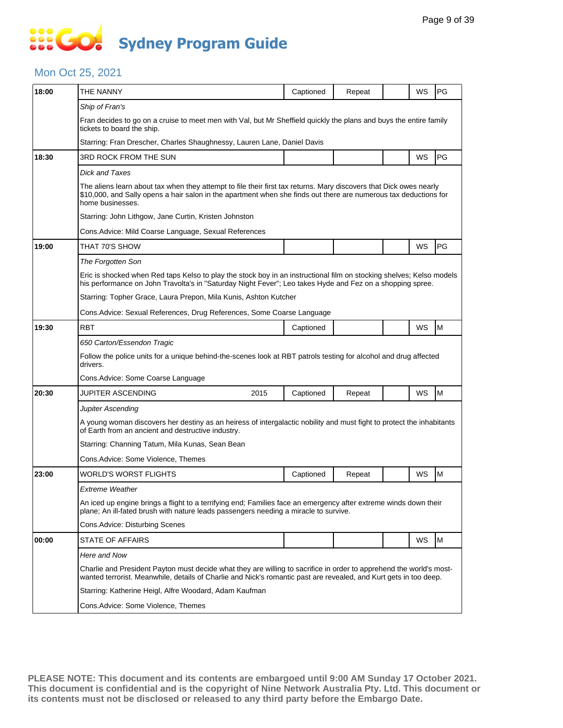# Sydney Program Guide

## Mon Oct 25, 2021

| Time | Program | | Captioned | Repeat | | WS | Rating |
|---|---|---|---|---|---|---|---|
| 18:00 | THE NANNY | | Captioned | Repeat | | WS | PG |
| | *Ship of Fran's* | | | | | | |
| | Fran decides to go on a cruise to meet men with Val, but Mr Sheffield quickly the plans and buys the entire family tickets to board the ship. | | | | | | |
| | Starring: Fran Drescher, Charles Shaughnessy, Lauren Lane, Daniel Davis | | | | | | |
| 18:30 | 3RD ROCK FROM THE SUN | | | | | WS | PG |
| | *Dick and Taxes* | | | | | | |
| | The aliens learn about tax when they attempt to file their first tax returns. Mary discovers that Dick owes nearly $10,000, and Sally opens a hair salon in the apartment when she finds out there are numerous tax deductions for home businesses. | | | | | | |
| | Starring: John Lithgow, Jane Curtin, Kristen Johnston | | | | | | |
| | Cons.Advice: Mild Coarse Language, Sexual References | | | | | | |
| 19:00 | THAT 70'S SHOW | | | | | WS | PG |
| | *The Forgotten Son* | | | | | | |
| | Eric is shocked when Red taps Kelso to play the stock boy in an instructional film on stocking shelves; Kelso models his performance on John Travolta's in "Saturday Night Fever"; Leo takes Hyde and Fez on a shopping spree. | | | | | | |
| | Starring: Topher Grace, Laura Prepon, Mila Kunis, Ashton Kutcher | | | | | | |
| | Cons.Advice: Sexual References, Drug References, Some Coarse Language | | | | | | |
| 19:30 | RBT | | Captioned | | | WS | M |
| | *650 Carton/Essendon Tragic* | | | | | | |
| | Follow the police units for a unique behind-the-scenes look at RBT patrols testing for alcohol and drug affected drivers. | | | | | | |
| | Cons.Advice: Some Coarse Language | | | | | | |
| 20:30 | JUPITER ASCENDING | 2015 | Captioned | Repeat | | WS | M |
| | *Jupiter Ascending* | | | | | | |
| | A young woman discovers her destiny as an heiress of intergalactic nobility and must fight to protect the inhabitants of Earth from an ancient and destructive industry. | | | | | | |
| | Starring: Channing Tatum, Mila Kunas, Sean Bean | | | | | | |
| | Cons.Advice: Some Violence, Themes | | | | | | |
| 23:00 | WORLD'S WORST FLIGHTS | | Captioned | Repeat | | WS | M |
| | *Extreme Weather* | | | | | | |
| | An iced up engine brings a flight to a terrifying end; Families face an emergency after extreme winds down their plane; An ill-fated brush with nature leads passengers needing a miracle to survive. | | | | | | |
| | Cons.Advice: Disturbing Scenes | | | | | | |
| 00:00 | STATE OF AFFAIRS | | | | | WS | M |
| | *Here and Now* | | | | | | |
| | Charlie and President Payton must decide what they are willing to sacrifice in order to apprehend the world's most-wanted terrorist. Meanwhile, details of Charlie and Nick's romantic past are revealed, and Kurt gets in too deep. | | | | | | |
| | Starring: Katherine Heigl, Alfre Woodard, Adam Kaufman | | | | | | |
| | Cons.Advice: Some Violence, Themes | | | | | | |

**PLEASE NOTE: This document and its contents are embargoed until 9:00 AM Sunday 17 October 2021. This document is confidential and is the copyright of Nine Network Australia Pty. Ltd. This document or its contents must not be disclosed or released to any third party before the Embargo Date.**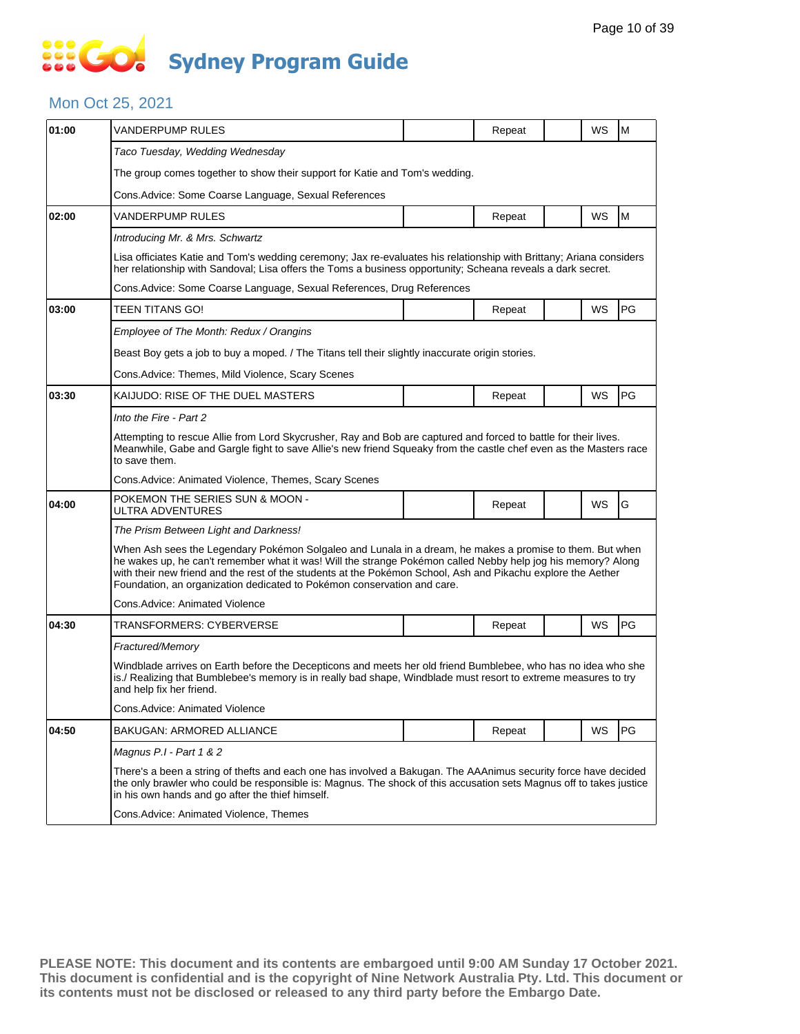# Sydney Program Guide

## Mon Oct 25, 2021

| Time | Program | | Status | | Format | Rating |
|---|---|---|---|---|---|---|
| 01:00 | VANDERPUMP RULES | | Repeat | | WS | M |
| | *Taco Tuesday, Wedding Wednesday* | | | | | |
| | The group comes together to show their support for Katie and Tom's wedding. | | | | | |
| | Cons.Advice: Some Coarse Language, Sexual References | | | | | |
| 02:00 | VANDERPUMP RULES | | Repeat | | WS | M |
| | *Introducing Mr. & Mrs. Schwartz* | | | | | |
| | Lisa officiates Katie and Tom's wedding ceremony; Jax re-evaluates his relationship with Brittany; Ariana considers her relationship with Sandoval; Lisa offers the Toms a business opportunity; Scheana reveals a dark secret. | | | | | |
| | Cons.Advice: Some Coarse Language, Sexual References, Drug References | | | | | |
| 03:00 | TEEN TITANS GO! | | Repeat | | WS | PG |
| | *Employee of The Month: Redux / Orangins* | | | | | |
| | Beast Boy gets a job to buy a moped. / The Titans tell their slightly inaccurate origin stories. | | | | | |
| | Cons.Advice: Themes, Mild Violence, Scary Scenes | | | | | |
| 03:30 | KAIJUDO: RISE OF THE DUEL MASTERS | | Repeat | | WS | PG |
| | *Into the Fire - Part 2* | | | | | |
| | Attempting to rescue Allie from Lord Skycrusher, Ray and Bob are captured and forced to battle for their lives. Meanwhile, Gabe and Gargle fight to save Allie's new friend Squeaky from the castle chef even as the Masters race to save them. | | | | | |
| | Cons.Advice: Animated Violence, Themes, Scary Scenes | | | | | |
| 04:00 | POKEMON THE SERIES SUN & MOON - ULTRA ADVENTURES | | Repeat | | WS | G |
| | *The Prism Between Light and Darkness!* | | | | | |
| | When Ash sees the Legendary Pokémon Solgaleo and Lunala in a dream, he makes a promise to them. But when he wakes up, he can't remember what it was! Will the strange Pokémon called Nebby help jog his memory? Along with their new friend and the rest of the students at the Pokémon School, Ash and Pikachu explore the Aether Foundation, an organization dedicated to Pokémon conservation and care. | | | | | |
| | Cons.Advice: Animated Violence | | | | | |
| 04:30 | TRANSFORMERS: CYBERVERSE | | Repeat | | WS | PG |
| | *Fractured/Memory* | | | | | |
| | Windblade arrives on Earth before the Decepticons and meets her old friend Bumblebee, who has no idea who she is./ Realizing that Bumblebee's memory is in really bad shape, Windblade must resort to extreme measures to try and help fix her friend. | | | | | |
| | Cons.Advice: Animated Violence | | | | | |
| 04:50 | BAKUGAN: ARMORED ALLIANCE | | Repeat | | WS | PG |
| | *Magnus P.I - Part 1 & 2* | | | | | |
| | There's a been a string of thefts and each one has involved a Bakugan. The AAAnimus security force have decided the only brawler who could be responsible is: Magnus. The shock of this accusation sets Magnus off to takes justice in his own hands and go after the thief himself. | | | | | |
| | Cons.Advice: Animated Violence, Themes | | | | | |

**PLEASE NOTE: This document and its contents are embargoed until 9:00 AM Sunday 17 October 2021. This document is confidential and is the copyright of Nine Network Australia Pty. Ltd. This document or its contents must not be disclosed or released to any third party before the Embargo Date.**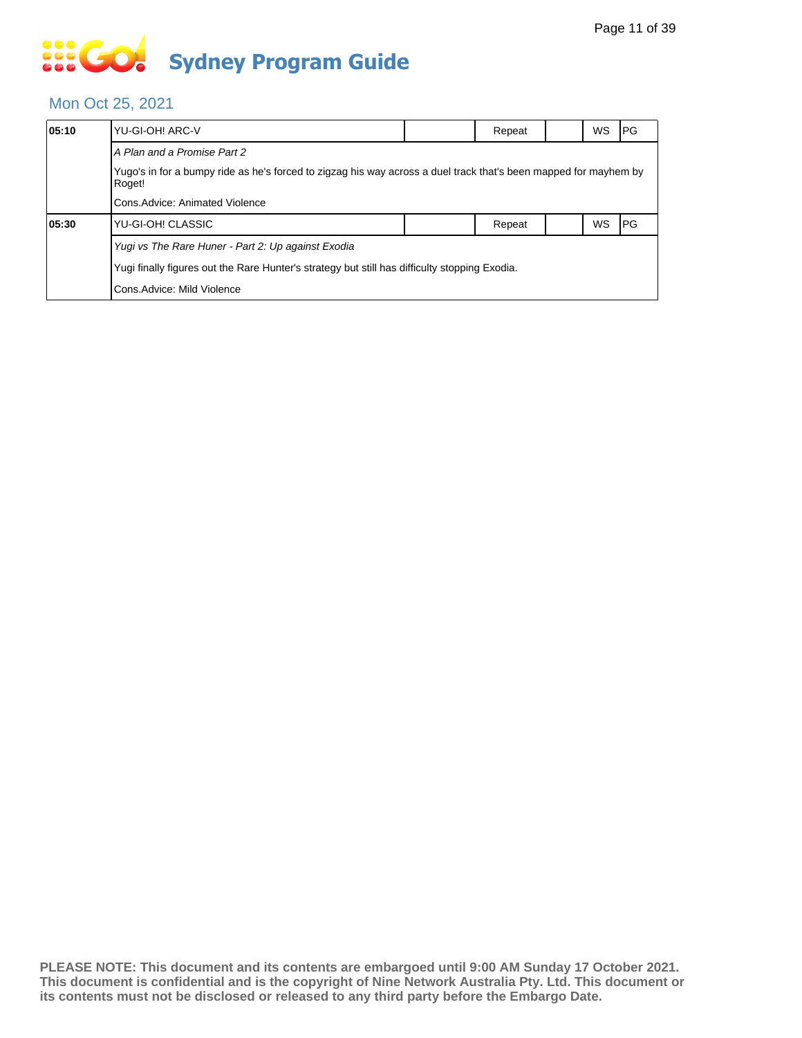# Sydney Program Guide

## Mon Oct 25, 2021

| Time | Program | | Repeat | | WS | Rating |
|---|---|---|---|---|---|---|
| **05:10** | YU-GI-OH! ARC-V | | Repeat | | WS | PG |
| | *A Plan and a Promise Part 2* | | | | | |
| | Yugo's in for a bumpy ride as he's forced to zigzag his way across a duel track that's been mapped for mayhem by Roget! | | | | | |
| | Cons.Advice: Animated Violence | | | | | |
| **05:30** | YU-GI-OH! CLASSIC | | Repeat | | WS | PG |
| | *Yugi vs The Rare Huner - Part 2: Up against Exodia* | | | | | |
| | Yugi finally figures out the Rare Hunter's strategy but still has difficulty stopping Exodia. | | | | | |
| | Cons.Advice: Mild Violence | | | | | |

**PLEASE NOTE: This document and its contents are embargoed until 9:00 AM Sunday 17 October 2021. This document is confidential and is the copyright of Nine Network Australia Pty. Ltd. This document or its contents must not be disclosed or released to any third party before the Embargo Date.**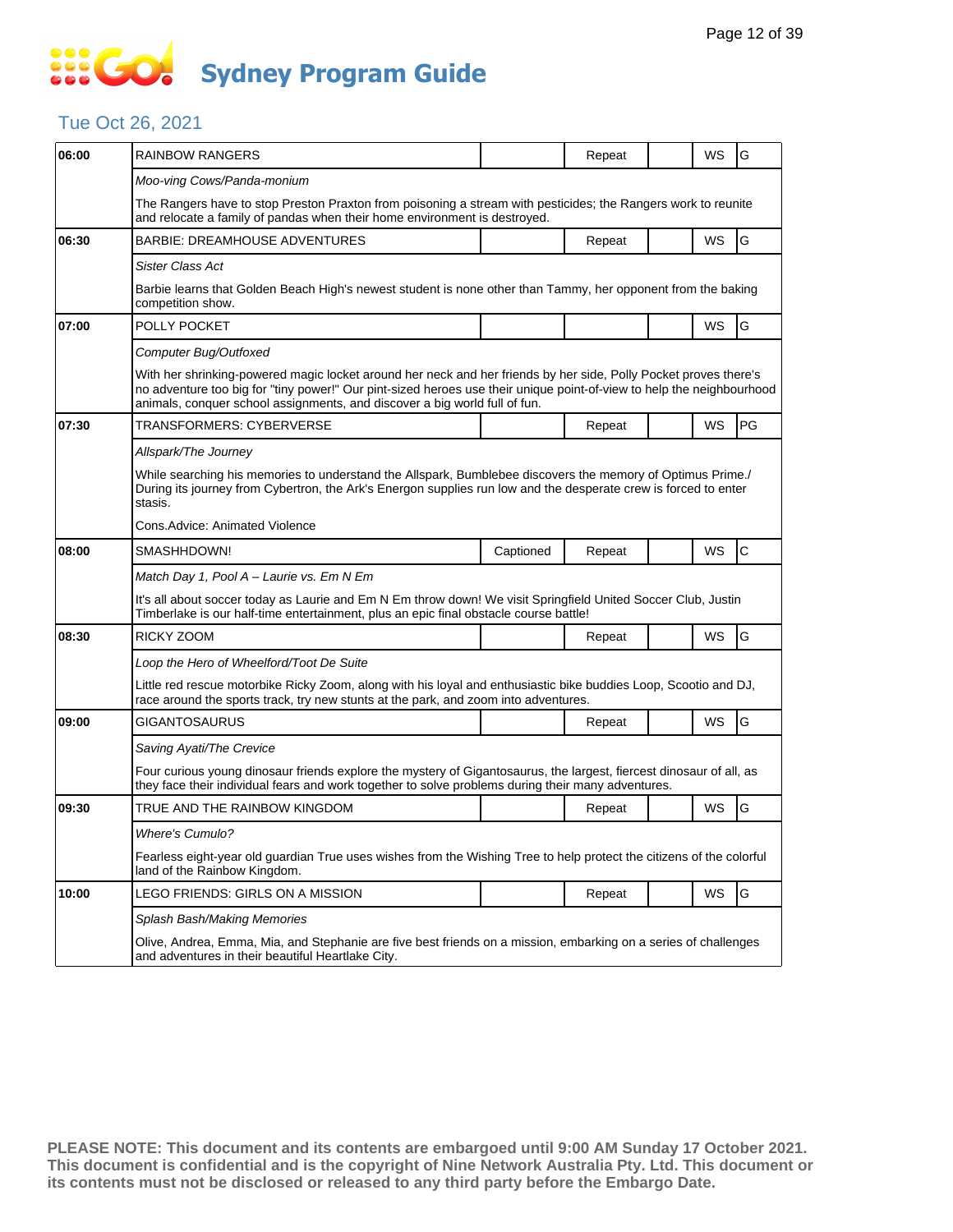# Sydney Program Guide

## Tue Oct 26, 2021

| Time | Program | Captioned | Repeat | | WS | Rating |
|---|---|---|---|---|---|---|
| 06:00 | RAINBOW RANGERS | | Repeat | | WS | G |
| | *Moo-ving Cows/Panda-monium* | | | | | |
| | The Rangers have to stop Preston Praxton from poisoning a stream with pesticides; the Rangers work to reunite and relocate a family of pandas when their home environment is destroyed. | | | | | |
| 06:30 | BARBIE: DREAMHOUSE ADVENTURES | | Repeat | | WS | G |
| | *Sister Class Act* | | | | | |
| | Barbie learns that Golden Beach High's newest student is none other than Tammy, her opponent from the baking competition show. | | | | | |
| 07:00 | POLLY POCKET | | | | WS | G |
| | *Computer Bug/Outfoxed* | | | | | |
| | With her shrinking-powered magic locket around her neck and her friends by her side, Polly Pocket proves there's no adventure too big for "tiny power!" Our pint-sized heroes use their unique point-of-view to help the neighbourhood animals, conquer school assignments, and discover a big world full of fun. | | | | | |
| 07:30 | TRANSFORMERS: CYBERVERSE | | Repeat | | WS | PG |
| | *Allspark/The Journey* | | | | | |
| | While searching his memories to understand the Allspark, Bumblebee discovers the memory of Optimus Prime./ During its journey from Cybertron, the Ark's Energon supplies run low and the desperate crew is forced to enter stasis. | | | | | |
| | Cons.Advice: Animated Violence | | | | | |
| 08:00 | SMASHHDOWN! | Captioned | Repeat | | WS | C |
| | *Match Day 1, Pool A – Laurie vs. Em N Em* | | | | | |
| | It's all about soccer today as Laurie and Em N Em throw down! We visit Springfield United Soccer Club, Justin Timberlake is our half-time entertainment, plus an epic final obstacle course battle! | | | | | |
| 08:30 | RICKY ZOOM | | Repeat | | WS | G |
| | *Loop the Hero of Wheelford/Toot De Suite* | | | | | |
| | Little red rescue motorbike Ricky Zoom, along with his loyal and enthusiastic bike buddies Loop, Scootio and DJ, race around the sports track, try new stunts at the park, and zoom into adventures. | | | | | |
| 09:00 | GIGANTOSAURUS | | Repeat | | WS | G |
| | *Saving Ayati/The Crevice* | | | | | |
| | Four curious young dinosaur friends explore the mystery of Gigantosaurus, the largest, fiercest dinosaur of all, as they face their individual fears and work together to solve problems during their many adventures. | | | | | |
| 09:30 | TRUE AND THE RAINBOW KINGDOM | | Repeat | | WS | G |
| | *Where's Cumulo?* | | | | | |
| | Fearless eight-year old guardian True uses wishes from the Wishing Tree to help protect the citizens of the colorful land of the Rainbow Kingdom. | | | | | |
| 10:00 | LEGO FRIENDS: GIRLS ON A MISSION | | Repeat | | WS | G |
| | *Splash Bash/Making Memories* | | | | | |
| | Olive, Andrea, Emma, Mia, and Stephanie are five best friends on a mission, embarking on a series of challenges and adventures in their beautiful Heartlake City. | | | | | |

**PLEASE NOTE: This document and its contents are embargoed until 9:00 AM Sunday 17 October 2021. This document is confidential and is the copyright of Nine Network Australia Pty. Ltd. This document or its contents must not be disclosed or released to any third party before the Embargo Date.**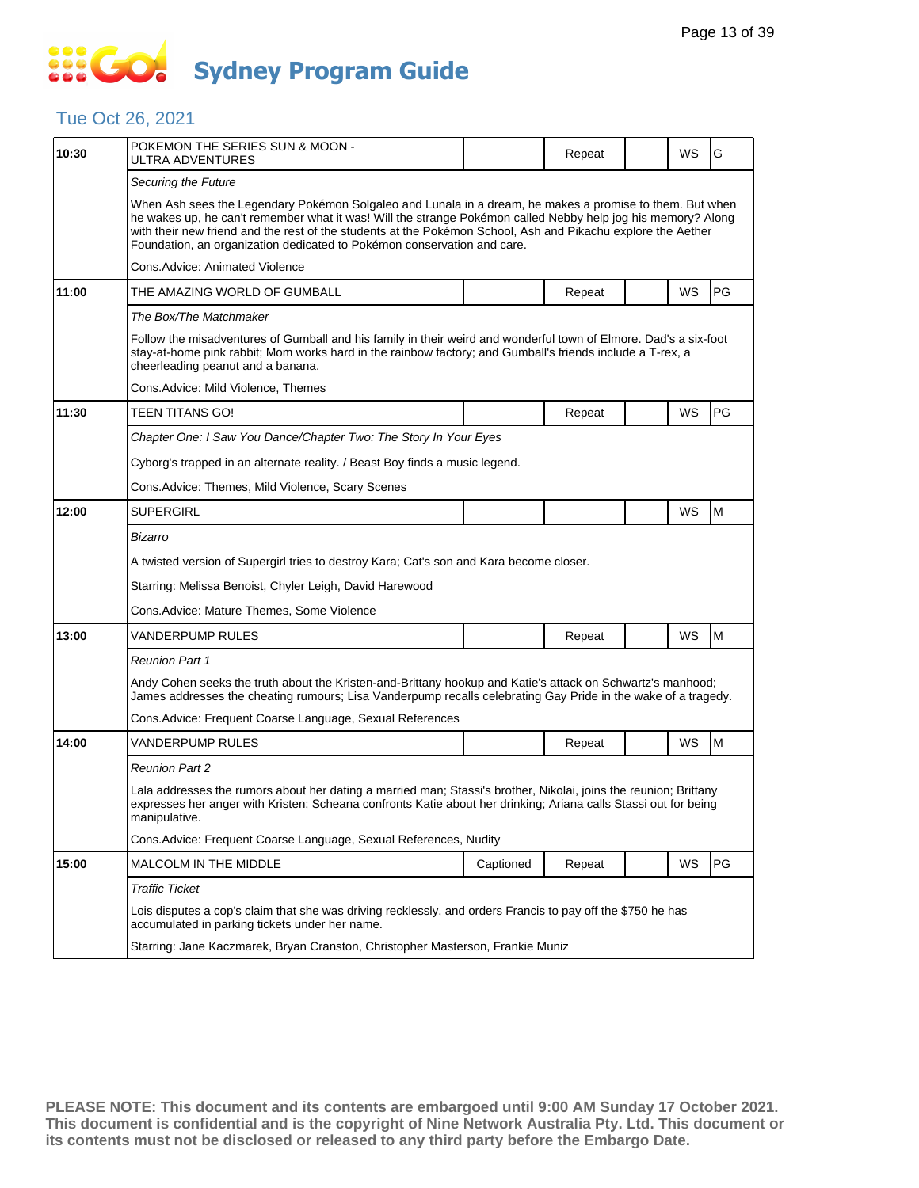# Sydney Program Guide

## Tue Oct 26, 2021

| Time | Program | Captioned | Repeat | | WS | Rating |
|---|---|---|---|---|---|---|
| 10:30 | POKEMON THE SERIES SUN & MOON - ULTRA ADVENTURES | | Repeat | | WS | G |

*Securing the Future*

When Ash sees the Legendary Pokémon Solgaleo and Lunala in a dream, he makes a promise to them. But when he wakes up, he can't remember what it was! Will the strange Pokémon called Nebby help jog his memory? Along with their new friend and the rest of the students at the Pokémon School, Ash and Pikachu explore the Aether Foundation, an organization dedicated to Pokémon conservation and care.

Cons.Advice: Animated Violence

| Time | Program | Captioned | Repeat | | WS | Rating |
|---|---|---|---|---|---|---|
| 11:00 | THE AMAZING WORLD OF GUMBALL | | Repeat | | WS | PG |

*The Box/The Matchmaker*

Follow the misadventures of Gumball and his family in their weird and wonderful town of Elmore. Dad's a six-foot stay-at-home pink rabbit; Mom works hard in the rainbow factory; and Gumball's friends include a T-rex, a cheerleading peanut and a banana.

Cons.Advice: Mild Violence, Themes

| Time | Program | Captioned | Repeat | | WS | Rating |
|---|---|---|---|---|---|---|
| 11:30 | TEEN TITANS GO! | | Repeat | | WS | PG |

*Chapter One: I Saw You Dance/Chapter Two: The Story In Your Eyes*

Cyborg's trapped in an alternate reality. / Beast Boy finds a music legend.

Cons.Advice: Themes, Mild Violence, Scary Scenes

| Time | Program | Captioned | Repeat | | WS | Rating |
|---|---|---|---|---|---|---|
| 12:00 | SUPERGIRL | | | | WS | M |

*Bizarro*

A twisted version of Supergirl tries to destroy Kara; Cat's son and Kara become closer.

Starring: Melissa Benoist, Chyler Leigh, David Harewood

Cons.Advice: Mature Themes, Some Violence

| Time | Program | Captioned | Repeat | | WS | Rating |
|---|---|---|---|---|---|---|
| 13:00 | VANDERPUMP RULES | | Repeat | | WS | M |

*Reunion Part 1*

Andy Cohen seeks the truth about the Kristen-and-Brittany hookup and Katie's attack on Schwartz's manhood; James addresses the cheating rumours; Lisa Vanderpump recalls celebrating Gay Pride in the wake of a tragedy.

Cons.Advice: Frequent Coarse Language, Sexual References

| Time | Program | Captioned | Repeat | | WS | Rating |
|---|---|---|---|---|---|---|
| 14:00 | VANDERPUMP RULES | | Repeat | | WS | M |

*Reunion Part 2*

Lala addresses the rumors about her dating a married man; Stassi's brother, Nikolai, joins the reunion; Brittany expresses her anger with Kristen; Scheana confronts Katie about her drinking; Ariana calls Stassi out for being manipulative.

Cons.Advice: Frequent Coarse Language, Sexual References, Nudity

| Time | Program | Captioned | Repeat | | WS | Rating |
|---|---|---|---|---|---|---|
| 15:00 | MALCOLM IN THE MIDDLE | Captioned | Repeat | | WS | PG |

*Traffic Ticket*

Lois disputes a cop's claim that she was driving recklessly, and orders Francis to pay off the $750 he has accumulated in parking tickets under her name.

Starring: Jane Kaczmarek, Bryan Cranston, Christopher Masterson, Frankie Muniz

**PLEASE NOTE: This document and its contents are embargoed until 9:00 AM Sunday 17 October 2021. This document is confidential and is the copyright of Nine Network Australia Pty. Ltd. This document or its contents must not be disclosed or released to any third party before the Embargo Date.**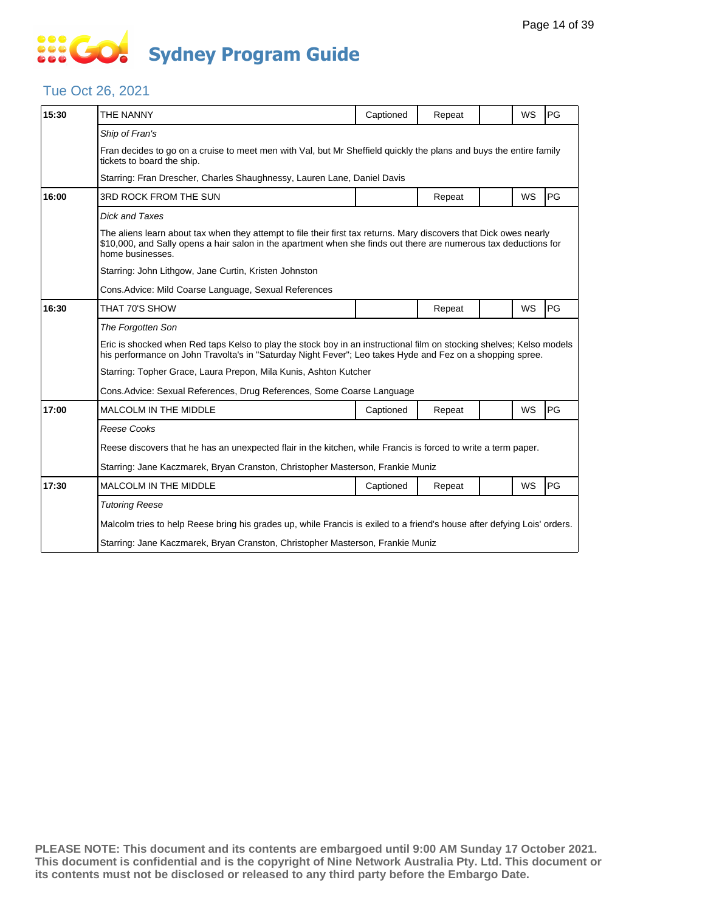# Sydney Program Guide

## Tue Oct 26, 2021

| Time | Program | Captioned | Repeat | | WS | Rating |
|---|---|---|---|---|---|---|
| 15:30 | THE NANNY | Captioned | Repeat | | WS | PG |
| | *Ship of Fran's*<br><br>Fran decides to go on a cruise to meet men with Val, but Mr Sheffield quickly the plans and buys the entire family tickets to board the ship.<br><br>Starring: Fran Drescher, Charles Shaughnessy, Lauren Lane, Daniel Davis | | | | | |
| 16:00 | 3RD ROCK FROM THE SUN | | Repeat | | WS | PG |
| | *Dick and Taxes*<br><br>The aliens learn about tax when they attempt to file their first tax returns. Mary discovers that Dick owes nearly $10,000, and Sally opens a hair salon in the apartment when she finds out there are numerous tax deductions for home businesses.<br><br>Starring: John Lithgow, Jane Curtin, Kristen Johnston<br><br>Cons.Advice: Mild Coarse Language, Sexual References | | | | | |
| 16:30 | THAT 70'S SHOW | | Repeat | | WS | PG |
| | *The Forgotten Son*<br><br>Eric is shocked when Red taps Kelso to play the stock boy in an instructional film on stocking shelves; Kelso models his performance on John Travolta's in "Saturday Night Fever"; Leo takes Hyde and Fez on a shopping spree.<br><br>Starring: Topher Grace, Laura Prepon, Mila Kunis, Ashton Kutcher<br><br>Cons.Advice: Sexual References, Drug References, Some Coarse Language | | | | | |
| 17:00 | MALCOLM IN THE MIDDLE | Captioned | Repeat | | WS | PG |
| | *Reese Cooks*<br><br>Reese discovers that he has an unexpected flair in the kitchen, while Francis is forced to write a term paper.<br><br>Starring: Jane Kaczmarek, Bryan Cranston, Christopher Masterson, Frankie Muniz | | | | | |
| 17:30 | MALCOLM IN THE MIDDLE | Captioned | Repeat | | WS | PG |
| | *Tutoring Reese*<br><br>Malcolm tries to help Reese bring his grades up, while Francis is exiled to a friend's house after defying Lois' orders.<br><br>Starring: Jane Kaczmarek, Bryan Cranston, Christopher Masterson, Frankie Muniz | | | | | |

**PLEASE NOTE: This document and its contents are embargoed until 9:00 AM Sunday 17 October 2021. This document is confidential and is the copyright of Nine Network Australia Pty. Ltd. This document or its contents must not be disclosed or released to any third party before the Embargo Date.**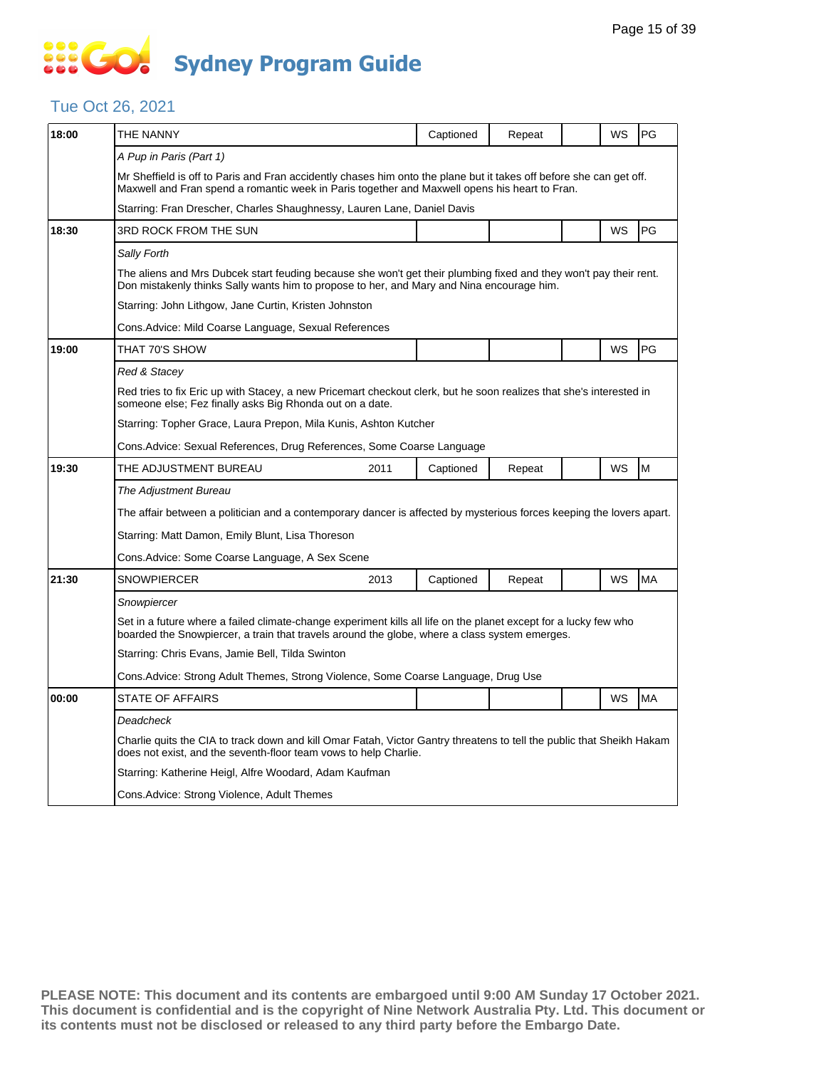# Sydney Program Guide

## Tue Oct 26, 2021

| Time | Program | Year | Captioned | Repeat | | WS | Rating |
|---|---|---|---|---|---|---|---|
| 18:00 | THE NANNY | | Captioned | Repeat | | WS | PG |
| | *A Pup in Paris (Part 1)* | | | | | | |
| | Mr Sheffield is off to Paris and Fran accidently chases him onto the plane but it takes off before she can get off. Maxwell and Fran spend a romantic week in Paris together and Maxwell opens his heart to Fran. | | | | | | |
| | Starring: Fran Drescher, Charles Shaughnessy, Lauren Lane, Daniel Davis | | | | | | |
| 18:30 | 3RD ROCK FROM THE SUN | | | | | WS | PG |
| | *Sally Forth* | | | | | | |
| | The aliens and Mrs Dubcek start feuding because she won't get their plumbing fixed and they won't pay their rent. Don mistakenly thinks Sally wants him to propose to her, and Mary and Nina encourage him. | | | | | | |
| | Starring: John Lithgow, Jane Curtin, Kristen Johnston | | | | | | |
| | Cons.Advice: Mild Coarse Language, Sexual References | | | | | | |
| 19:00 | THAT 70'S SHOW | | | | | WS | PG |
| | *Red & Stacey* | | | | | | |
| | Red tries to fix Eric up with Stacey, a new Pricemart checkout clerk, but he soon realizes that she's interested in someone else; Fez finally asks Big Rhonda out on a date. | | | | | | |
| | Starring: Topher Grace, Laura Prepon, Mila Kunis, Ashton Kutcher | | | | | | |
| | Cons.Advice: Sexual References, Drug References, Some Coarse Language | | | | | | |
| 19:30 | THE ADJUSTMENT BUREAU | 2011 | Captioned | Repeat | | WS | M |
| | *The Adjustment Bureau* | | | | | | |
| | The affair between a politician and a contemporary dancer is affected by mysterious forces keeping the lovers apart. | | | | | | |
| | Starring: Matt Damon, Emily Blunt, Lisa Thoreson | | | | | | |
| | Cons.Advice: Some Coarse Language, A Sex Scene | | | | | | |
| 21:30 | SNOWPIERCER | 2013 | Captioned | Repeat | | WS | MA |
| | *Snowpiercer* | | | | | | |
| | Set in a future where a failed climate-change experiment kills all life on the planet except for a lucky few who boarded the Snowpiercer, a train that travels around the globe, where a class system emerges. | | | | | | |
| | Starring: Chris Evans, Jamie Bell, Tilda Swinton | | | | | | |
| | Cons.Advice: Strong Adult Themes, Strong Violence, Some Coarse Language, Drug Use | | | | | | |
| 00:00 | STATE OF AFFAIRS | | | | | WS | MA |
| | *Deadcheck* | | | | | | |
| | Charlie quits the CIA to track down and kill Omar Fatah, Victor Gantry threatens to tell the public that Sheikh Hakam does not exist, and the seventh-floor team vows to help Charlie. | | | | | | |
| | Starring: Katherine Heigl, Alfre Woodard, Adam Kaufman | | | | | | |
| | Cons.Advice: Strong Violence, Adult Themes | | | | | | |

**PLEASE NOTE: This document and its contents are embargoed until 9:00 AM Sunday 17 October 2021. This document is confidential and is the copyright of Nine Network Australia Pty. Ltd. This document or its contents must not be disclosed or released to any third party before the Embargo Date.**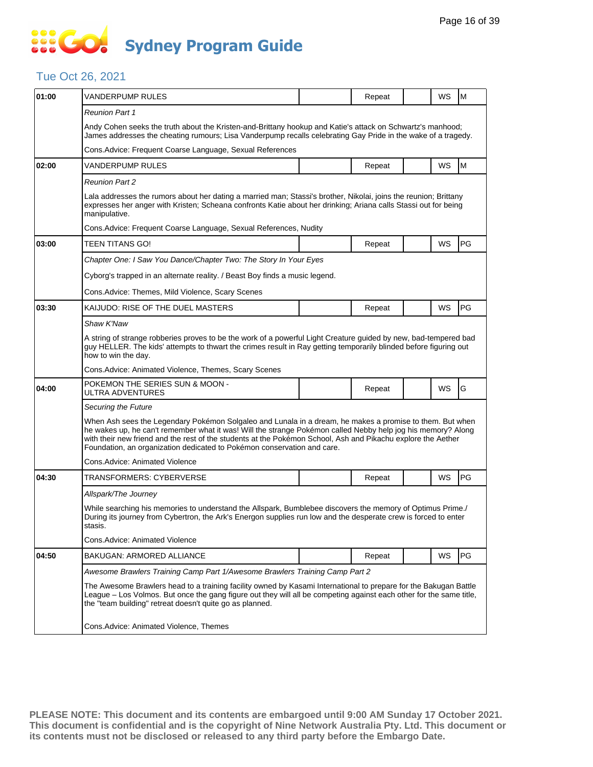# Sydney Program Guide

## Tue Oct 26, 2021

| Time | Program | | Status | | Format | Rating |
|---|---|---|---|---|---|---|
| 01:00 | VANDERPUMP RULES | | Repeat | | WS | M |
| | *Reunion Part 1* | | | | | |
| | Andy Cohen seeks the truth about the Kristen-and-Brittany hookup and Katie's attack on Schwartz's manhood; James addresses the cheating rumours; Lisa Vanderpump recalls celebrating Gay Pride in the wake of a tragedy. | | | | | |
| | Cons.Advice: Frequent Coarse Language, Sexual References | | | | | |
| 02:00 | VANDERPUMP RULES | | Repeat | | WS | M |
| | *Reunion Part 2* | | | | | |
| | Lala addresses the rumors about her dating a married man; Stassi's brother, Nikolai, joins the reunion; Brittany expresses her anger with Kristen; Scheana confronts Katie about her drinking; Ariana calls Stassi out for being manipulative. | | | | | |
| | Cons.Advice: Frequent Coarse Language, Sexual References, Nudity | | | | | |
| 03:00 | TEEN TITANS GO! | | Repeat | | WS | PG |
| | *Chapter One: I Saw You Dance/Chapter Two: The Story In Your Eyes* | | | | | |
| | Cyborg's trapped in an alternate reality. / Beast Boy finds a music legend. | | | | | |
| | Cons.Advice: Themes, Mild Violence, Scary Scenes | | | | | |
| 03:30 | KAIJUDO: RISE OF THE DUEL MASTERS | | Repeat | | WS | PG |
| | *Shaw K'Naw* | | | | | |
| | A string of strange robberies proves to be the work of a powerful Light Creature guided by new, bad-tempered bad guy HELLER. The kids' attempts to thwart the crimes result in Ray getting temporarily blinded before figuring out how to win the day. | | | | | |
| | Cons.Advice: Animated Violence, Themes, Scary Scenes | | | | | |
| 04:00 | POKEMON THE SERIES SUN & MOON - ULTRA ADVENTURES | | Repeat | | WS | G |
| | *Securing the Future* | | | | | |
| | When Ash sees the Legendary Pokémon Solgaleo and Lunala in a dream, he makes a promise to them. But when he wakes up, he can't remember what it was! Will the strange Pokémon called Nebby help jog his memory? Along with their new friend and the rest of the students at the Pokémon School, Ash and Pikachu explore the Aether Foundation, an organization dedicated to Pokémon conservation and care. | | | | | |
| | Cons.Advice: Animated Violence | | | | | |
| 04:30 | TRANSFORMERS: CYBERVERSE | | Repeat | | WS | PG |
| | *Allspark/The Journey* | | | | | |
| | While searching his memories to understand the Allspark, Bumblebee discovers the memory of Optimus Prime./ During its journey from Cybertron, the Ark's Energon supplies run low and the desperate crew is forced to enter stasis. | | | | | |
| | Cons.Advice: Animated Violence | | | | | |
| 04:50 | BAKUGAN: ARMORED ALLIANCE | | Repeat | | WS | PG |
| | *Awesome Brawlers Training Camp Part 1/Awesome Brawlers Training Camp Part 2* | | | | | |
| | The Awesome Brawlers head to a training facility owned by Kasami International to prepare for the Bakugan Battle League – Los Volmos. But once the gang figure out they will all be competing against each other for the same title, the "team building" retreat doesn't quite go as planned. | | | | | |
| | Cons.Advice: Animated Violence, Themes | | | | | |

**PLEASE NOTE: This document and its contents are embargoed until 9:00 AM Sunday 17 October 2021. This document is confidential and is the copyright of Nine Network Australia Pty. Ltd. This document or its contents must not be disclosed or released to any third party before the Embargo Date.**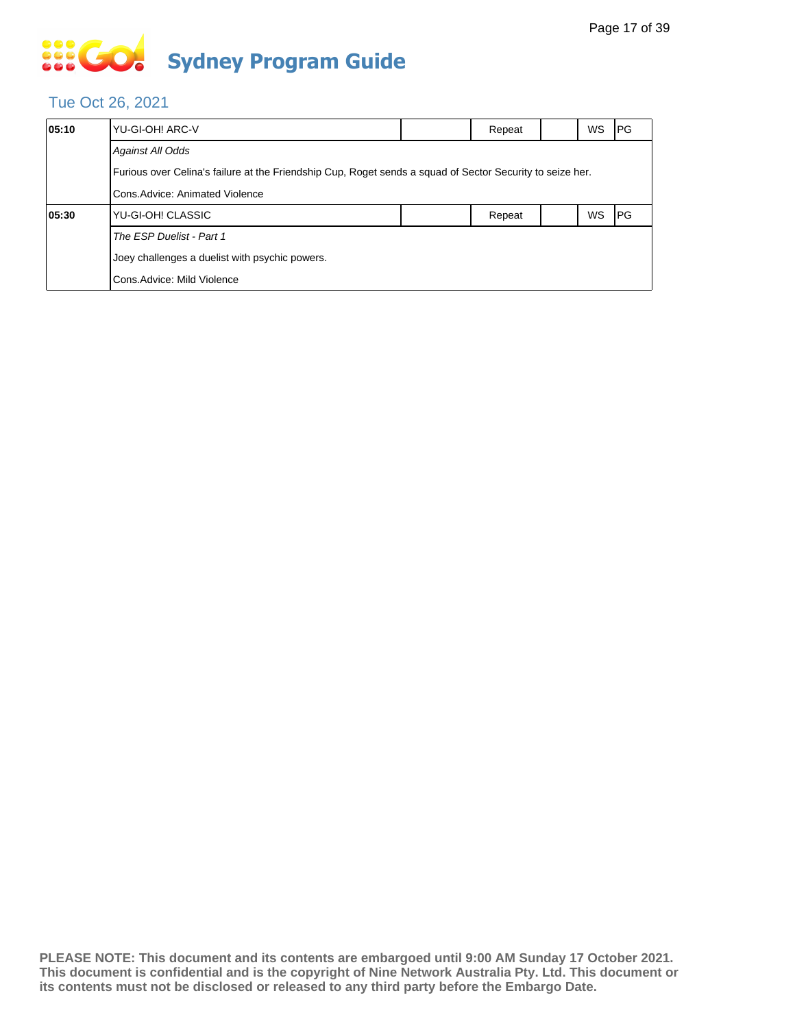# Sydney Program Guide

## Tue Oct 26, 2021

| | | | | | | |
|---|---|---|---|---|---|---|
| **05:10** | YU-GI-OH! ARC-V | | Repeat | | WS | PG |
| | *Against All Odds* | | | | | |
| | Furious over Celina's failure at the Friendship Cup, Roget sends a squad of Sector Security to seize her. | | | | | |
| | Cons.Advice: Animated Violence | | | | | |
| **05:30** | YU-GI-OH! CLASSIC | | Repeat | | WS | PG |
| | *The ESP Duelist - Part 1* | | | | | |
| | Joey challenges a duelist with psychic powers. | | | | | |
| | Cons.Advice: Mild Violence | | | | | |

**PLEASE NOTE: This document and its contents are embargoed until 9:00 AM Sunday 17 October 2021. This document is confidential and is the copyright of Nine Network Australia Pty. Ltd. This document or its contents must not be disclosed or released to any third party before the Embargo Date.**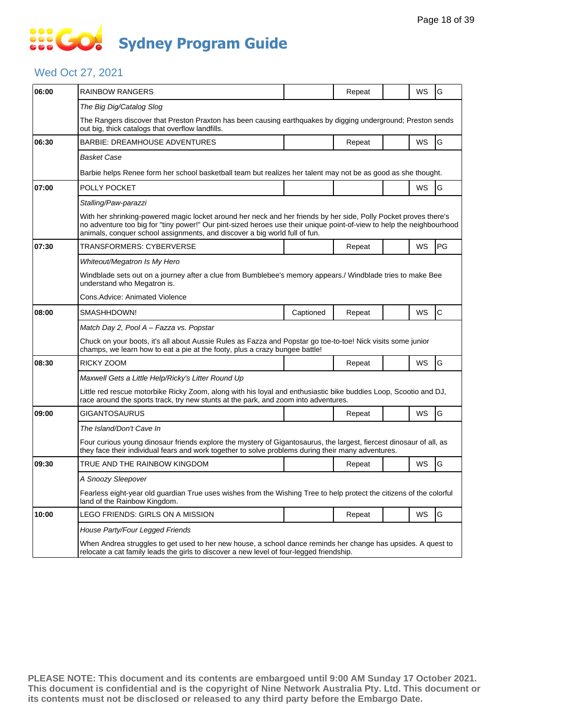# Go! Sydney Program Guide

## Wed Oct 27, 2021

| Time | Program | Captioned | Repeat | | WS | Rating |
|---|---|---|---|---|---|---|
| 06:00 | RAINBOW RANGERS | | Repeat | | WS | G |
| | *The Big Dig/Catalog Slog* | | | | | |
| | The Rangers discover that Preston Praxton has been causing earthquakes by digging underground; Preston sends out big, thick catalogs that overflow landfills. | | | | | |
| 06:30 | BARBIE: DREAMHOUSE ADVENTURES | | Repeat | | WS | G |
| | *Basket Case* | | | | | |
| | Barbie helps Renee form her school basketball team but realizes her talent may not be as good as she thought. | | | | | |
| 07:00 | POLLY POCKET | | | | WS | G |
| | *Stalling/Paw-parazzi* | | | | | |
| | With her shrinking-powered magic locket around her neck and her friends by her side, Polly Pocket proves there's no adventure too big for "tiny power!" Our pint-sized heroes use their unique point-of-view to help the neighbourhood animals, conquer school assignments, and discover a big world full of fun. | | | | | |
| 07:30 | TRANSFORMERS: CYBERVERSE | | Repeat | | WS | PG |
| | *Whiteout/Megatron Is My Hero* | | | | | |
| | Windblade sets out on a journey after a clue from Bumblebee's memory appears./ Windblade tries to make Bee understand who Megatron is. | | | | | |
| | Cons.Advice: Animated Violence | | | | | |
| 08:00 | SMASHHDOWN! | Captioned | Repeat | | WS | C |
| | *Match Day 2, Pool A – Fazza vs. Popstar* | | | | | |
| | Chuck on your boots, it's all about Aussie Rules as Fazza and Popstar go toe-to-toe! Nick visits some junior champs, we learn how to eat a pie at the footy, plus a crazy bungee battle! | | | | | |
| 08:30 | RICKY ZOOM | | Repeat | | WS | G |
| | *Maxwell Gets a Little Help/Ricky's Litter Round Up* | | | | | |
| | Little red rescue motorbike Ricky Zoom, along with his loyal and enthusiastic bike buddies Loop, Scootio and DJ, race around the sports track, try new stunts at the park, and zoom into adventures. | | | | | |
| 09:00 | GIGANTOSAURUS | | Repeat | | WS | G |
| | *The Island/Don't Cave In* | | | | | |
| | Four curious young dinosaur friends explore the mystery of Gigantosaurus, the largest, fiercest dinosaur of all, as they face their individual fears and work together to solve problems during their many adventures. | | | | | |
| 09:30 | TRUE AND THE RAINBOW KINGDOM | | Repeat | | WS | G |
| | *A Snoozy Sleepover* | | | | | |
| | Fearless eight-year old guardian True uses wishes from the Wishing Tree to help protect the citizens of the colorful land of the Rainbow Kingdom. | | | | | |
| 10:00 | LEGO FRIENDS: GIRLS ON A MISSION | | Repeat | | WS | G |
| | *House Party/Four Legged Friends* | | | | | |
| | When Andrea struggles to get used to her new house, a school dance reminds her change has upsides. A quest to relocate a cat family leads the girls to discover a new level of four-legged friendship. | | | | | |

**PLEASE NOTE: This document and its contents are embargoed until 9:00 AM Sunday 17 October 2021. This document is confidential and is the copyright of Nine Network Australia Pty. Ltd. This document or its contents must not be disclosed or released to any third party before the Embargo Date.**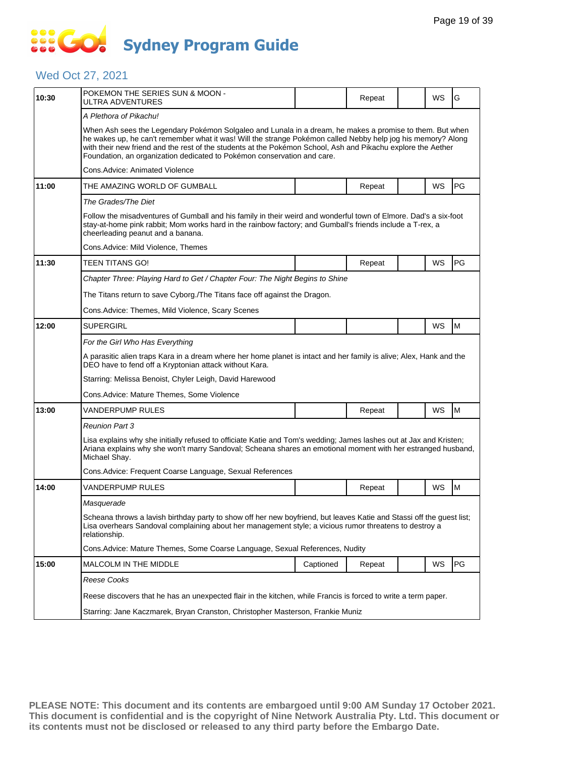# Sydney Program Guide

## Wed Oct 27, 2021

| Time | Program | Captioned | Repeat | | WS | Rating |
|---|---|---|---|---|---|---|
| 10:30 | POKEMON THE SERIES SUN & MOON - ULTRA ADVENTURES | | Repeat | | WS | G |
| | *A Plethora of Pikachu!* | | | | | |
| | When Ash sees the Legendary Pokémon Solgaleo and Lunala in a dream, he makes a promise to them. But when he wakes up, he can't remember what it was! Will the strange Pokémon called Nebby help jog his memory? Along with their new friend and the rest of the students at the Pokémon School, Ash and Pikachu explore the Aether Foundation, an organization dedicated to Pokémon conservation and care. | | | | | |
| | Cons.Advice: Animated Violence | | | | | |
| 11:00 | THE AMAZING WORLD OF GUMBALL | | Repeat | | WS | PG |
| | *The Grades/The Diet* | | | | | |
| | Follow the misadventures of Gumball and his family in their weird and wonderful town of Elmore. Dad's a six-foot stay-at-home pink rabbit; Mom works hard in the rainbow factory; and Gumball's friends include a T-rex, a cheerleading peanut and a banana. | | | | | |
| | Cons.Advice: Mild Violence, Themes | | | | | |
| 11:30 | TEEN TITANS GO! | | Repeat | | WS | PG |
| | *Chapter Three: Playing Hard to Get / Chapter Four: The Night Begins to Shine* | | | | | |
| | The Titans return to save Cyborg./The Titans face off against the Dragon. | | | | | |
| | Cons.Advice: Themes, Mild Violence, Scary Scenes | | | | | |
| 12:00 | SUPERGIRL | | | | WS | M |
| | *For the Girl Who Has Everything* | | | | | |
| | A parasitic alien traps Kara in a dream where her home planet is intact and her family is alive; Alex, Hank and the DEO have to fend off a Kryptonian attack without Kara. | | | | | |
| | Starring: Melissa Benoist, Chyler Leigh, David Harewood | | | | | |
| | Cons.Advice: Mature Themes, Some Violence | | | | | |
| 13:00 | VANDERPUMP RULES | | Repeat | | WS | M |
| | *Reunion Part 3* | | | | | |
| | Lisa explains why she initially refused to officiate Katie and Tom's wedding; James lashes out at Jax and Kristen; Ariana explains why she won't marry Sandoval; Scheana shares an emotional moment with her estranged husband, Michael Shay. | | | | | |
| | Cons.Advice: Frequent Coarse Language, Sexual References | | | | | |
| 14:00 | VANDERPUMP RULES | | Repeat | | WS | M |
| | *Masquerade* | | | | | |
| | Scheana throws a lavish birthday party to show off her new boyfriend, but leaves Katie and Stassi off the guest list; Lisa overhears Sandoval complaining about her management style; a vicious rumor threatens to destroy a relationship. | | | | | |
| | Cons.Advice: Mature Themes, Some Coarse Language, Sexual References, Nudity | | | | | |
| 15:00 | MALCOLM IN THE MIDDLE | Captioned | Repeat | | WS | PG |
| | *Reese Cooks* | | | | | |
| | Reese discovers that he has an unexpected flair in the kitchen, while Francis is forced to write a term paper. | | | | | |
| | Starring: Jane Kaczmarek, Bryan Cranston, Christopher Masterson, Frankie Muniz | | | | | |

**PLEASE NOTE: This document and its contents are embargoed until 9:00 AM Sunday 17 October 2021. This document is confidential and is the copyright of Nine Network Australia Pty. Ltd. This document or its contents must not be disclosed or released to any third party before the Embargo Date.**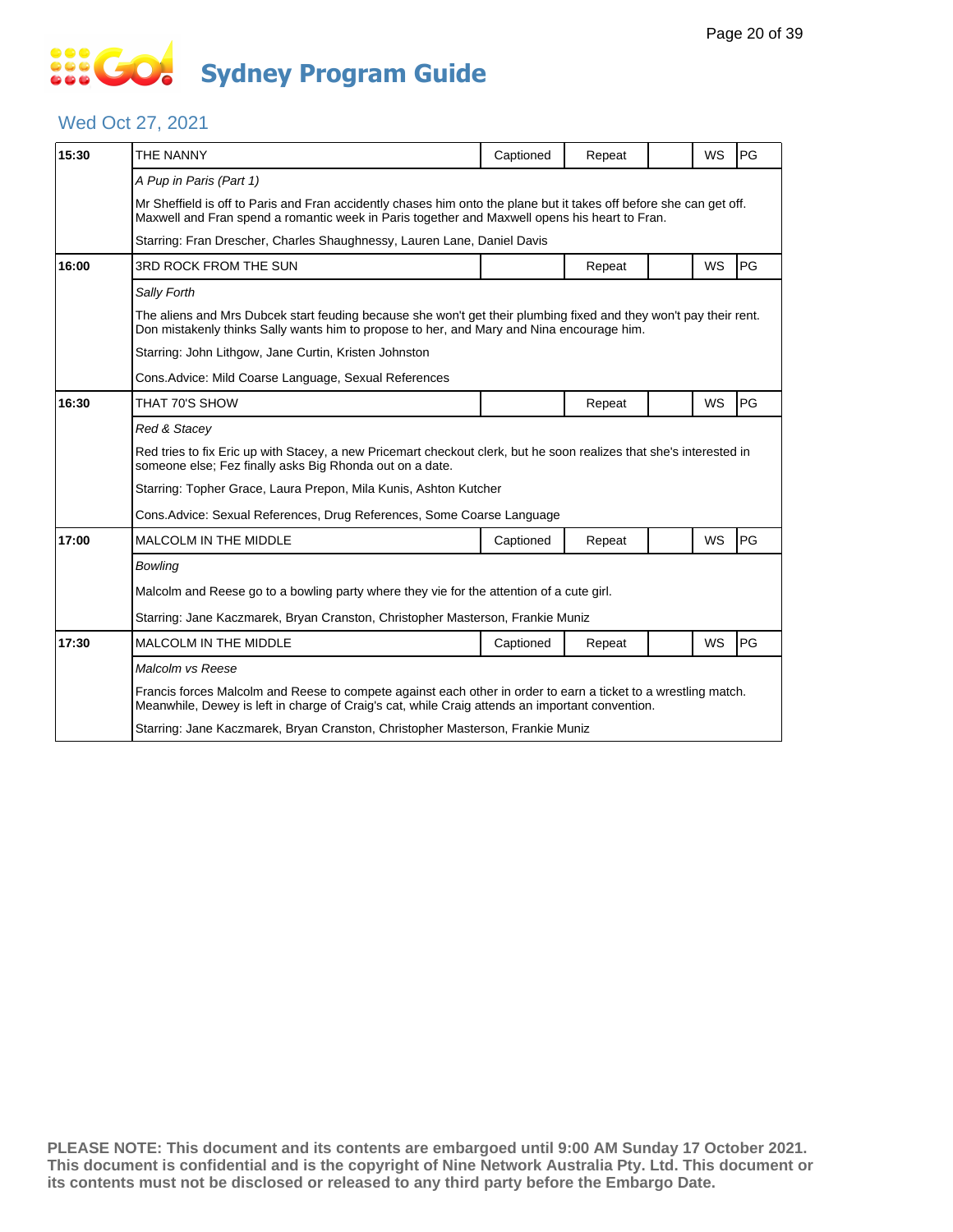# Sydney Program Guide

## Wed Oct 27, 2021

| Time | Program | Captioned | Repeat | | WS | Rating |
|---|---|---|---|---|---|---|
| 15:30 | THE NANNY | Captioned | Repeat | | WS | PG |
| | *A Pup in Paris (Part 1)* | | | | | |
| | Mr Sheffield is off to Paris and Fran accidently chases him onto the plane but it takes off before she can get off. Maxwell and Fran spend a romantic week in Paris together and Maxwell opens his heart to Fran. | | | | | |
| | Starring: Fran Drescher, Charles Shaughnessy, Lauren Lane, Daniel Davis | | | | | |
| 16:00 | 3RD ROCK FROM THE SUN | | Repeat | | WS | PG |
| | *Sally Forth* | | | | | |
| | The aliens and Mrs Dubcek start feuding because she won't get their plumbing fixed and they won't pay their rent. Don mistakenly thinks Sally wants him to propose to her, and Mary and Nina encourage him. | | | | | |
| | Starring: John Lithgow, Jane Curtin, Kristen Johnston | | | | | |
| | Cons.Advice: Mild Coarse Language, Sexual References | | | | | |
| 16:30 | THAT 70'S SHOW | | Repeat | | WS | PG |
| | *Red & Stacey* | | | | | |
| | Red tries to fix Eric up with Stacey, a new Pricemart checkout clerk, but he soon realizes that she's interested in someone else; Fez finally asks Big Rhonda out on a date. | | | | | |
| | Starring: Topher Grace, Laura Prepon, Mila Kunis, Ashton Kutcher | | | | | |
| | Cons.Advice: Sexual References, Drug References, Some Coarse Language | | | | | |
| 17:00 | MALCOLM IN THE MIDDLE | Captioned | Repeat | | WS | PG |
| | *Bowling* | | | | | |
| | Malcolm and Reese go to a bowling party where they vie for the attention of a cute girl. | | | | | |
| | Starring: Jane Kaczmarek, Bryan Cranston, Christopher Masterson, Frankie Muniz | | | | | |
| 17:30 | MALCOLM IN THE MIDDLE | Captioned | Repeat | | WS | PG |
| | *Malcolm vs Reese* | | | | | |
| | Francis forces Malcolm and Reese to compete against each other in order to earn a ticket to a wrestling match. Meanwhile, Dewey is left in charge of Craig's cat, while Craig attends an important convention. | | | | | |
| | Starring: Jane Kaczmarek, Bryan Cranston, Christopher Masterson, Frankie Muniz | | | | | |

**PLEASE NOTE: This document and its contents are embargoed until 9:00 AM Sunday 17 October 2021. This document is confidential and is the copyright of Nine Network Australia Pty. Ltd. This document or its contents must not be disclosed or released to any third party before the Embargo Date.**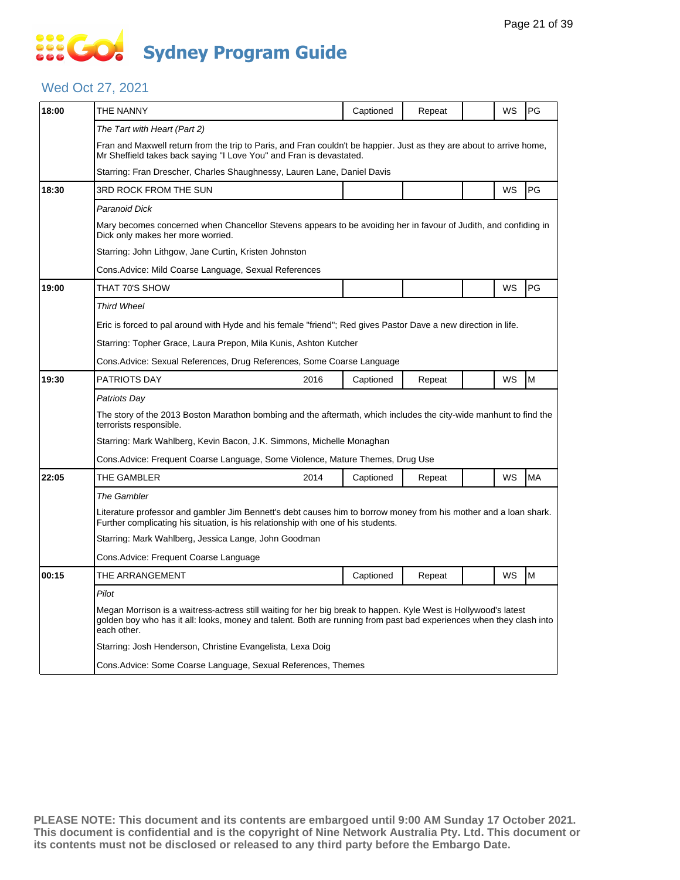# Sydney Program Guide

## Wed Oct 27, 2021

| Time | Program | Year | Captioned | Repeat | | WS | Rating |
|---|---|---|---|---|---|---|---|
| 18:00 | THE NANNY | | Captioned | Repeat | | WS | PG |
| | *The Tart with Heart (Part 2)* | | | | | | |
| | Fran and Maxwell return from the trip to Paris, and Fran couldn't be happier. Just as they are about to arrive home, Mr Sheffield takes back saying "I Love You" and Fran is devastated. | | | | | | |
| | Starring: Fran Drescher, Charles Shaughnessy, Lauren Lane, Daniel Davis | | | | | | |
| 18:30 | 3RD ROCK FROM THE SUN | | | | | WS | PG |
| | *Paranoid Dick* | | | | | | |
| | Mary becomes concerned when Chancellor Stevens appears to be avoiding her in favour of Judith, and confiding in Dick only makes her more worried. | | | | | | |
| | Starring: John Lithgow, Jane Curtin, Kristen Johnston | | | | | | |
| | Cons.Advice: Mild Coarse Language, Sexual References | | | | | | |
| 19:00 | THAT 70'S SHOW | | | | | WS | PG |
| | *Third Wheel* | | | | | | |
| | Eric is forced to pal around with Hyde and his female "friend"; Red gives Pastor Dave a new direction in life. | | | | | | |
| | Starring: Topher Grace, Laura Prepon, Mila Kunis, Ashton Kutcher | | | | | | |
| | Cons.Advice: Sexual References, Drug References, Some Coarse Language | | | | | | |
| 19:30 | PATRIOTS DAY | 2016 | Captioned | Repeat | | WS | M |
| | *Patriots Day* | | | | | | |
| | The story of the 2013 Boston Marathon bombing and the aftermath, which includes the city-wide manhunt to find the terrorists responsible. | | | | | | |
| | Starring: Mark Wahlberg, Kevin Bacon, J.K. Simmons, Michelle Monaghan | | | | | | |
| | Cons.Advice: Frequent Coarse Language, Some Violence, Mature Themes, Drug Use | | | | | | |
| 22:05 | THE GAMBLER | 2014 | Captioned | Repeat | | WS | MA |
| | *The Gambler* | | | | | | |
| | Literature professor and gambler Jim Bennett's debt causes him to borrow money from his mother and a loan shark. Further complicating his situation, is his relationship with one of his students. | | | | | | |
| | Starring: Mark Wahlberg, Jessica Lange, John Goodman | | | | | | |
| | Cons.Advice: Frequent Coarse Language | | | | | | |
| 00:15 | THE ARRANGEMENT | | Captioned | Repeat | | WS | M |
| | *Pilot* | | | | | | |
| | Megan Morrison is a waitress-actress still waiting for her big break to happen. Kyle West is Hollywood's latest golden boy who has it all: looks, money and talent. Both are running from past bad experiences when they clash into each other. | | | | | | |
| | Starring: Josh Henderson, Christine Evangelista, Lexa Doig | | | | | | |
| | Cons.Advice: Some Coarse Language, Sexual References, Themes | | | | | | |

**PLEASE NOTE: This document and its contents are embargoed until 9:00 AM Sunday 17 October 2021. This document is confidential and is the copyright of Nine Network Australia Pty. Ltd. This document or its contents must not be disclosed or released to any third party before the Embargo Date.**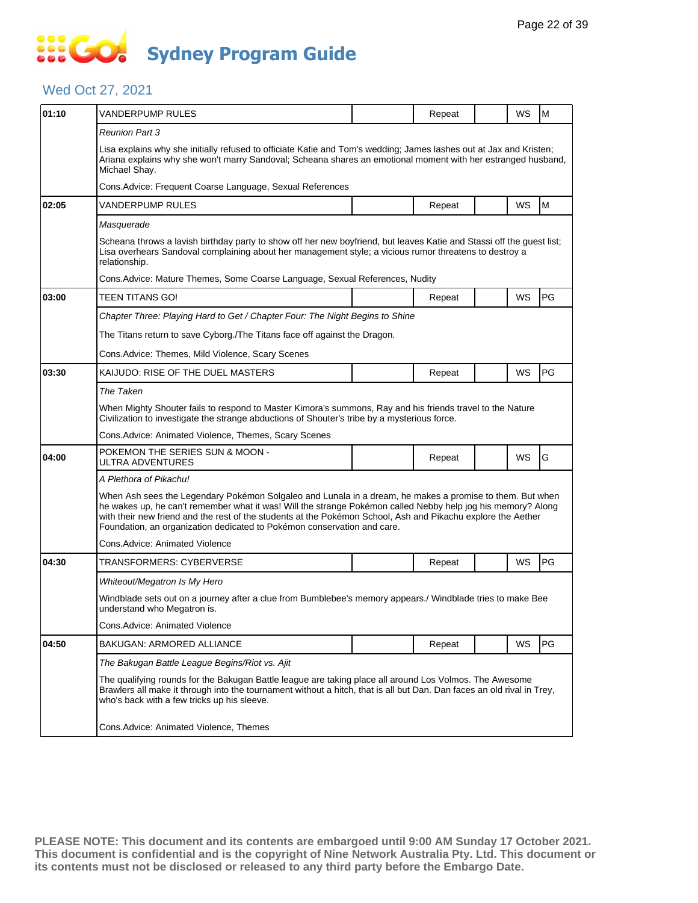# Sydney Program Guide

## Wed Oct 27, 2021

| Time | Program | | Status | | Format | Rating |
|---|---|---|---|---|---|---|
| 01:10 | VANDERPUMP RULES | | Repeat | | WS | M |
| | *Reunion Part 3* | | | | | |
| | Lisa explains why she initially refused to officiate Katie and Tom's wedding; James lashes out at Jax and Kristen; Ariana explains why she won't marry Sandoval; Scheana shares an emotional moment with her estranged husband, Michael Shay. | | | | | |
| | Cons.Advice: Frequent Coarse Language, Sexual References | | | | | |
| 02:05 | VANDERPUMP RULES | | Repeat | | WS | M |
| | *Masquerade* | | | | | |
| | Scheana throws a lavish birthday party to show off her new boyfriend, but leaves Katie and Stassi off the guest list; Lisa overhears Sandoval complaining about her management style; a vicious rumor threatens to destroy a relationship. | | | | | |
| | Cons.Advice: Mature Themes, Some Coarse Language, Sexual References, Nudity | | | | | |
| 03:00 | TEEN TITANS GO! | | Repeat | | WS | PG |
| | *Chapter Three: Playing Hard to Get / Chapter Four: The Night Begins to Shine* | | | | | |
| | The Titans return to save Cyborg./The Titans face off against the Dragon. | | | | | |
| | Cons.Advice: Themes, Mild Violence, Scary Scenes | | | | | |
| 03:30 | KAIJUDO: RISE OF THE DUEL MASTERS | | Repeat | | WS | PG |
| | *The Taken* | | | | | |
| | When Mighty Shouter fails to respond to Master Kimora's summons, Ray and his friends travel to the Nature Civilization to investigate the strange abductions of Shouter's tribe by a mysterious force. | | | | | |
| | Cons.Advice: Animated Violence, Themes, Scary Scenes | | | | | |
| 04:00 | POKEMON THE SERIES SUN & MOON - ULTRA ADVENTURES | | Repeat | | WS | G |
| | *A Plethora of Pikachu!* | | | | | |
| | When Ash sees the Legendary Pokémon Solgaleo and Lunala in a dream, he makes a promise to them. But when he wakes up, he can't remember what it was! Will the strange Pokémon called Nebby help jog his memory? Along with their new friend and the rest of the students at the Pokémon School, Ash and Pikachu explore the Aether Foundation, an organization dedicated to Pokémon conservation and care. | | | | | |
| | Cons.Advice: Animated Violence | | | | | |
| 04:30 | TRANSFORMERS: CYBERVERSE | | Repeat | | WS | PG |
| | *Whiteout/Megatron Is My Hero* | | | | | |
| | Windblade sets out on a journey after a clue from Bumblebee's memory appears./ Windblade tries to make Bee understand who Megatron is. | | | | | |
| | Cons.Advice: Animated Violence | | | | | |
| 04:50 | BAKUGAN: ARMORED ALLIANCE | | Repeat | | WS | PG |
| | *The Bakugan Battle League Begins/Riot vs. Ajit* | | | | | |
| | The qualifying rounds for the Bakugan Battle league are taking place all around Los Volmos. The Awesome Brawlers all make it through into the tournament without a hitch, that is all but Dan. Dan faces an old rival in Trey, who's back with a few tricks up his sleeve. | | | | | |
| | Cons.Advice: Animated Violence, Themes | | | | | |

**PLEASE NOTE: This document and its contents are embargoed until 9:00 AM Sunday 17 October 2021. This document is confidential and is the copyright of Nine Network Australia Pty. Ltd. This document or its contents must not be disclosed or released to any third party before the Embargo Date.**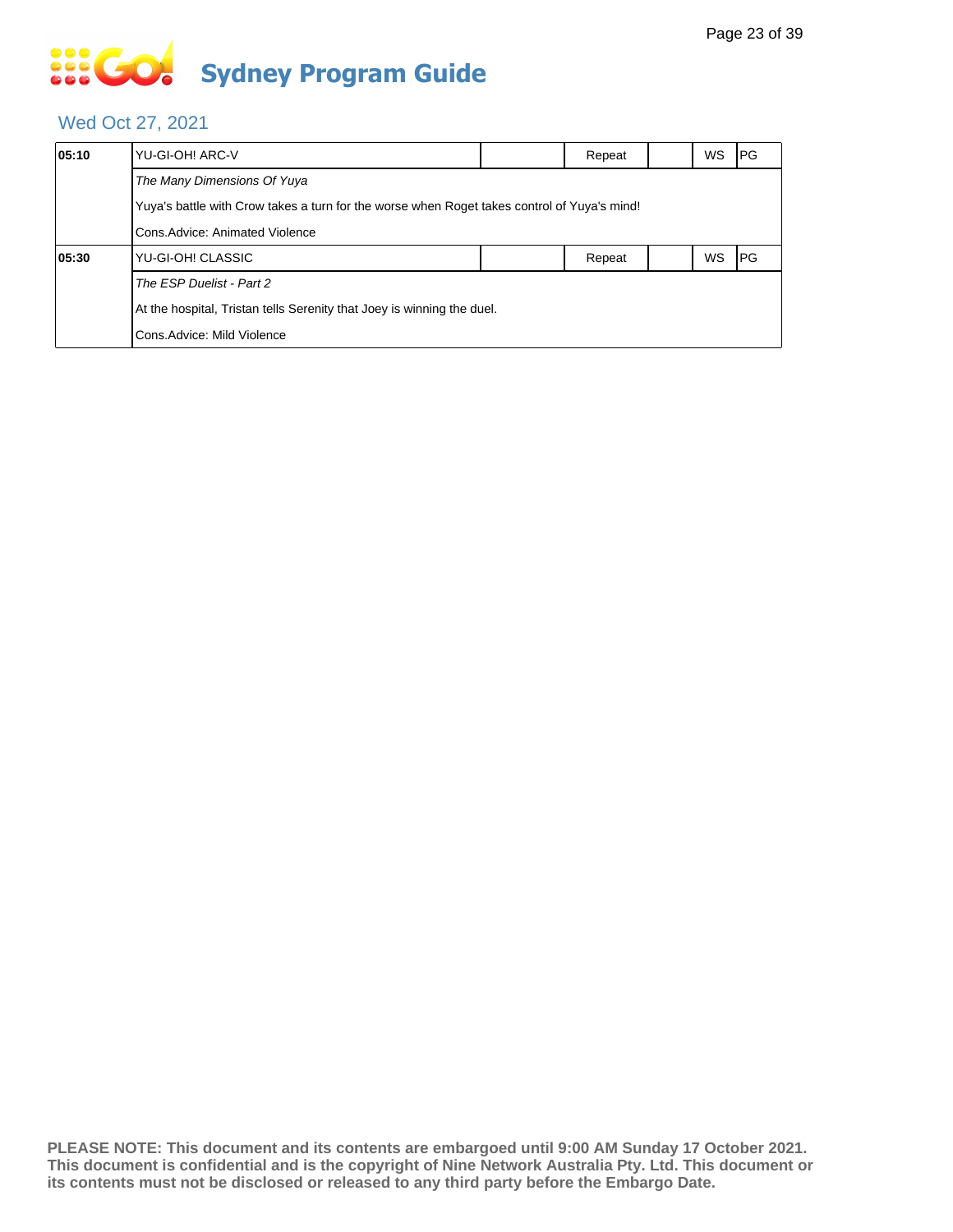# Sydney Program Guide

## Wed Oct 27, 2021

| Time | Program | | Status | | Format | Rating |
|---|---|---|---|---|---|---|
| **05:10** | YU-GI-OH! ARC-V | | Repeat | | WS | PG |
| | *The Many Dimensions Of Yuya* | | | | | |
| | Yuya's battle with Crow takes a turn for the worse when Roget takes control of Yuya's mind! | | | | | |
| | Cons.Advice: Animated Violence | | | | | |
| **05:30** | YU-GI-OH! CLASSIC | | Repeat | | WS | PG |
| | *The ESP Duelist - Part 2* | | | | | |
| | At the hospital, Tristan tells Serenity that Joey is winning the duel. | | | | | |
| | Cons.Advice: Mild Violence | | | | | |

**PLEASE NOTE: This document and its contents are embargoed until 9:00 AM Sunday 17 October 2021. This document is confidential and is the copyright of Nine Network Australia Pty. Ltd. This document or its contents must not be disclosed or released to any third party before the Embargo Date.**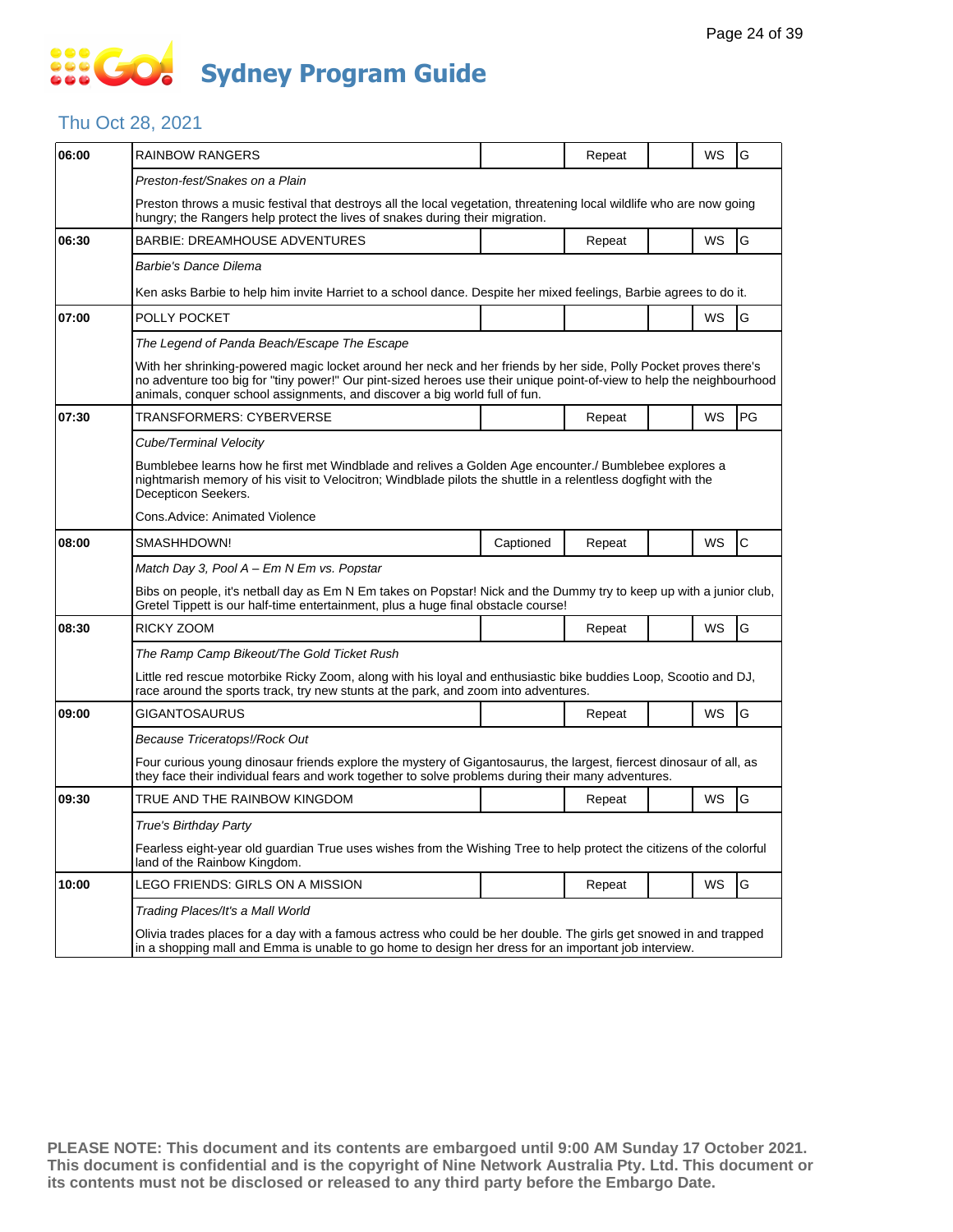# Sydney Program Guide

## Thu Oct 28, 2021

| Time | Program | Captioned | Repeat | | WS | Rating |
|---|---|---|---|---|---|---|
| 06:00 | RAINBOW RANGERS | | Repeat | | WS | G |
| | *Preston-fest/Snakes on a Plain* | | | | | |
| | Preston throws a music festival that destroys all the local vegetation, threatening local wildlife who are now going hungry; the Rangers help protect the lives of snakes during their migration. | | | | | |
| 06:30 | BARBIE: DREAMHOUSE ADVENTURES | | Repeat | | WS | G |
| | *Barbie's Dance Dilema* | | | | | |
| | Ken asks Barbie to help him invite Harriet to a school dance. Despite her mixed feelings, Barbie agrees to do it. | | | | | |
| 07:00 | POLLY POCKET | | | | WS | G |
| | *The Legend of Panda Beach/Escape The Escape* | | | | | |
| | With her shrinking-powered magic locket around her neck and her friends by her side, Polly Pocket proves there's no adventure too big for "tiny power!" Our pint-sized heroes use their unique point-of-view to help the neighbourhood animals, conquer school assignments, and discover a big world full of fun. | | | | | |
| 07:30 | TRANSFORMERS: CYBERVERSE | | Repeat | | WS | PG |
| | *Cube/Terminal Velocity* | | | | | |
| | Bumblebee learns how he first met Windblade and relives a Golden Age encounter./ Bumblebee explores a nightmarish memory of his visit to Velocitron; Windblade pilots the shuttle in a relentless dogfight with the Decepticon Seekers. | | | | | |
| | Cons.Advice: Animated Violence | | | | | |
| 08:00 | SMASHHDOWN! | Captioned | Repeat | | WS | C |
| | *Match Day 3, Pool A – Em N Em vs. Popstar* | | | | | |
| | Bibs on people, it's netball day as Em N Em takes on Popstar! Nick and the Dummy try to keep up with a junior club, Gretel Tippett is our half-time entertainment, plus a huge final obstacle course! | | | | | |
| 08:30 | RICKY ZOOM | | Repeat | | WS | G |
| | *The Ramp Camp Bikeout/The Gold Ticket Rush* | | | | | |
| | Little red rescue motorbike Ricky Zoom, along with his loyal and enthusiastic bike buddies Loop, Scootio and DJ, race around the sports track, try new stunts at the park, and zoom into adventures. | | | | | |
| 09:00 | GIGANTOSAURUS | | Repeat | | WS | G |
| | *Because Triceratops!/Rock Out* | | | | | |
| | Four curious young dinosaur friends explore the mystery of Gigantosaurus, the largest, fiercest dinosaur of all, as they face their individual fears and work together to solve problems during their many adventures. | | | | | |
| 09:30 | TRUE AND THE RAINBOW KINGDOM | | Repeat | | WS | G |
| | *True's Birthday Party* | | | | | |
| | Fearless eight-year old guardian True uses wishes from the Wishing Tree to help protect the citizens of the colorful land of the Rainbow Kingdom. | | | | | |
| 10:00 | LEGO FRIENDS: GIRLS ON A MISSION | | Repeat | | WS | G |
| | *Trading Places/It's a Mall World* | | | | | |
| | Olivia trades places for a day with a famous actress who could be her double. The girls get snowed in and trapped in a shopping mall and Emma is unable to go home to design her dress for an important job interview. | | | | | |

**PLEASE NOTE: This document and its contents are embargoed until 9:00 AM Sunday 17 October 2021. This document is confidential and is the copyright of Nine Network Australia Pty. Ltd. This document or its contents must not be disclosed or released to any third party before the Embargo Date.**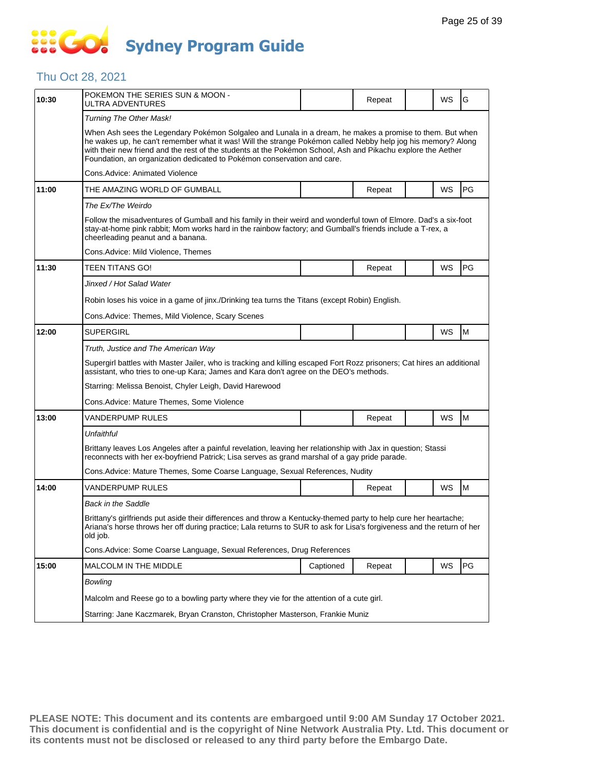# Sydney Program Guide

## Thu Oct 28, 2021

| Time | Program | Captioned | Repeat | | WS | Rating |
|---|---|---|---|---|---|---|
| 10:30 | POKEMON THE SERIES SUN & MOON - ULTRA ADVENTURES | | Repeat | | WS | G |
| | *Turning The Other Mask!* | | | | | |
| | When Ash sees the Legendary Pokémon Solgaleo and Lunala in a dream, he makes a promise to them. But when he wakes up, he can't remember what it was! Will the strange Pokémon called Nebby help jog his memory? Along with their new friend and the rest of the students at the Pokémon School, Ash and Pikachu explore the Aether Foundation, an organization dedicated to Pokémon conservation and care. | | | | | |
| | Cons.Advice: Animated Violence | | | | | |
| 11:00 | THE AMAZING WORLD OF GUMBALL | | Repeat | | WS | PG |
| | *The Ex/The Weirdo* | | | | | |
| | Follow the misadventures of Gumball and his family in their weird and wonderful town of Elmore. Dad's a six-foot stay-at-home pink rabbit; Mom works hard in the rainbow factory; and Gumball's friends include a T-rex, a cheerleading peanut and a banana. | | | | | |
| | Cons.Advice: Mild Violence, Themes | | | | | |
| 11:30 | TEEN TITANS GO! | | Repeat | | WS | PG |
| | *Jinxed / Hot Salad Water* | | | | | |
| | Robin loses his voice in a game of jinx./Drinking tea turns the Titans (except Robin) English. | | | | | |
| | Cons.Advice: Themes, Mild Violence, Scary Scenes | | | | | |
| 12:00 | SUPERGIRL | | | | WS | M |
| | *Truth, Justice and The American Way* | | | | | |
| | Supergirl battles with Master Jailer, who is tracking and killing escaped Fort Rozz prisoners; Cat hires an additional assistant, who tries to one-up Kara; James and Kara don't agree on the DEO's methods. | | | | | |
| | Starring: Melissa Benoist, Chyler Leigh, David Harewood | | | | | |
| | Cons.Advice: Mature Themes, Some Violence | | | | | |
| 13:00 | VANDERPUMP RULES | | Repeat | | WS | M |
| | *Unfaithful* | | | | | |
| | Brittany leaves Los Angeles after a painful revelation, leaving her relationship with Jax in question; Stassi reconnects with her ex-boyfriend Patrick; Lisa serves as grand marshal of a gay pride parade. | | | | | |
| | Cons.Advice: Mature Themes, Some Coarse Language, Sexual References, Nudity | | | | | |
| 14:00 | VANDERPUMP RULES | | Repeat | | WS | M |
| | *Back in the Saddle* | | | | | |
| | Brittany's girlfriends put aside their differences and throw a Kentucky-themed party to help cure her heartache; Ariana's horse throws her off during practice; Lala returns to SUR to ask for Lisa's forgiveness and the return of her old job. | | | | | |
| | Cons.Advice: Some Coarse Language, Sexual References, Drug References | | | | | |
| 15:00 | MALCOLM IN THE MIDDLE | Captioned | Repeat | | WS | PG |
| | *Bowling* | | | | | |
| | Malcolm and Reese go to a bowling party where they vie for the attention of a cute girl. | | | | | |
| | Starring: Jane Kaczmarek, Bryan Cranston, Christopher Masterson, Frankie Muniz | | | | | |

**PLEASE NOTE: This document and its contents are embargoed until 9:00 AM Sunday 17 October 2021. This document is confidential and is the copyright of Nine Network Australia Pty. Ltd. This document or its contents must not be disclosed or released to any third party before the Embargo Date.**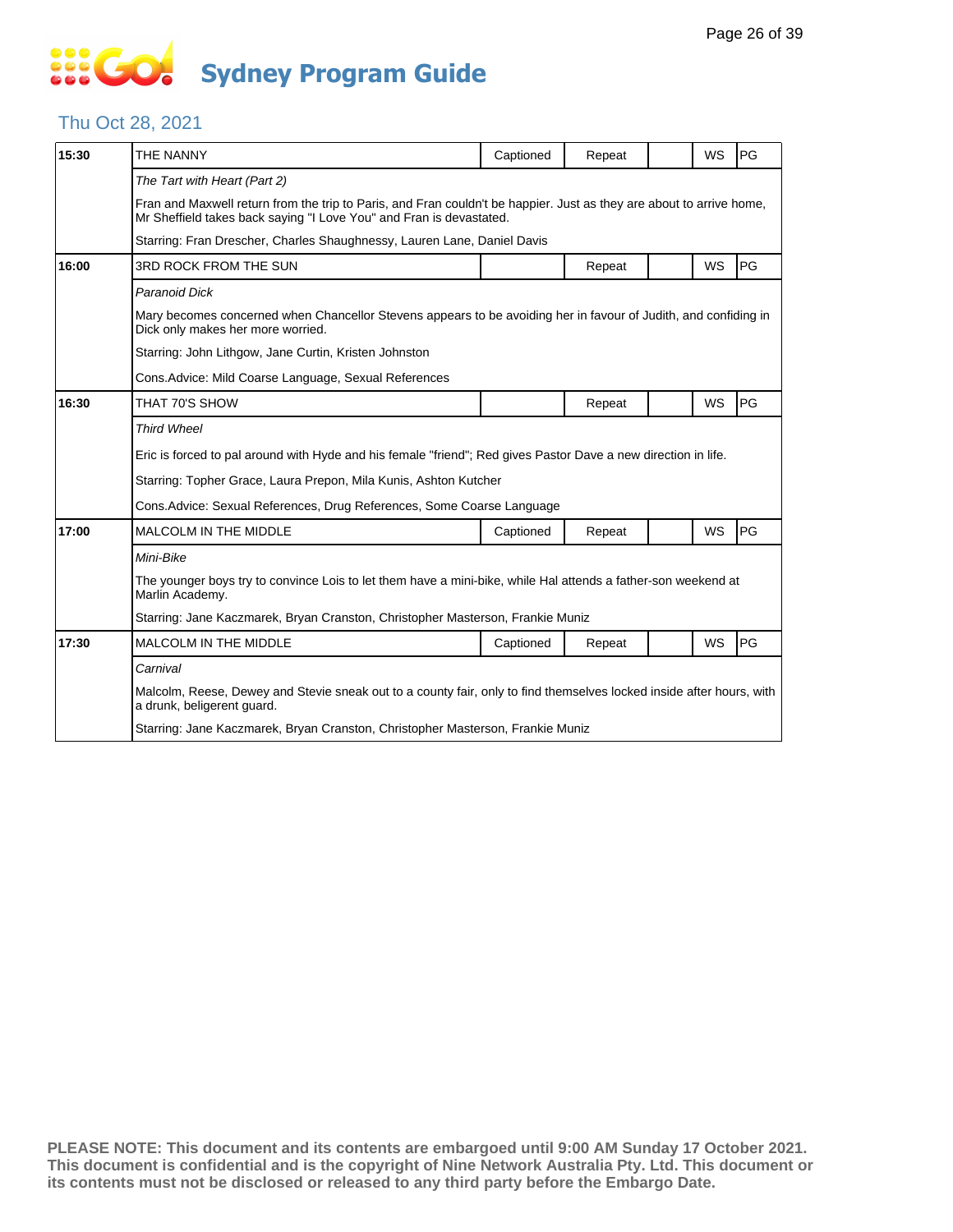# Sydney Program Guide

## Thu Oct 28, 2021

| Time | Program | Captioned | Repeat | | WS | Rating |
|---|---|---|---|---|---|---|
| 15:30 | THE NANNY | Captioned | Repeat | | WS | PG |
| | *The Tart with Heart (Part 2)* | | | | | |
| | Fran and Maxwell return from the trip to Paris, and Fran couldn't be happier. Just as they are about to arrive home, Mr Sheffield takes back saying "I Love You" and Fran is devastated. | | | | | |
| | Starring: Fran Drescher, Charles Shaughnessy, Lauren Lane, Daniel Davis | | | | | |
| 16:00 | 3RD ROCK FROM THE SUN | | Repeat | | WS | PG |
| | *Paranoid Dick* | | | | | |
| | Mary becomes concerned when Chancellor Stevens appears to be avoiding her in favour of Judith, and confiding in Dick only makes her more worried. | | | | | |
| | Starring: John Lithgow, Jane Curtin, Kristen Johnston | | | | | |
| | Cons.Advice: Mild Coarse Language, Sexual References | | | | | |
| 16:30 | THAT 70'S SHOW | | Repeat | | WS | PG |
| | *Third Wheel* | | | | | |
| | Eric is forced to pal around with Hyde and his female "friend"; Red gives Pastor Dave a new direction in life. | | | | | |
| | Starring: Topher Grace, Laura Prepon, Mila Kunis, Ashton Kutcher | | | | | |
| | Cons.Advice: Sexual References, Drug References, Some Coarse Language | | | | | |
| 17:00 | MALCOLM IN THE MIDDLE | Captioned | Repeat | | WS | PG |
| | *Mini-Bike* | | | | | |
| | The younger boys try to convince Lois to let them have a mini-bike, while Hal attends a father-son weekend at Marlin Academy. | | | | | |
| | Starring: Jane Kaczmarek, Bryan Cranston, Christopher Masterson, Frankie Muniz | | | | | |
| 17:30 | MALCOLM IN THE MIDDLE | Captioned | Repeat | | WS | PG |
| | *Carnival* | | | | | |
| | Malcolm, Reese, Dewey and Stevie sneak out to a county fair, only to find themselves locked inside after hours, with a drunk, beligerent guard. | | | | | |
| | Starring: Jane Kaczmarek, Bryan Cranston, Christopher Masterson, Frankie Muniz | | | | | |

**PLEASE NOTE: This document and its contents are embargoed until 9:00 AM Sunday 17 October 2021. This document is confidential and is the copyright of Nine Network Australia Pty. Ltd. This document or its contents must not be disclosed or released to any third party before the Embargo Date.**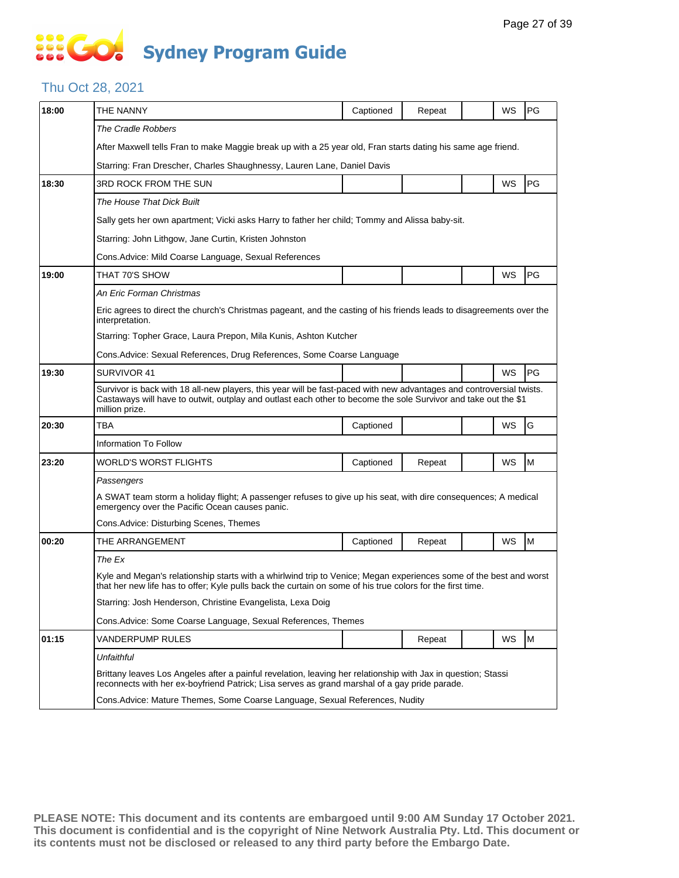# Sydney Program Guide

## Thu Oct 28, 2021

| Time | Program | Captioned | Repeat | | WS | Rating |
|---|---|---|---|---|---|---|
| 18:00 | THE NANNY | Captioned | Repeat | | WS | PG |
| | *The Cradle Robbers* | | | | | |
| | After Maxwell tells Fran to make Maggie break up with a 25 year old, Fran starts dating his same age friend. | | | | | |
| | Starring: Fran Drescher, Charles Shaughnessy, Lauren Lane, Daniel Davis | | | | | |
| 18:30 | 3RD ROCK FROM THE SUN | | | | WS | PG |
| | *The House That Dick Built* | | | | | |
| | Sally gets her own apartment; Vicki asks Harry to father her child; Tommy and Alissa baby-sit. | | | | | |
| | Starring: John Lithgow, Jane Curtin, Kristen Johnston | | | | | |
| | Cons.Advice: Mild Coarse Language, Sexual References | | | | | |
| 19:00 | THAT 70'S SHOW | | | | WS | PG |
| | *An Eric Forman Christmas* | | | | | |
| | Eric agrees to direct the church's Christmas pageant, and the casting of his friends leads to disagreements over the interpretation. | | | | | |
| | Starring: Topher Grace, Laura Prepon, Mila Kunis, Ashton Kutcher | | | | | |
| | Cons.Advice: Sexual References, Drug References, Some Coarse Language | | | | | |
| 19:30 | SURVIVOR 41 | | | | WS | PG |
| | Survivor is back with 18 all-new players, this year will be fast-paced with new advantages and controversial twists. Castaways will have to outwit, outplay and outlast each other to become the sole Survivor and take out the $1 million prize. | | | | | |
| 20:30 | TBA | Captioned | | | WS | G |
| | Information To Follow | | | | | |
| 23:20 | WORLD'S WORST FLIGHTS | Captioned | Repeat | | WS | M |
| | *Passengers* | | | | | |
| | A SWAT team storm a holiday flight; A passenger refuses to give up his seat, with dire consequences; A medical emergency over the Pacific Ocean causes panic. | | | | | |
| | Cons.Advice: Disturbing Scenes, Themes | | | | | |
| 00:20 | THE ARRANGEMENT | Captioned | Repeat | | WS | M |
| | *The Ex* | | | | | |
| | Kyle and Megan's relationship starts with a whirlwind trip to Venice; Megan experiences some of the best and worst that her new life has to offer; Kyle pulls back the curtain on some of his true colors for the first time. | | | | | |
| | Starring: Josh Henderson, Christine Evangelista, Lexa Doig | | | | | |
| | Cons.Advice: Some Coarse Language, Sexual References, Themes | | | | | |
| 01:15 | VANDERPUMP RULES | | Repeat | | WS | M |
| | *Unfaithful* | | | | | |
| | Brittany leaves Los Angeles after a painful revelation, leaving her relationship with Jax in question; Stassi reconnects with her ex-boyfriend Patrick; Lisa serves as grand marshal of a gay pride parade. | | | | | |
| | Cons.Advice: Mature Themes, Some Coarse Language, Sexual References, Nudity | | | | | |

**PLEASE NOTE: This document and its contents are embargoed until 9:00 AM Sunday 17 October 2021. This document is confidential and is the copyright of Nine Network Australia Pty. Ltd. This document or its contents must not be disclosed or released to any third party before the Embargo Date.**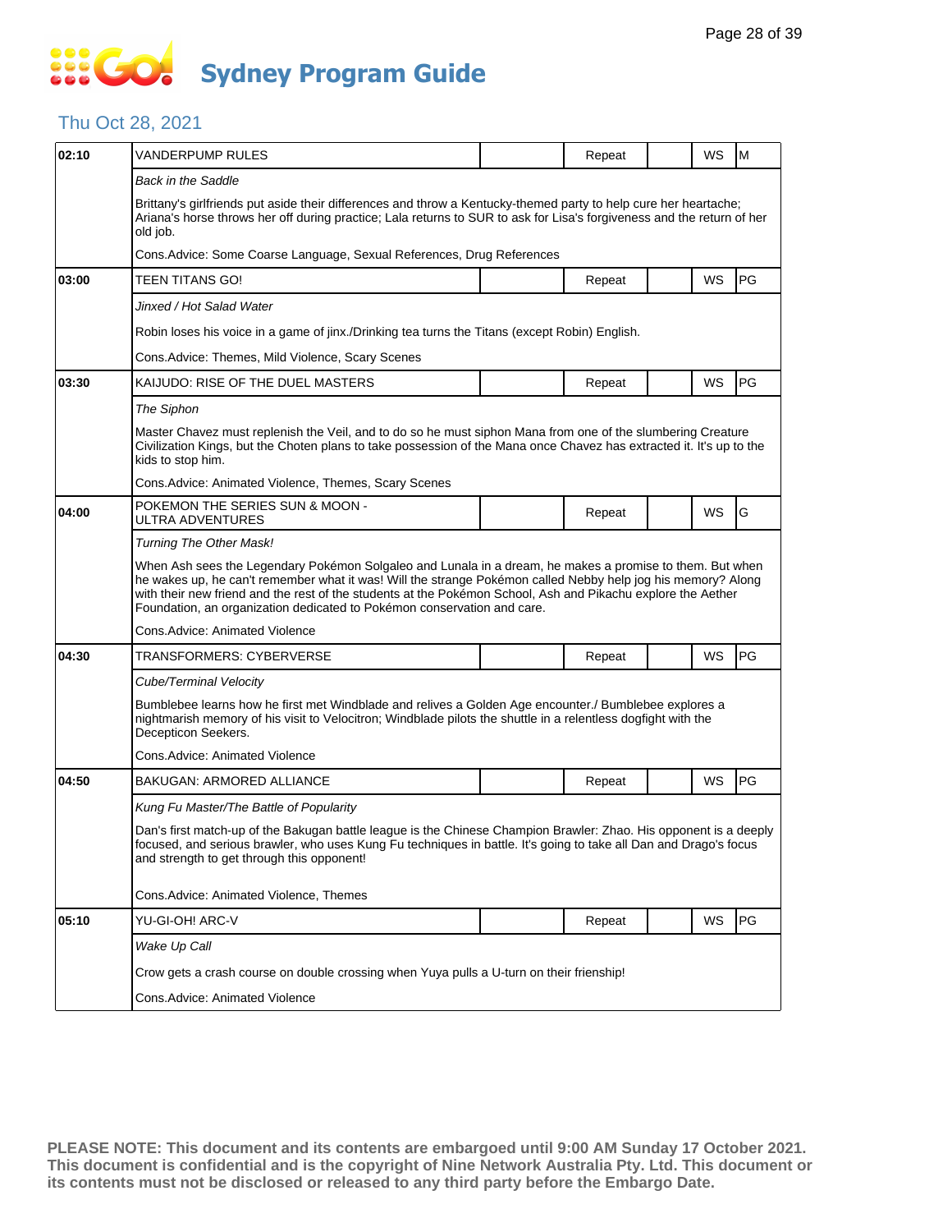# Sydney Program Guide

## Thu Oct 28, 2021

| Time | Program | | Status | | Format | Rating |
|---|---|---|---|---|---|---|
| 02:10 | VANDERPUMP RULES | | Repeat | | WS | M |
| | *Back in the Saddle* | | | | | |
| | Brittany's girlfriends put aside their differences and throw a Kentucky-themed party to help cure her heartache; Ariana's horse throws her off during practice; Lala returns to SUR to ask for Lisa's forgiveness and the return of her old job. | | | | | |
| | Cons.Advice: Some Coarse Language, Sexual References, Drug References | | | | | |
| 03:00 | TEEN TITANS GO! | | Repeat | | WS | PG |
| | *Jinxed / Hot Salad Water* | | | | | |
| | Robin loses his voice in a game of jinx./Drinking tea turns the Titans (except Robin) English. | | | | | |
| | Cons.Advice: Themes, Mild Violence, Scary Scenes | | | | | |
| 03:30 | KAIJUDO: RISE OF THE DUEL MASTERS | | Repeat | | WS | PG |
| | *The Siphon* | | | | | |
| | Master Chavez must replenish the Veil, and to do so he must siphon Mana from one of the slumbering Creature Civilization Kings, but the Choten plans to take possession of the Mana once Chavez has extracted it. It's up to the kids to stop him. | | | | | |
| | Cons.Advice: Animated Violence, Themes, Scary Scenes | | | | | |
| 04:00 | POKEMON THE SERIES SUN & MOON - ULTRA ADVENTURES | | Repeat | | WS | G |
| | *Turning The Other Mask!* | | | | | |
| | When Ash sees the Legendary Pokémon Solgaleo and Lunala in a dream, he makes a promise to them. But when he wakes up, he can't remember what it was! Will the strange Pokémon called Nebby help jog his memory? Along with their new friend and the rest of the students at the Pokémon School, Ash and Pikachu explore the Aether Foundation, an organization dedicated to Pokémon conservation and care. | | | | | |
| | Cons.Advice: Animated Violence | | | | | |
| 04:30 | TRANSFORMERS: CYBERVERSE | | Repeat | | WS | PG |
| | *Cube/Terminal Velocity* | | | | | |
| | Bumblebee learns how he first met Windblade and relives a Golden Age encounter./ Bumblebee explores a nightmarish memory of his visit to Velocitron; Windblade pilots the shuttle in a relentless dogfight with the Decepticon Seekers. | | | | | |
| | Cons.Advice: Animated Violence | | | | | |
| 04:50 | BAKUGAN: ARMORED ALLIANCE | | Repeat | | WS | PG |
| | *Kung Fu Master/The Battle of Popularity* | | | | | |
| | Dan's first match-up of the Bakugan battle league is the Chinese Champion Brawler: Zhao. His opponent is a deeply focused, and serious brawler, who uses Kung Fu techniques in battle. It's going to take all Dan and Drago's focus and strength to get through this opponent! | | | | | |
| | Cons.Advice: Animated Violence, Themes | | | | | |
| 05:10 | YU-GI-OH! ARC-V | | Repeat | | WS | PG |
| | *Wake Up Call* | | | | | |
| | Crow gets a crash course on double crossing when Yuya pulls a U-turn on their frienship! | | | | | |
| | Cons.Advice: Animated Violence | | | | | |

**PLEASE NOTE: This document and its contents are embargoed until 9:00 AM Sunday 17 October 2021. This document is confidential and is the copyright of Nine Network Australia Pty. Ltd. This document or its contents must not be disclosed or released to any third party before the Embargo Date.**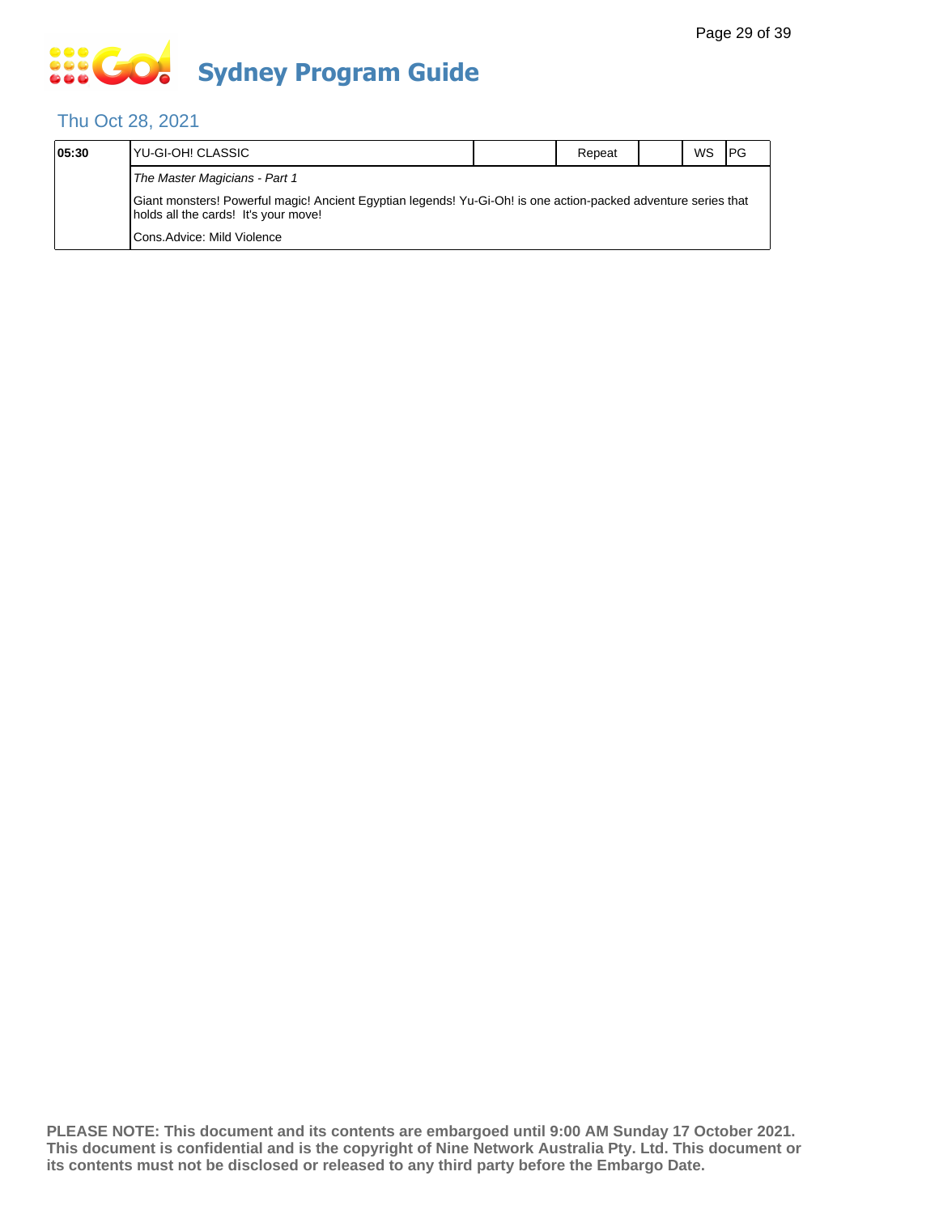# Sydney Program Guide

## Thu Oct 28, 2021

| 05:30 | YU-GI-OH! CLASSIC | | Repeat | | WS | PG |
|---|---|---|---|---|---|---|
| | *The Master Magicians - Part 1* | | | | | |
| | Giant monsters! Powerful magic! Ancient Egyptian legends! Yu-Gi-Oh! is one action-packed adventure series that holds all the cards!  It's your move! | | | | | |
| | Cons.Advice: Mild Violence | | | | | |

**PLEASE NOTE: This document and its contents are embargoed until 9:00 AM Sunday 17 October 2021. This document is confidential and is the copyright of Nine Network Australia Pty. Ltd. This document or its contents must not be disclosed or released to any third party before the Embargo Date.**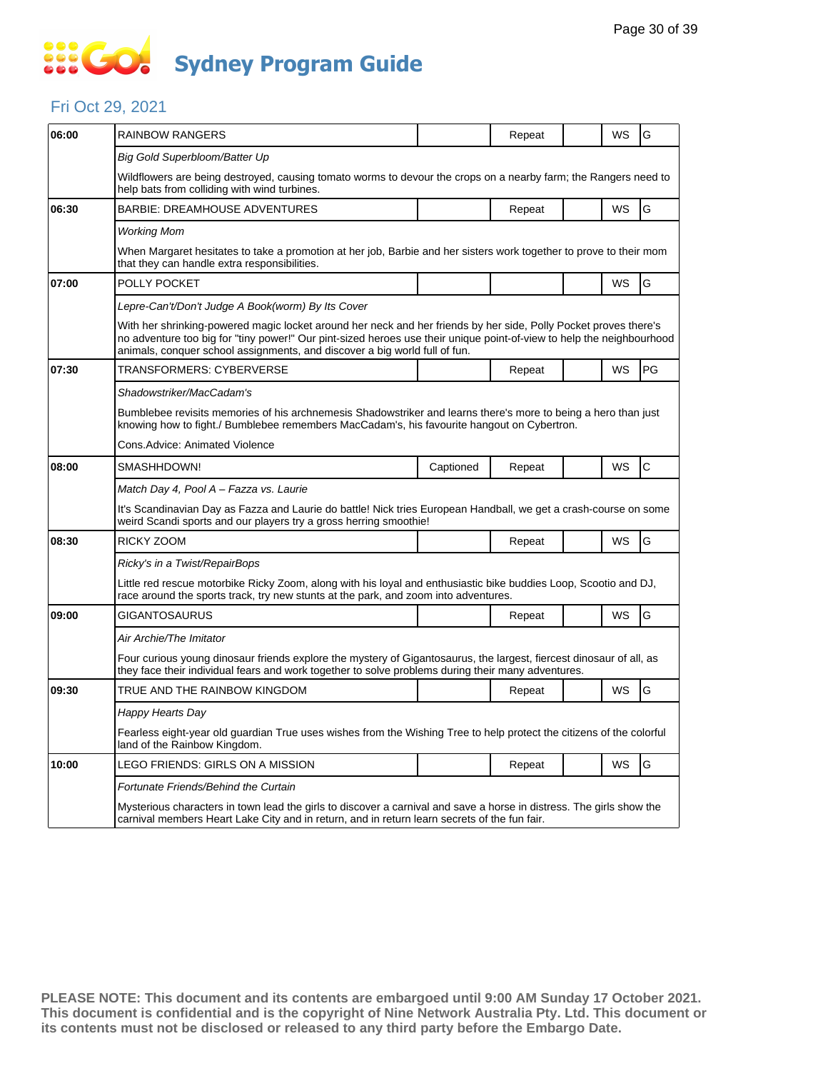# Sydney Program Guide

## Fri Oct 29, 2021

| Time | Program | Captioned | Repeat | | WS | Rating |
|---|---|---|---|---|---|---|
| 06:00 | RAINBOW RANGERS | | Repeat | | WS | G |
| | *Big Gold Superbloom/Batter Up* | | | | | |
| | Wildflowers are being destroyed, causing tomato worms to devour the crops on a nearby farm; the Rangers need to help bats from colliding with wind turbines. | | | | | |
| 06:30 | BARBIE: DREAMHOUSE ADVENTURES | | Repeat | | WS | G |
| | *Working Mom* | | | | | |
| | When Margaret hesitates to take a promotion at her job, Barbie and her sisters work together to prove to their mom that they can handle extra responsibilities. | | | | | |
| 07:00 | POLLY POCKET | | | | WS | G |
| | *Lepre-Can't/Don't Judge A Book(worm) By Its Cover* | | | | | |
| | With her shrinking-powered magic locket around her neck and her friends by her side, Polly Pocket proves there's no adventure too big for "tiny power!" Our pint-sized heroes use their unique point-of-view to help the neighbourhood animals, conquer school assignments, and discover a big world full of fun. | | | | | |
| 07:30 | TRANSFORMERS: CYBERVERSE | | Repeat | | WS | PG |
| | *Shadowstriker/MacCadam's* | | | | | |
| | Bumblebee revisits memories of his archnemesis Shadowstriker and learns there's more to being a hero than just knowing how to fight./ Bumblebee remembers MacCadam's, his favourite hangout on Cybertron. | | | | | |
| | Cons.Advice: Animated Violence | | | | | |
| 08:00 | SMASHHDOWN! | Captioned | Repeat | | WS | C |
| | *Match Day 4, Pool A – Fazza vs. Laurie* | | | | | |
| | It's Scandinavian Day as Fazza and Laurie do battle! Nick tries European Handball, we get a crash-course on some weird Scandi sports and our players try a gross herring smoothie! | | | | | |
| 08:30 | RICKY ZOOM | | Repeat | | WS | G |
| | *Ricky's in a Twist/RepairBops* | | | | | |
| | Little red rescue motorbike Ricky Zoom, along with his loyal and enthusiastic bike buddies Loop, Scootio and DJ, race around the sports track, try new stunts at the park, and zoom into adventures. | | | | | |
| 09:00 | GIGANTOSAURUS | | Repeat | | WS | G |
| | *Air Archie/The Imitator* | | | | | |
| | Four curious young dinosaur friends explore the mystery of Gigantosaurus, the largest, fiercest dinosaur of all, as they face their individual fears and work together to solve problems during their many adventures. | | | | | |
| 09:30 | TRUE AND THE RAINBOW KINGDOM | | Repeat | | WS | G |
| | *Happy Hearts Day* | | | | | |
| | Fearless eight-year old guardian True uses wishes from the Wishing Tree to help protect the citizens of the colorful land of the Rainbow Kingdom. | | | | | |
| 10:00 | LEGO FRIENDS: GIRLS ON A MISSION | | Repeat | | WS | G |
| | *Fortunate Friends/Behind the Curtain* | | | | | |
| | Mysterious characters in town lead the girls to discover a carnival and save a horse in distress. The girls show the carnival members Heart Lake City and in return, and in return learn secrets of the fun fair. | | | | | |

**PLEASE NOTE: This document and its contents are embargoed until 9:00 AM Sunday 17 October 2021. This document is confidential and is the copyright of Nine Network Australia Pty. Ltd. This document or its contents must not be disclosed or released to any third party before the Embargo Date.**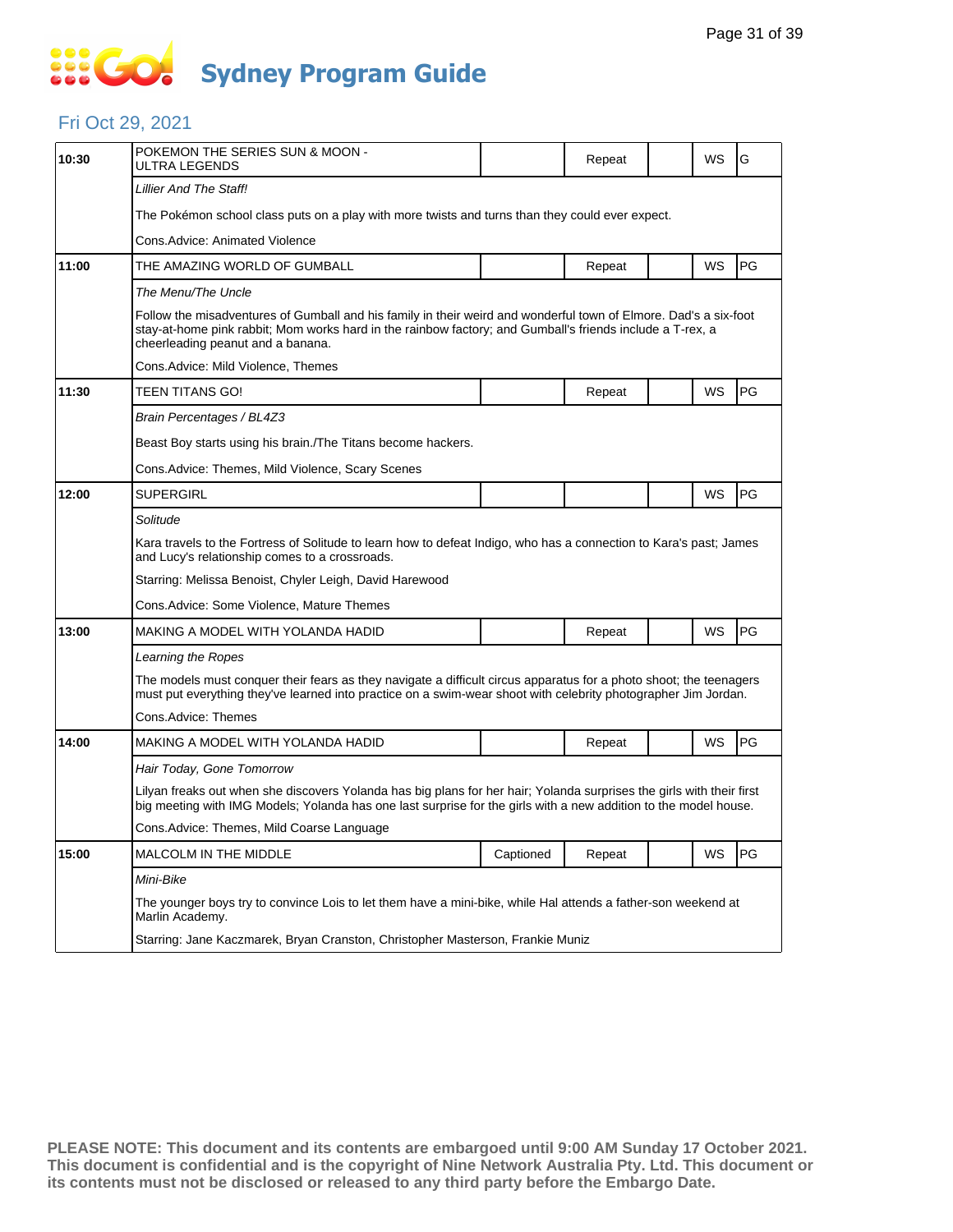# Sydney Program Guide

## Fri Oct 29, 2021

| Time | Program | Captioned | Repeat | | WS | Rating |
|---|---|---|---|---|---|---|
| 10:30 | POKEMON THE SERIES SUN & MOON - ULTRA LEGENDS | | Repeat | | WS | G |

*Lillier And The Staff!*

The Pokémon school class puts on a play with more twists and turns than they could ever expect.

Cons.Advice: Animated Violence

| Time | Program | Captioned | Repeat | | WS | Rating |
|---|---|---|---|---|---|---|
| 11:00 | THE AMAZING WORLD OF GUMBALL | | Repeat | | WS | PG |

*The Menu/The Uncle*

Follow the misadventures of Gumball and his family in their weird and wonderful town of Elmore. Dad's a six-foot stay-at-home pink rabbit; Mom works hard in the rainbow factory; and Gumball's friends include a T-rex, a cheerleading peanut and a banana.

Cons.Advice: Mild Violence, Themes

| Time | Program | Captioned | Repeat | | WS | Rating |
|---|---|---|---|---|---|---|
| 11:30 | TEEN TITANS GO! | | Repeat | | WS | PG |

*Brain Percentages / BL4Z3*

Beast Boy starts using his brain./The Titans become hackers.

Cons.Advice: Themes, Mild Violence, Scary Scenes

| Time | Program | Captioned | Repeat | | WS | Rating |
|---|---|---|---|---|---|---|
| 12:00 | SUPERGIRL | | | | WS | PG |

*Solitude*

Kara travels to the Fortress of Solitude to learn how to defeat Indigo, who has a connection to Kara's past; James and Lucy's relationship comes to a crossroads.

Starring: Melissa Benoist, Chyler Leigh, David Harewood

Cons.Advice: Some Violence, Mature Themes

| Time | Program | Captioned | Repeat | | WS | Rating |
|---|---|---|---|---|---|---|
| 13:00 | MAKING A MODEL WITH YOLANDA HADID | | Repeat | | WS | PG |

*Learning the Ropes*

The models must conquer their fears as they navigate a difficult circus apparatus for a photo shoot; the teenagers must put everything they've learned into practice on a swim-wear shoot with celebrity photographer Jim Jordan.

Cons.Advice: Themes

| Time | Program | Captioned | Repeat | | WS | Rating |
|---|---|---|---|---|---|---|
| 14:00 | MAKING A MODEL WITH YOLANDA HADID | | Repeat | | WS | PG |

*Hair Today, Gone Tomorrow*

Lilyan freaks out when she discovers Yolanda has big plans for her hair; Yolanda surprises the girls with their first big meeting with IMG Models; Yolanda has one last surprise for the girls with a new addition to the model house.

Cons.Advice: Themes, Mild Coarse Language

| Time | Program | Captioned | Repeat | | WS | Rating |
|---|---|---|---|---|---|---|
| 15:00 | MALCOLM IN THE MIDDLE | Captioned | Repeat | | WS | PG |

*Mini-Bike*

The younger boys try to convince Lois to let them have a mini-bike, while Hal attends a father-son weekend at Marlin Academy.

Starring: Jane Kaczmarek, Bryan Cranston, Christopher Masterson, Frankie Muniz

**PLEASE NOTE: This document and its contents are embargoed until 9:00 AM Sunday 17 October 2021. This document is confidential and is the copyright of Nine Network Australia Pty. Ltd. This document or its contents must not be disclosed or released to any third party before the Embargo Date.**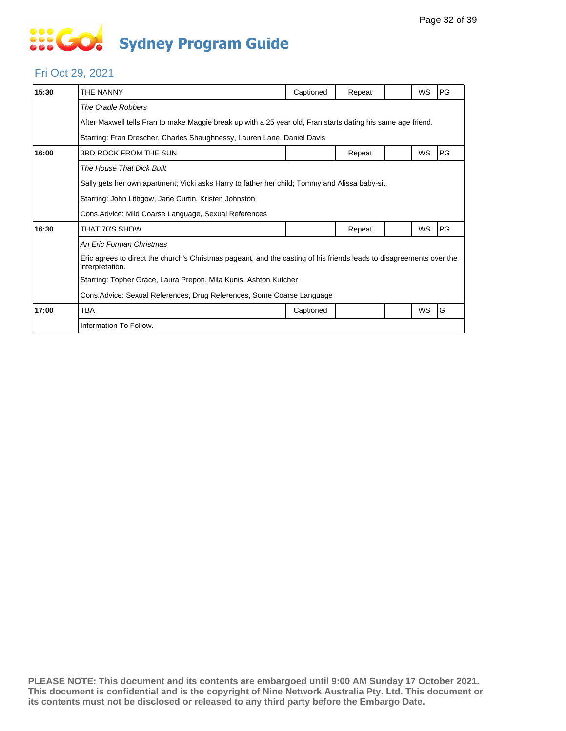# Sydney Program Guide

## Fri Oct 29, 2021

| Time | Program | Captioned | Repeat | | WS | Rating |
|---|---|---|---|---|---|---|
| 15:30 | THE NANNY | Captioned | Repeat | | WS | PG |
| | *The Cradle Robbers* | | | | | |
| | After Maxwell tells Fran to make Maggie break up with a 25 year old, Fran starts dating his same age friend. | | | | | |
| | Starring: Fran Drescher, Charles Shaughnessy, Lauren Lane, Daniel Davis | | | | | |
| 16:00 | 3RD ROCK FROM THE SUN | | Repeat | | WS | PG |
| | *The House That Dick Built* | | | | | |
| | Sally gets her own apartment; Vicki asks Harry to father her child; Tommy and Alissa baby-sit. | | | | | |
| | Starring: John Lithgow, Jane Curtin, Kristen Johnston | | | | | |
| | Cons.Advice: Mild Coarse Language, Sexual References | | | | | |
| 16:30 | THAT 70'S SHOW | | Repeat | | WS | PG |
| | *An Eric Forman Christmas* | | | | | |
| | Eric agrees to direct the church's Christmas pageant, and the casting of his friends leads to disagreements over the interpretation. | | | | | |
| | Starring: Topher Grace, Laura Prepon, Mila Kunis, Ashton Kutcher | | | | | |
| | Cons.Advice: Sexual References, Drug References, Some Coarse Language | | | | | |
| 17:00 | TBA | Captioned | | | WS | G |
| | Information To Follow. | | | | | |

**PLEASE NOTE: This document and its contents are embargoed until 9:00 AM Sunday 17 October 2021. This document is confidential and is the copyright of Nine Network Australia Pty. Ltd. This document or its contents must not be disclosed or released to any third party before the Embargo Date.**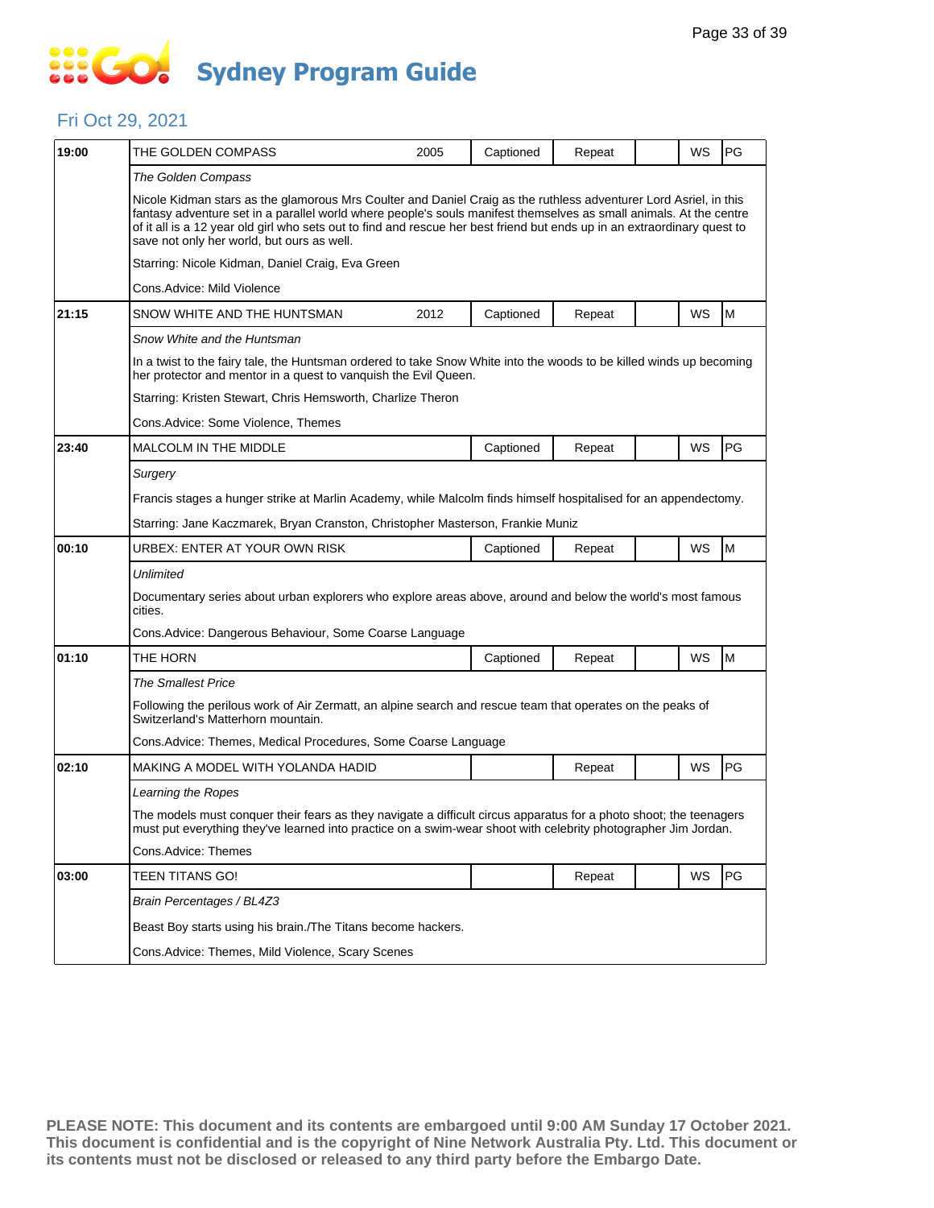# Sydney Program Guide

## Fri Oct 29, 2021

| Time | Title | Year | Captioned | Repeat | | WS | Rating |
|---|---|---|---|---|---|---|---|
| 19:00 | THE GOLDEN COMPASS | 2005 | Captioned | Repeat | | WS | PG |
| | *The Golden Compass*<br>Nicole Kidman stars as the glamorous Mrs Coulter and Daniel Craig as the ruthless adventurer Lord Asriel, in this fantasy adventure set in a parallel world where people's souls manifest themselves as small animals. At the centre of it all is a 12 year old girl who sets out to find and rescue her best friend but ends up in an extraordinary quest to save not only her world, but ours as well.<br>Starring: Nicole Kidman, Daniel Craig, Eva Green<br>Cons.Advice: Mild Violence | | | | | | |
| 21:15 | SNOW WHITE AND THE HUNTSMAN | 2012 | Captioned | Repeat | | WS | M |
| | *Snow White and the Huntsman*<br>In a twist to the fairy tale, the Huntsman ordered to take Snow White into the woods to be killed winds up becoming her protector and mentor in a quest to vanquish the Evil Queen.<br>Starring: Kristen Stewart, Chris Hemsworth, Charlize Theron<br>Cons.Advice: Some Violence, Themes | | | | | | |
| 23:40 | MALCOLM IN THE MIDDLE | | Captioned | Repeat | | WS | PG |
| | *Surgery*<br>Francis stages a hunger strike at Marlin Academy, while Malcolm finds himself hospitalised for an appendectomy.<br>Starring: Jane Kaczmarek, Bryan Cranston, Christopher Masterson, Frankie Muniz | | | | | | |
| 00:10 | URBEX: ENTER AT YOUR OWN RISK | | Captioned | Repeat | | WS | M |
| | *Unlimited*<br>Documentary series about urban explorers who explore areas above, around and below the world's most famous cities.<br>Cons.Advice: Dangerous Behaviour, Some Coarse Language | | | | | | |
| 01:10 | THE HORN | | Captioned | Repeat | | WS | M |
| | *The Smallest Price*<br>Following the perilous work of Air Zermatt, an alpine search and rescue team that operates on the peaks of Switzerland's Matterhorn mountain.<br>Cons.Advice: Themes, Medical Procedures, Some Coarse Language | | | | | | |
| 02:10 | MAKING A MODEL WITH YOLANDA HADID | | | Repeat | | WS | PG |
| | *Learning the Ropes*<br>The models must conquer their fears as they navigate a difficult circus apparatus for a photo shoot; the teenagers must put everything they've learned into practice on a swim-wear shoot with celebrity photographer Jim Jordan.<br>Cons.Advice: Themes | | | | | | |
| 03:00 | TEEN TITANS GO! | | | Repeat | | WS | PG |
| | *Brain Percentages / BL4Z3*<br>Beast Boy starts using his brain./The Titans become hackers.<br>Cons.Advice: Themes, Mild Violence, Scary Scenes | | | | | | |

**PLEASE NOTE: This document and its contents are embargoed until 9:00 AM Sunday 17 October 2021. This document is confidential and is the copyright of Nine Network Australia Pty. Ltd. This document or its contents must not be disclosed or released to any third party before the Embargo Date.**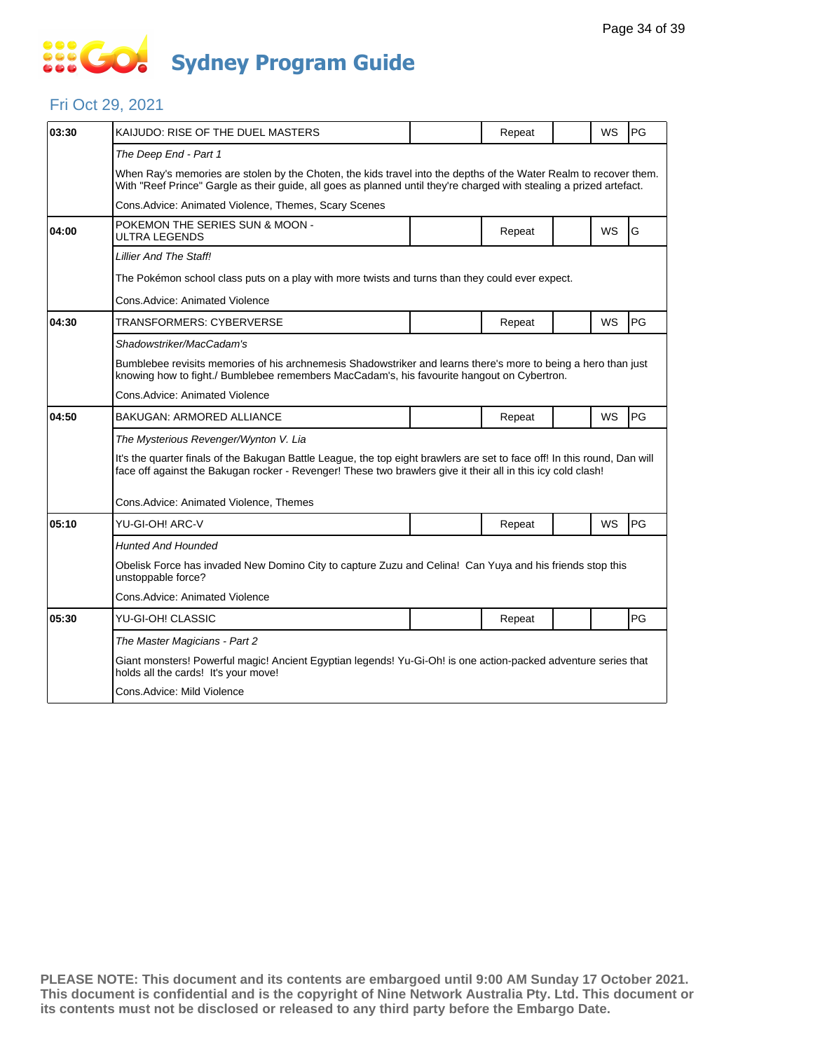# Sydney Program Guide

## Fri Oct 29, 2021

| Time | Program | | Status | | WS | Rating |
|---|---|---|---|---|---|---|
| 03:30 | KAIJUDO: RISE OF THE DUEL MASTERS | | Repeat | | WS | PG |
| | *The Deep End - Part 1* | | | | | |
| | When Ray's memories are stolen by the Choten, the kids travel into the depths of the Water Realm to recover them. With "Reef Prince" Gargle as their guide, all goes as planned until they're charged with stealing a prized artefact. | | | | | |
| | Cons.Advice: Animated Violence, Themes, Scary Scenes | | | | | |
| 04:00 | POKEMON THE SERIES SUN & MOON - ULTRA LEGENDS | | Repeat | | WS | G |
| | *Lillier And The Staff!* | | | | | |
| | The Pokémon school class puts on a play with more twists and turns than they could ever expect. | | | | | |
| | Cons.Advice: Animated Violence | | | | | |
| 04:30 | TRANSFORMERS: CYBERVERSE | | Repeat | | WS | PG |
| | *Shadowstriker/MacCadam's* | | | | | |
| | Bumblebee revisits memories of his archnemesis Shadowstriker and learns there's more to being a hero than just knowing how to fight./ Bumblebee remembers MacCadam's, his favourite hangout on Cybertron. | | | | | |
| | Cons.Advice: Animated Violence | | | | | |
| 04:50 | BAKUGAN: ARMORED ALLIANCE | | Repeat | | WS | PG |
| | *The Mysterious Revenger/Wynton V. Lia* | | | | | |
| | It's the quarter finals of the Bakugan Battle League, the top eight brawlers are set to face off! In this round, Dan will face off against the Bakugan rocker - Revenger! These two brawlers give it their all in this icy cold clash! | | | | | |
| | Cons.Advice: Animated Violence, Themes | | | | | |
| 05:10 | YU-GI-OH! ARC-V | | Repeat | | WS | PG |
| | *Hunted And Hounded* | | | | | |
| | Obelisk Force has invaded New Domino City to capture Zuzu and Celina! Can Yuya and his friends stop this unstoppable force? | | | | | |
| | Cons.Advice: Animated Violence | | | | | |
| 05:30 | YU-GI-OH! CLASSIC | | Repeat | | | PG |
| | *The Master Magicians - Part 2* | | | | | |
| | Giant monsters! Powerful magic! Ancient Egyptian legends! Yu-Gi-Oh! is one action-packed adventure series that holds all the cards! It's your move! | | | | | |
| | Cons.Advice: Mild Violence | | | | | |

**PLEASE NOTE: This document and its contents are embargoed until 9:00 AM Sunday 17 October 2021. This document is confidential and is the copyright of Nine Network Australia Pty. Ltd. This document or its contents must not be disclosed or released to any third party before the Embargo Date.**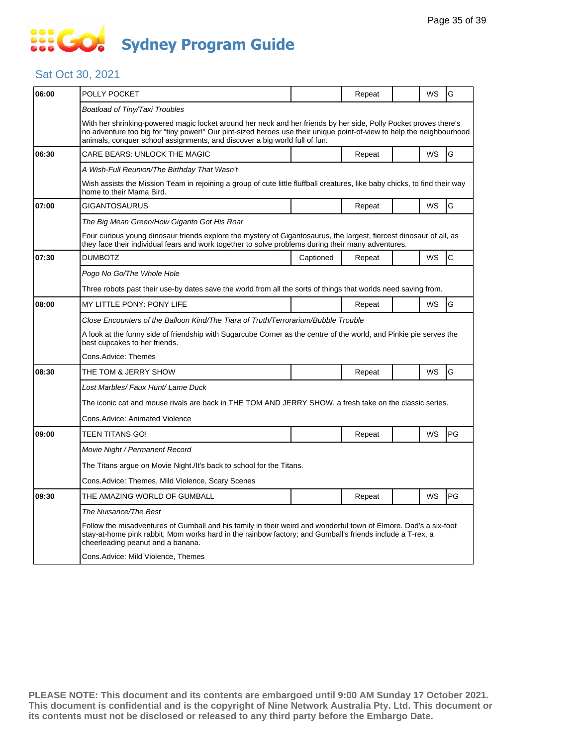# Sydney Program Guide

## Sat Oct 30, 2021

| Time | Program | Captioned | Repeat | | WS | Rating |
|---|---|---|---|---|---|---|
| 06:00 | POLLY POCKET | | Repeat | | WS | G |
| | *Boatload of Tiny/Taxi Troubles* | | | | | |
| | With her shrinking-powered magic locket around her neck and her friends by her side, Polly Pocket proves there's no adventure too big for "tiny power!" Our pint-sized heroes use their unique point-of-view to help the neighbourhood animals, conquer school assignments, and discover a big world full of fun. | | | | | |
| 06:30 | CARE BEARS: UNLOCK THE MAGIC | | Repeat | | WS | G |
| | *A Wish-Full Reunion/The Birthday That Wasn't* | | | | | |
| | Wish assists the Mission Team in rejoining a group of cute little fluffball creatures, like baby chicks, to find their way home to their Mama Bird. | | | | | |
| 07:00 | GIGANTOSAURUS | | Repeat | | WS | G |
| | *The Big Mean Green/How Giganto Got His Roar* | | | | | |
| | Four curious young dinosaur friends explore the mystery of Gigantosaurus, the largest, fiercest dinosaur of all, as they face their individual fears and work together to solve problems during their many adventures. | | | | | |
| 07:30 | DUMBOTZ | Captioned | Repeat | | WS | C |
| | *Pogo No Go/The Whole Hole* | | | | | |
| | Three robots past their use-by dates save the world from all the sorts of things that worlds need saving from. | | | | | |
| 08:00 | MY LITTLE PONY: PONY LIFE | | Repeat | | WS | G |
| | *Close Encounters of the Balloon Kind/The Tiara of Truth/Terrorarium/Bubble Trouble* | | | | | |
| | A look at the funny side of friendship with Sugarcube Corner as the centre of the world, and Pinkie pie serves the best cupcakes to her friends. | | | | | |
| | Cons.Advice: Themes | | | | | |
| 08:30 | THE TOM & JERRY SHOW | | Repeat | | WS | G |
| | *Lost Marbles/ Faux Hunt/ Lame Duck* | | | | | |
| | The iconic cat and mouse rivals are back in THE TOM AND JERRY SHOW, a fresh take on the classic series. | | | | | |
| | Cons.Advice: Animated Violence | | | | | |
| 09:00 | TEEN TITANS GO! | | Repeat | | WS | PG |
| | *Movie Night / Permanent Record* | | | | | |
| | The Titans argue on Movie Night./It's back to school for the Titans. | | | | | |
| | Cons.Advice: Themes, Mild Violence, Scary Scenes | | | | | |
| 09:30 | THE AMAZING WORLD OF GUMBALL | | Repeat | | WS | PG |
| | *The Nuisance/The Best* | | | | | |
| | Follow the misadventures of Gumball and his family in their weird and wonderful town of Elmore. Dad's a six-foot stay-at-home pink rabbit; Mom works hard in the rainbow factory; and Gumball's friends include a T-rex, a cheerleading peanut and a banana. | | | | | |
| | Cons.Advice: Mild Violence, Themes | | | | | |

**PLEASE NOTE: This document and its contents are embargoed until 9:00 AM Sunday 17 October 2021. This document is confidential and is the copyright of Nine Network Australia Pty. Ltd. This document or its contents must not be disclosed or released to any third party before the Embargo Date.**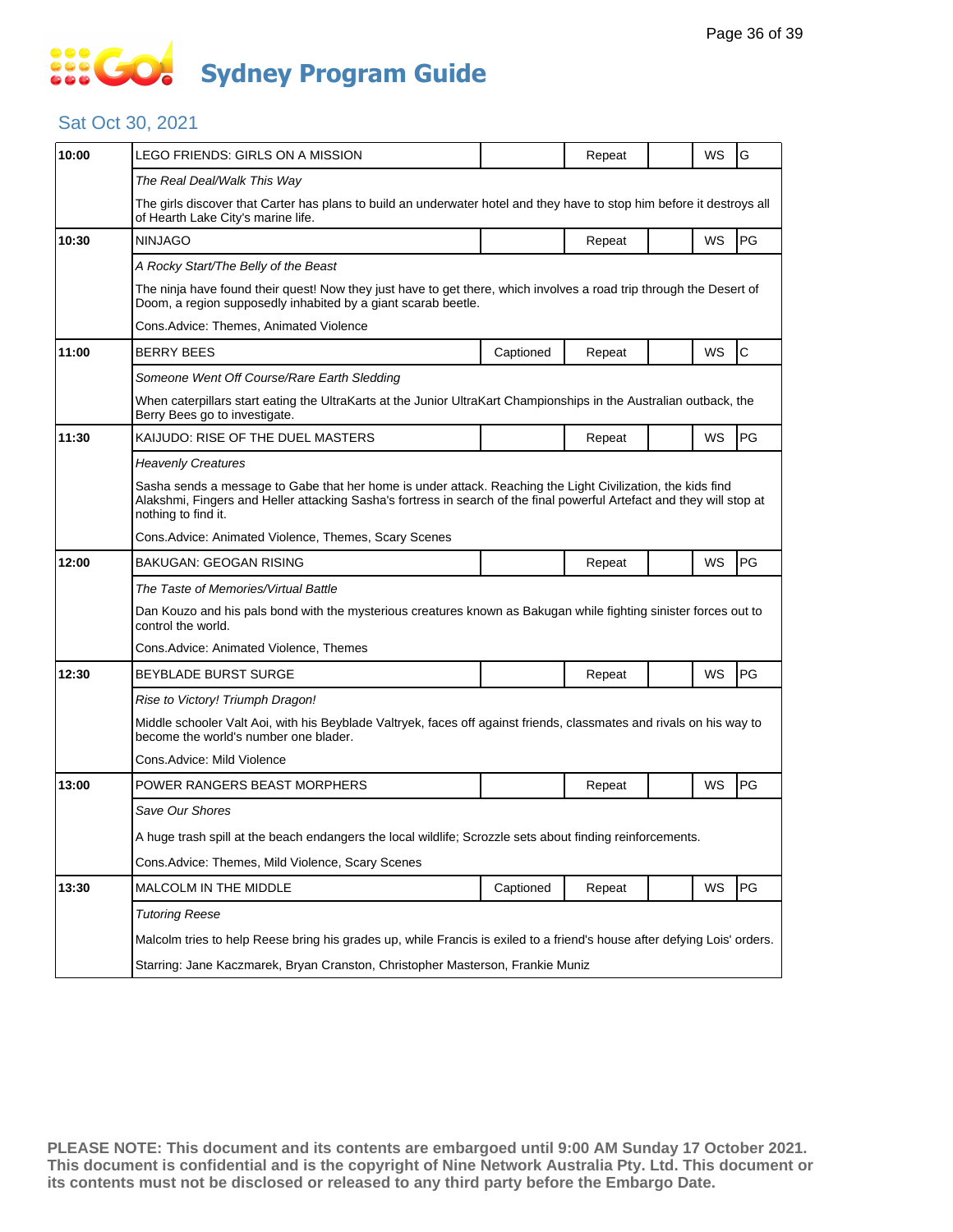# Sydney Program Guide

## Sat Oct 30, 2021

| Time | Program | Captioned | Repeat | | WS | Rating |
|---|---|---|---|---|---|---|
| 10:00 | LEGO FRIENDS: GIRLS ON A MISSION | | Repeat | | WS | G |
| | *The Real Deal/Walk This Way* | | | | | |
| | The girls discover that Carter has plans to build an underwater hotel and they have to stop him before it destroys all of Hearth Lake City's marine life. | | | | | |
| 10:30 | NINJAGO | | Repeat | | WS | PG |
| | *A Rocky Start/The Belly of the Beast* | | | | | |
| | The ninja have found their quest! Now they just have to get there, which involves a road trip through the Desert of Doom, a region supposedly inhabited by a giant scarab beetle. | | | | | |
| | Cons.Advice: Themes, Animated Violence | | | | | |
| 11:00 | BERRY BEES | Captioned | Repeat | | WS | C |
| | *Someone Went Off Course/Rare Earth Sledding* | | | | | |
| | When caterpillars start eating the UltraKarts at the Junior UltraKart Championships in the Australian outback, the Berry Bees go to investigate. | | | | | |
| 11:30 | KAIJUDO: RISE OF THE DUEL MASTERS | | Repeat | | WS | PG |
| | *Heavenly Creatures* | | | | | |
| | Sasha sends a message to Gabe that her home is under attack. Reaching the Light Civilization, the kids find Alakshmi, Fingers and Heller attacking Sasha's fortress in search of the final powerful Artefact and they will stop at nothing to find it. | | | | | |
| | Cons.Advice: Animated Violence, Themes, Scary Scenes | | | | | |
| 12:00 | BAKUGAN: GEOGAN RISING | | Repeat | | WS | PG |
| | *The Taste of Memories/Virtual Battle* | | | | | |
| | Dan Kouzo and his pals bond with the mysterious creatures known as Bakugan while fighting sinister forces out to control the world. | | | | | |
| | Cons.Advice: Animated Violence, Themes | | | | | |
| 12:30 | BEYBLADE BURST SURGE | | Repeat | | WS | PG |
| | *Rise to Victory! Triumph Dragon!* | | | | | |
| | Middle schooler Valt Aoi, with his Beyblade Valtryek, faces off against friends, classmates and rivals on his way to become the world's number one blader. | | | | | |
| | Cons.Advice: Mild Violence | | | | | |
| 13:00 | POWER RANGERS BEAST MORPHERS | | Repeat | | WS | PG |
| | *Save Our Shores* | | | | | |
| | A huge trash spill at the beach endangers the local wildlife; Scrozzle sets about finding reinforcements. | | | | | |
| | Cons.Advice: Themes, Mild Violence, Scary Scenes | | | | | |
| 13:30 | MALCOLM IN THE MIDDLE | Captioned | Repeat | | WS | PG |
| | *Tutoring Reese* | | | | | |
| | Malcolm tries to help Reese bring his grades up, while Francis is exiled to a friend's house after defying Lois' orders. | | | | | |
| | Starring: Jane Kaczmarek, Bryan Cranston, Christopher Masterson, Frankie Muniz | | | | | |

**PLEASE NOTE: This document and its contents are embargoed until 9:00 AM Sunday 17 October 2021. This document is confidential and is the copyright of Nine Network Australia Pty. Ltd. This document or its contents must not be disclosed or released to any third party before the Embargo Date.**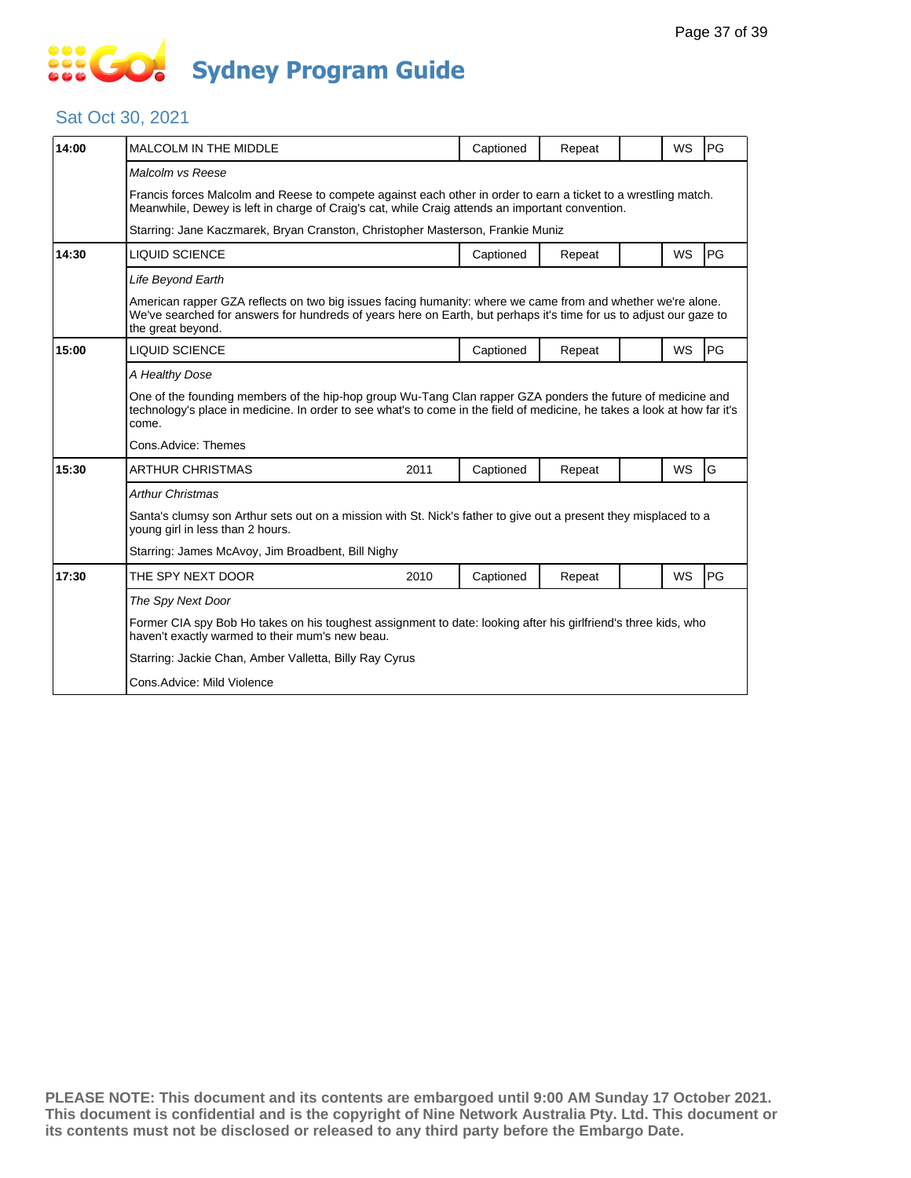# Sydney Program Guide

## Sat Oct 30, 2021

| Time | Program | Year | Captioned | Repeat | | WS | Rating |
|---|---|---|---|---|---|---|---|
| 14:00 | MALCOLM IN THE MIDDLE | | Captioned | Repeat | | WS | PG |
| | *Malcolm vs Reese*<br>Francis forces Malcolm and Reese to compete against each other in order to earn a ticket to a wrestling match. Meanwhile, Dewey is left in charge of Craig's cat, while Craig attends an important convention.<br>Starring: Jane Kaczmarek, Bryan Cranston, Christopher Masterson, Frankie Muniz | | | | | | |
| 14:30 | LIQUID SCIENCE | | Captioned | Repeat | | WS | PG |
| | *Life Beyond Earth*<br>American rapper GZA reflects on two big issues facing humanity: where we came from and whether we're alone. We've searched for answers for hundreds of years here on Earth, but perhaps it's time for us to adjust our gaze to the great beyond. | | | | | | |
| 15:00 | LIQUID SCIENCE | | Captioned | Repeat | | WS | PG |
| | *A Healthy Dose*<br>One of the founding members of the hip-hop group Wu-Tang Clan rapper GZA ponders the future of medicine and technology's place in medicine. In order to see what's to come in the field of medicine, he takes a look at how far it's come.<br>Cons.Advice: Themes | | | | | | |
| 15:30 | ARTHUR CHRISTMAS | 2011 | Captioned | Repeat | | WS | G |
| | *Arthur Christmas*<br>Santa's clumsy son Arthur sets out on a mission with St. Nick's father to give out a present they misplaced to a young girl in less than 2 hours.<br>Starring: James McAvoy, Jim Broadbent, Bill Nighy | | | | | | |
| 17:30 | THE SPY NEXT DOOR | 2010 | Captioned | Repeat | | WS | PG |
| | *The Spy Next Door*<br>Former CIA spy Bob Ho takes on his toughest assignment to date: looking after his girlfriend's three kids, who haven't exactly warmed to their mum's new beau.<br>Starring: Jackie Chan, Amber Valletta, Billy Ray Cyrus<br>Cons.Advice: Mild Violence | | | | | | |

**PLEASE NOTE: This document and its contents are embargoed until 9:00 AM Sunday 17 October 2021. This document is confidential and is the copyright of Nine Network Australia Pty. Ltd. This document or its contents must not be disclosed or released to any third party before the Embargo Date.**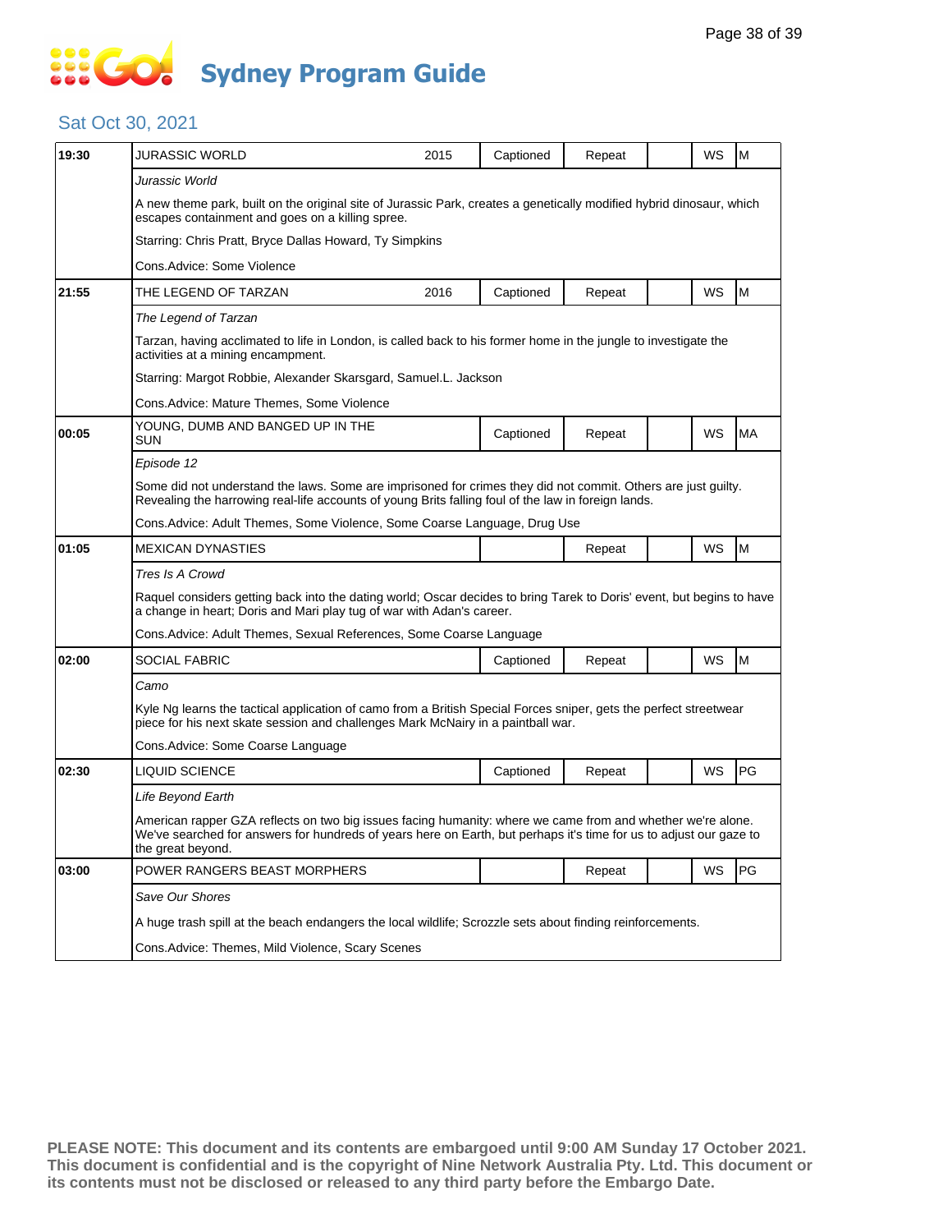# Sydney Program Guide

## Sat Oct 30, 2021

| Time | Program | Year | Captioned | Repeat | | WS | Rating |
|---|---|---|---|---|---|---|---|
| 19:30 | JURASSIC WORLD | 2015 | Captioned | Repeat | | WS | M |
| | *Jurassic World* | | | | | | |
| | A new theme park, built on the original site of Jurassic Park, creates a genetically modified hybrid dinosaur, which escapes containment and goes on a killing spree. | | | | | | |
| | Starring: Chris Pratt, Bryce Dallas Howard, Ty Simpkins | | | | | | |
| | Cons.Advice: Some Violence | | | | | | |
| 21:55 | THE LEGEND OF TARZAN | 2016 | Captioned | Repeat | | WS | M |
| | *The Legend of Tarzan* | | | | | | |
| | Tarzan, having acclimated to life in London, is called back to his former home in the jungle to investigate the activities at a mining encampment. | | | | | | |
| | Starring: Margot Robbie, Alexander Skarsgard, Samuel.L. Jackson | | | | | | |
| | Cons.Advice: Mature Themes, Some Violence | | | | | | |
| 00:05 | YOUNG, DUMB AND BANGED UP IN THE SUN | | Captioned | Repeat | | WS | MA |
| | *Episode 12* | | | | | | |
| | Some did not understand the laws. Some are imprisoned for crimes they did not commit. Others are just guilty. Revealing the harrowing real-life accounts of young Brits falling foul of the law in foreign lands. | | | | | | |
| | Cons.Advice: Adult Themes, Some Violence, Some Coarse Language, Drug Use | | | | | | |
| 01:05 | MEXICAN DYNASTIES | | | Repeat | | WS | M |
| | *Tres Is A Crowd* | | | | | | |
| | Raquel considers getting back into the dating world; Oscar decides to bring Tarek to Doris' event, but begins to have a change in heart; Doris and Mari play tug of war with Adan's career. | | | | | | |
| | Cons.Advice: Adult Themes, Sexual References, Some Coarse Language | | | | | | |
| 02:00 | SOCIAL FABRIC | | Captioned | Repeat | | WS | M |
| | *Camo* | | | | | | |
| | Kyle Ng learns the tactical application of camo from a British Special Forces sniper, gets the perfect streetwear piece for his next skate session and challenges Mark McNairy in a paintball war. | | | | | | |
| | Cons.Advice: Some Coarse Language | | | | | | |
| 02:30 | LIQUID SCIENCE | | Captioned | Repeat | | WS | PG |
| | *Life Beyond Earth* | | | | | | |
| | American rapper GZA reflects on two big issues facing humanity: where we came from and whether we're alone. We've searched for answers for hundreds of years here on Earth, but perhaps it's time for us to adjust our gaze to the great beyond. | | | | | | |
| 03:00 | POWER RANGERS BEAST MORPHERS | | | Repeat | | WS | PG |
| | *Save Our Shores* | | | | | | |
| | A huge trash spill at the beach endangers the local wildlife; Scrozzle sets about finding reinforcements. | | | | | | |
| | Cons.Advice: Themes, Mild Violence, Scary Scenes | | | | | | |

**PLEASE NOTE: This document and its contents are embargoed until 9:00 AM Sunday 17 October 2021. This document is confidential and is the copyright of Nine Network Australia Pty. Ltd. This document or its contents must not be disclosed or released to any third party before the Embargo Date.**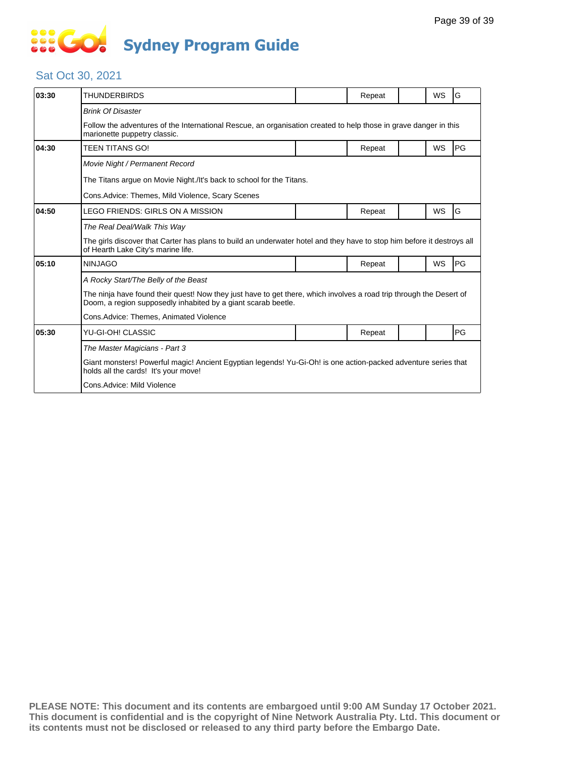# Sydney Program Guide

## Sat Oct 30, 2021

| | | | | | | |
|---|---|---|---|---|---|---|
| **03:30** | THUNDERBIRDS | | Repeat | | WS | G |
| | *Brink Of Disaster* | | | | | |
| | Follow the adventures of the International Rescue, an organisation created to help those in grave danger in this marionette puppetry classic. | | | | | |
| **04:30** | TEEN TITANS GO! | | Repeat | | WS | PG |
| | *Movie Night / Permanent Record* | | | | | |
| | The Titans argue on Movie Night./It's back to school for the Titans. | | | | | |
| | Cons.Advice: Themes, Mild Violence, Scary Scenes | | | | | |
| **04:50** | LEGO FRIENDS: GIRLS ON A MISSION | | Repeat | | WS | G |
| | *The Real Deal/Walk This Way* | | | | | |
| | The girls discover that Carter has plans to build an underwater hotel and they have to stop him before it destroys all of Hearth Lake City's marine life. | | | | | |
| **05:10** | NINJAGO | | Repeat | | WS | PG |
| | *A Rocky Start/The Belly of the Beast* | | | | | |
| | The ninja have found their quest! Now they just have to get there, which involves a road trip through the Desert of Doom, a region supposedly inhabited by a giant scarab beetle. | | | | | |
| | Cons.Advice: Themes, Animated Violence | | | | | |
| **05:30** | YU-GI-OH! CLASSIC | | Repeat | | | PG |
| | *The Master Magicians - Part 3* | | | | | |
| | Giant monsters! Powerful magic! Ancient Egyptian legends! Yu-Gi-Oh! is one action-packed adventure series that holds all the cards! It's your move! | | | | | |
| | Cons.Advice: Mild Violence | | | | | |

**PLEASE NOTE: This document and its contents are embargoed until 9:00 AM Sunday 17 October 2021. This document is confidential and is the copyright of Nine Network Australia Pty. Ltd. This document or its contents must not be disclosed or released to any third party before the Embargo Date.**